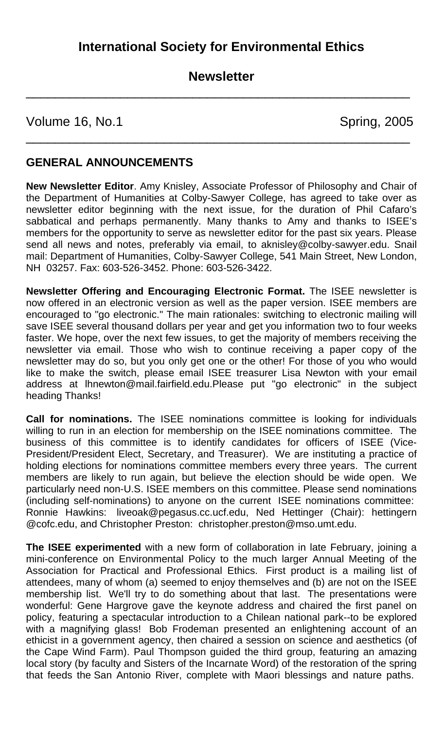# International Society for Environmental Ethics

## Newsletter

Volume 16, No.1 Spring, 2005

## GENERAL ANNOUNCEMENTS

**New Newsletter Editor**. Amy Knisley, Associate Professor of Philosophy and Chair of the Department of Humanities at Colby-Sawyer College, has agreed to take over as newsletter editor beginning with the next issue, for the duration of Phil Cafaro's sabbatical and perhaps permanently. Many thanks to Amy and thanks to ISEE's members for the opportunity to serve as newsletter editor for the past six years. Please send all news and notes, preferably via email, to aknisley@colby-sawyer.edu. Snail mail: Department of Humanities, Colby-Sawyer College, 541 Main Street, New London, NH 03257. Fax: 603-526-3452. Phone: 603-526-3422.

**Newsletter Offering and Encouraging Electronic Format.** The ISEE newsletter is now offered in an electronic version as well as the paper version. ISEE members are encouraged to "go electronic." The main rationales: switching to electronic mailing will save ISEE several thousand dollars per year and get you information two to four weeks faster. We hope, over the next few issues, to get the majority of members receiving the newsletter via email. Those who wish to continue receiving a paper copy of the newsletter may do so, but you only get one or the other! For those of you who would like to make the switch, please email ISEE treasurer Lisa Newton with your email address at lhnewton@mail.fairfield.edu.Please put "go electronic" in the subject heading Thanks!

**Call for nominations.** The ISEE nominations committee is looking for individuals willing to run in an election for membership on the ISEE nominations committee. The business of this committee is to identify candidates for officers of ISEE (Vice-President/President Elect, Secretary, and Treasurer). We are instituting a practice of holding elections for nominations committee members every three years. The current members are likely to run again, but believe the election should be wide open. We particularly need non-U.S. ISEE members on this committee. Please send nominations (including self-nominations) to anyone on the current ISEE nominations committee: Ronnie Hawkins: liveoak@pegasus.cc.ucf.edu, Ned Hettinger (Chair): hettingern @cofc.edu, and Christopher Preston: christopher.preston@mso.umt.edu.

**The ISEE experimented** with a new form of collaboration in late February, joining a mini-conference on Environmental Policy to the much larger Annual Meeting of the Association for Practical and Professional Ethics. First product is a mailing list of attendees, many of whom (a) seemed to enjoy themselves and (b) are not on the ISEE membership list. We'll try to do something about that last. The presentations were wonderful: Gene Hargrove gave the keynote address and chaired the first panel on policy, featuring a spectacular introduction to a Chilean national park--to be explored with a magnifying glass! Bob Frodeman presented an enlightening account of an ethicist in a government agency, then chaired a session on science and aesthetics (of the Cape Wind Farm). Paul Thompson guided the third group, featuring an amazing local story (by faculty and Sisters of the Incarnate Word) of the restoration of the spring that feeds the San Antonio River, complete with Maori blessings and nature paths.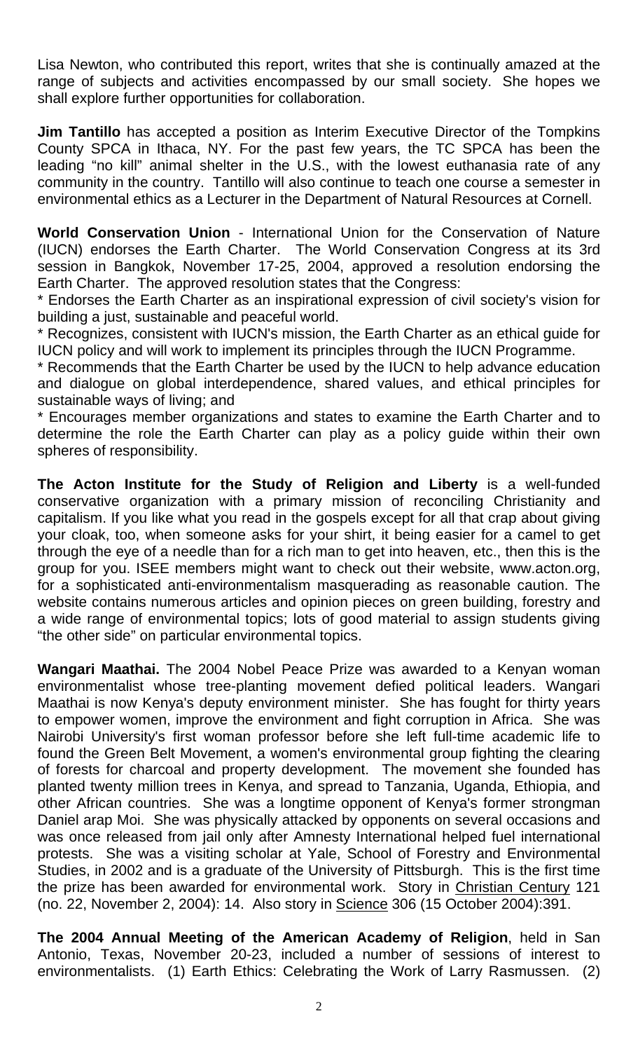Lisa Newton, who contributed this report, writes that she is continually amazed at the range of subjects and activities encompassed by our small society. She hopes we shall explore further opportunities for collaboration.

**Jim Tantillo** has accepted a position as Interim Executive Director of the Tompkins County SPCA in Ithaca, NY. For the past few years, the TC SPCA has been the leading "no kill" animal shelter in the U.S., with the lowest euthanasia rate of any community in the country. Tantillo will also continue to teach one course a semester in environmental ethics as a Lecturer in the Department of Natural Resources at Cornell.

**World Conservation Union** - International Union for the Conservation of Nature (IUCN) endorses the Earth Charter. The World Conservation Congress at its 3rd session in Bangkok, November 17-25, 2004, approved a resolution endorsing the Earth Charter. The approved resolution states that the Congress:

* Endorses the Earth Charter as an inspirational expression of civil society's vision for building a just, sustainable and peaceful world.
* Recognizes, consistent with IUCN's mission, the Earth Charter as an ethical guide for IUCN policy and will work to implement its principles through the IUCN Programme.
* Recommends that the Earth Charter be used by the IUCN to help advance education and dialogue on global interdependence, shared values, and ethical principles for sustainable ways of living; and
* Encourages member organizations and states to examine the Earth Charter and to determine the role the Earth Charter can play as a policy guide within their own spheres of responsibility.

**The Acton Institute for the Study of Religion and Liberty** is a well-funded conservative organization with a primary mission of reconciling Christianity and capitalism. If you like what you read in the gospels except for all that crap about giving your cloak, too, when someone asks for your shirt, it being easier for a camel to get through the eye of a needle than for a rich man to get into heaven, etc., then this is the group for you. ISEE members might want to check out their website, www.acton.org, for a sophisticated anti-environmentalism masquerading as reasonable caution. The website contains numerous articles and opinion pieces on green building, forestry and a wide range of environmental topics; lots of good material to assign students giving "the other side" on particular environmental topics.

**Wangari Maathai.** The 2004 Nobel Peace Prize was awarded to a Kenyan woman environmentalist whose tree-planting movement defied political leaders. Wangari Maathai is now Kenya's deputy environment minister. She has fought for thirty years to empower women, improve the environment and fight corruption in Africa. She was Nairobi University's first woman professor before she left full-time academic life to found the Green Belt Movement, a women's environmental group fighting the clearing of forests for charcoal and property development. The movement she founded has planted twenty million trees in Kenya, and spread to Tanzania, Uganda, Ethiopia, and other African countries. She was a longtime opponent of Kenya's former strongman Daniel arap Moi. She was physically attacked by opponents on several occasions and was once released from jail only after Amnesty International helped fuel international protests. She was a visiting scholar at Yale, School of Forestry and Environmental Studies, in 2002 and is a graduate of the University of Pittsburgh. This is the first time the prize has been awarded for environmental work. Story in Christian Century 121 (no. 22, November 2, 2004): 14. Also story in Science 306 (15 October 2004):391.

**The 2004 Annual Meeting of the American Academy of Religion**, held in San Antonio, Texas, November 20-23, included a number of sessions of interest to environmentalists. (1) Earth Ethics: Celebrating the Work of Larry Rasmussen. (2)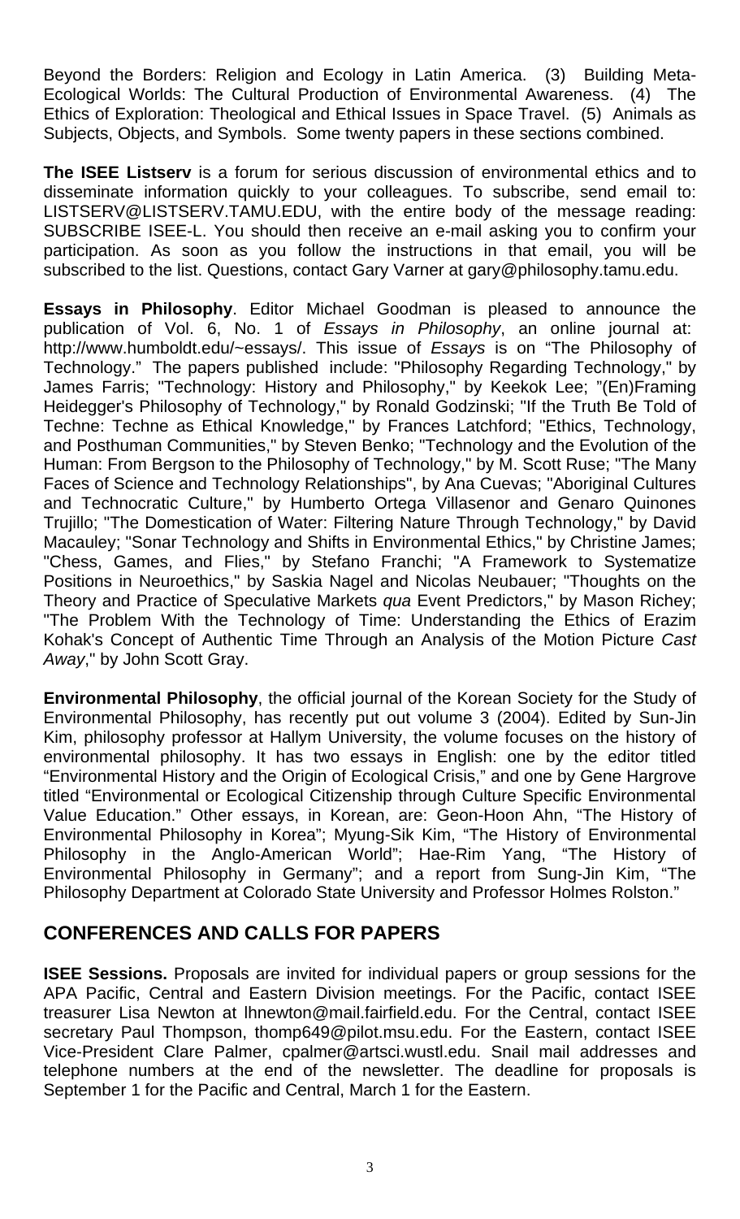Beyond the Borders: Religion and Ecology in Latin America. (3) Building Meta-Ecological Worlds: The Cultural Production of Environmental Awareness. (4) The Ethics of Exploration: Theological and Ethical Issues in Space Travel. (5) Animals as Subjects, Objects, and Symbols. Some twenty papers in these sections combined.

**The ISEE Listserv** is a forum for serious discussion of environmental ethics and to disseminate information quickly to your colleagues. To subscribe, send email to: LISTSERV@LISTSERV.TAMU.EDU, with the entire body of the message reading: SUBSCRIBE ISEE-L. You should then receive an e-mail asking you to confirm your participation. As soon as you follow the instructions in that email, you will be subscribed to the list. Questions, contact Gary Varner at gary@philosophy.tamu.edu.

**Essays in Philosophy**. Editor Michael Goodman is pleased to announce the publication of Vol. 6, No. 1 of *Essays in Philosophy*, an online journal at: http://www.humboldt.edu/~essays/. This issue of *Essays* is on "The Philosophy of Technology." The papers published include: "Philosophy Regarding Technology," by James Farris; "Technology: History and Philosophy," by Keekok Lee; "(En)Framing Heidegger's Philosophy of Technology," by Ronald Godzinski; "If the Truth Be Told of Techne: Techne as Ethical Knowledge," by Frances Latchford; "Ethics, Technology, and Posthuman Communities," by Steven Benko; "Technology and the Evolution of the Human: From Bergson to the Philosophy of Technology," by M. Scott Ruse; "The Many Faces of Science and Technology Relationships", by Ana Cuevas; "Aboriginal Cultures and Technocratic Culture," by Humberto Ortega Villasenor and Genaro Quinones Trujillo; "The Domestication of Water: Filtering Nature Through Technology," by David Macauley; "Sonar Technology and Shifts in Environmental Ethics," by Christine James; "Chess, Games, and Flies," by Stefano Franchi; "A Framework to Systematize Positions in Neuroethics," by Saskia Nagel and Nicolas Neubauer; "Thoughts on the Theory and Practice of Speculative Markets *qua* Event Predictors," by Mason Richey; "The Problem With the Technology of Time: Understanding the Ethics of Erazim Kohak's Concept of Authentic Time Through an Analysis of the Motion Picture *Cast Away*," by John Scott Gray.

**Environmental Philosophy**, the official journal of the Korean Society for the Study of Environmental Philosophy, has recently put out volume 3 (2004). Edited by Sun-Jin Kim, philosophy professor at Hallym University, the volume focuses on the history of environmental philosophy. It has two essays in English: one by the editor titled "Environmental History and the Origin of Ecological Crisis," and one by Gene Hargrove titled "Environmental or Ecological Citizenship through Culture Specific Environmental Value Education." Other essays, in Korean, are: Geon-Hoon Ahn, "The History of Environmental Philosophy in Korea"; Myung-Sik Kim, "The History of Environmental Philosophy in the Anglo-American World"; Hae-Rim Yang, "The History of Environmental Philosophy in Germany"; and a report from Sung-Jin Kim, "The Philosophy Department at Colorado State University and Professor Holmes Rolston."

## CONFERENCES AND CALLS FOR PAPERS

**ISEE Sessions.** Proposals are invited for individual papers or group sessions for the APA Pacific, Central and Eastern Division meetings. For the Pacific, contact ISEE treasurer Lisa Newton at lhnewton@mail.fairfield.edu. For the Central, contact ISEE secretary Paul Thompson, thomp649@pilot.msu.edu. For the Eastern, contact ISEE Vice-President Clare Palmer, cpalmer@artsci.wustl.edu. Snail mail addresses and telephone numbers at the end of the newsletter. The deadline for proposals is September 1 for the Pacific and Central, March 1 for the Eastern.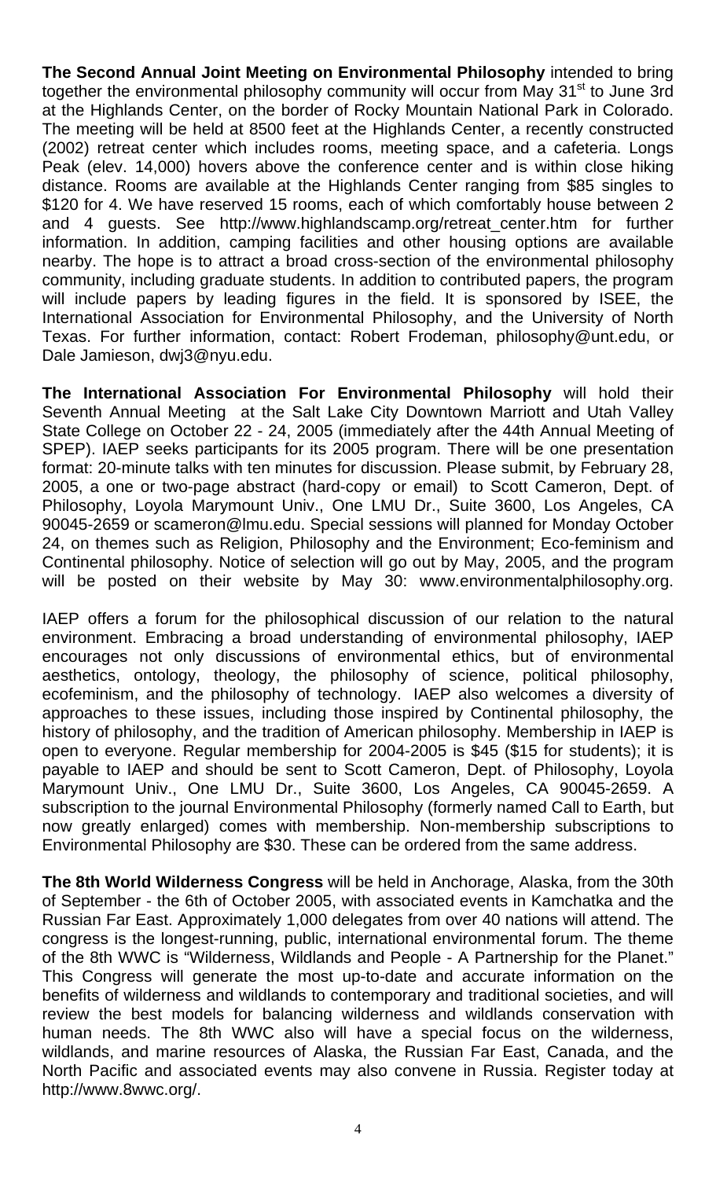**The Second Annual Joint Meeting on Environmental Philosophy** intended to bring together the environmental philosophy community will occur from May 31st to June 3rd at the Highlands Center, on the border of Rocky Mountain National Park in Colorado. The meeting will be held at 8500 feet at the Highlands Center, a recently constructed (2002) retreat center which includes rooms, meeting space, and a cafeteria. Longs Peak (elev. 14,000) hovers above the conference center and is within close hiking distance. Rooms are available at the Highlands Center ranging from $85 singles to $120 for 4. We have reserved 15 rooms, each of which comfortably house between 2 and 4 guests. See http://www.highlandscamp.org/retreat_center.htm for further information. In addition, camping facilities and other housing options are available nearby. The hope is to attract a broad cross-section of the environmental philosophy community, including graduate students. In addition to contributed papers, the program will include papers by leading figures in the field. It is sponsored by ISEE, the International Association for Environmental Philosophy, and the University of North Texas. For further information, contact: Robert Frodeman, philosophy@unt.edu, or Dale Jamieson, dwj3@nyu.edu.

**The International Association For Environmental Philosophy** will hold their Seventh Annual Meeting at the Salt Lake City Downtown Marriott and Utah Valley State College on October 22 - 24, 2005 (immediately after the 44th Annual Meeting of SPEP). IAEP seeks participants for its 2005 program. There will be one presentation format: 20-minute talks with ten minutes for discussion. Please submit, by February 28, 2005, a one or two-page abstract (hard-copy or email) to Scott Cameron, Dept. of Philosophy, Loyola Marymount Univ., One LMU Dr., Suite 3600, Los Angeles, CA 90045-2659 or scameron@lmu.edu. Special sessions will planned for Monday October 24, on themes such as Religion, Philosophy and the Environment; Eco-feminism and Continental philosophy. Notice of selection will go out by May, 2005, and the program will be posted on their website by May 30: www.environmentalphilosophy.org.

IAEP offers a forum for the philosophical discussion of our relation to the natural environment. Embracing a broad understanding of environmental philosophy, IAEP encourages not only discussions of environmental ethics, but of environmental aesthetics, ontology, theology, the philosophy of science, political philosophy, ecofeminism, and the philosophy of technology. IAEP also welcomes a diversity of approaches to these issues, including those inspired by Continental philosophy, the history of philosophy, and the tradition of American philosophy. Membership in IAEP is open to everyone. Regular membership for 2004-2005 is $45 ($15 for students); it is payable to IAEP and should be sent to Scott Cameron, Dept. of Philosophy, Loyola Marymount Univ., One LMU Dr., Suite 3600, Los Angeles, CA 90045-2659. A subscription to the journal Environmental Philosophy (formerly named Call to Earth, but now greatly enlarged) comes with membership. Non-membership subscriptions to Environmental Philosophy are $30. These can be ordered from the same address.

**The 8th World Wilderness Congress** will be held in Anchorage, Alaska, from the 30th of September - the 6th of October 2005, with associated events in Kamchatka and the Russian Far East. Approximately 1,000 delegates from over 40 nations will attend. The congress is the longest-running, public, international environmental forum. The theme of the 8th WWC is "Wilderness, Wildlands and People - A Partnership for the Planet." This Congress will generate the most up-to-date and accurate information on the benefits of wilderness and wildlands to contemporary and traditional societies, and will review the best models for balancing wilderness and wildlands conservation with human needs. The 8th WWC also will have a special focus on the wilderness, wildlands, and marine resources of Alaska, the Russian Far East, Canada, and the North Pacific and associated events may also convene in Russia. Register today at http://www.8wwc.org/.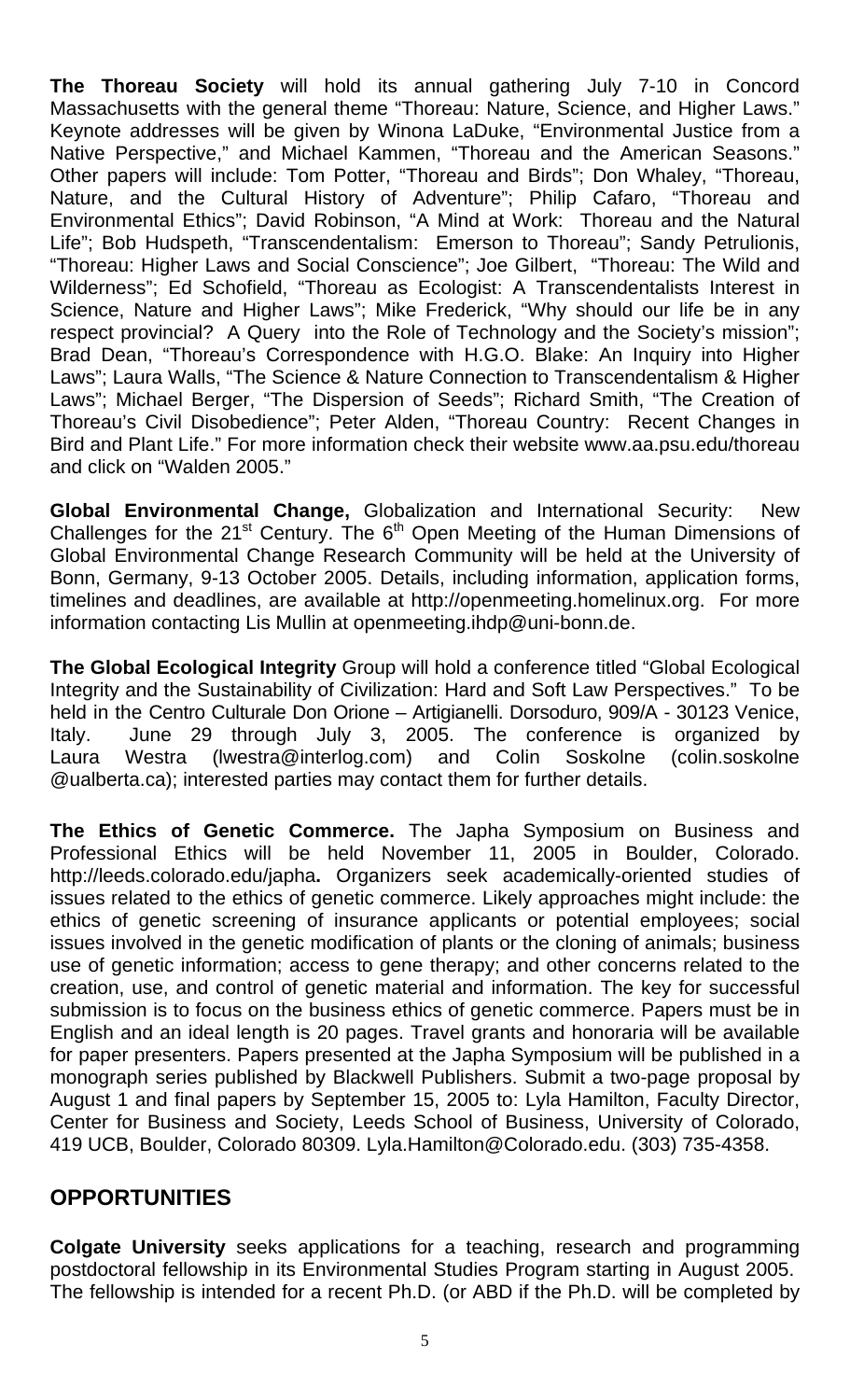**The Thoreau Society** will hold its annual gathering July 7-10 in Concord Massachusetts with the general theme "Thoreau: Nature, Science, and Higher Laws." Keynote addresses will be given by Winona LaDuke, "Environmental Justice from a Native Perspective," and Michael Kammen, "Thoreau and the American Seasons." Other papers will include: Tom Potter, "Thoreau and Birds"; Don Whaley, "Thoreau, Nature, and the Cultural History of Adventure"; Philip Cafaro, "Thoreau and Environmental Ethics"; David Robinson, "A Mind at Work: Thoreau and the Natural Life"; Bob Hudspeth, "Transcendentalism: Emerson to Thoreau"; Sandy Petrulionis, "Thoreau: Higher Laws and Social Conscience"; Joe Gilbert, "Thoreau: The Wild and Wilderness"; Ed Schofield, "Thoreau as Ecologist: A Transcendentalists Interest in Science, Nature and Higher Laws"; Mike Frederick, "Why should our life be in any respect provincial? A Query into the Role of Technology and the Society's mission"; Brad Dean, "Thoreau's Correspondence with H.G.O. Blake: An Inquiry into Higher Laws"; Laura Walls, "The Science & Nature Connection to Transcendentalism & Higher Laws"; Michael Berger, "The Dispersion of Seeds"; Richard Smith, "The Creation of Thoreau's Civil Disobedience"; Peter Alden, "Thoreau Country: Recent Changes in Bird and Plant Life." For more information check their website www.aa.psu.edu/thoreau and click on "Walden 2005."

**Global Environmental Change,** Globalization and International Security: New Challenges for the 21st Century. The 6th Open Meeting of the Human Dimensions of Global Environmental Change Research Community will be held at the University of Bonn, Germany, 9-13 October 2005. Details, including information, application forms, timelines and deadlines, are available at http://openmeeting.homelinux.org. For more information contacting Lis Mullin at openmeeting.ihdp@uni-bonn.de.

**The Global Ecological Integrity** Group will hold a conference titled "Global Ecological Integrity and the Sustainability of Civilization: Hard and Soft Law Perspectives." To be held in the Centro Culturale Don Orione – Artigianelli. Dorsoduro, 909/A - 30123 Venice, Italy. June 29 through July 3, 2005. The conference is organized by Laura Westra (lwestra@interlog.com) and Colin Soskolne (colin.soskolne @ualberta.ca); interested parties may contact them for further details.

**The Ethics of Genetic Commerce.** The Japha Symposium on Business and Professional Ethics will be held November 11, 2005 in Boulder, Colorado. http://leeds.colorado.edu/japha**.** Organizers seek academically-oriented studies of issues related to the ethics of genetic commerce. Likely approaches might include: the ethics of genetic screening of insurance applicants or potential employees; social issues involved in the genetic modification of plants or the cloning of animals; business use of genetic information; access to gene therapy; and other concerns related to the creation, use, and control of genetic material and information. The key for successful submission is to focus on the business ethics of genetic commerce. Papers must be in English and an ideal length is 20 pages. Travel grants and honoraria will be available for paper presenters. Papers presented at the Japha Symposium will be published in a monograph series published by Blackwell Publishers. Submit a two-page proposal by August 1 and final papers by September 15, 2005 to: Lyla Hamilton, Faculty Director, Center for Business and Society, Leeds School of Business, University of Colorado, 419 UCB, Boulder, Colorado 80309. Lyla.Hamilton@Colorado.edu. (303) 735-4358.

## OPPORTUNITIES

**Colgate University** seeks applications for a teaching, research and programming postdoctoral fellowship in its Environmental Studies Program starting in August 2005. The fellowship is intended for a recent Ph.D. (or ABD if the Ph.D. will be completed by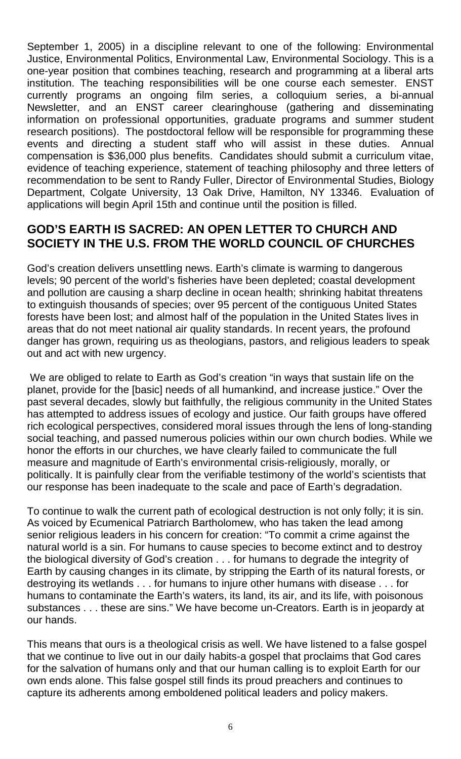September 1, 2005) in a discipline relevant to one of the following: Environmental Justice, Environmental Politics, Environmental Law, Environmental Sociology. This is a one-year position that combines teaching, research and programming at a liberal arts institution. The teaching responsibilities will be one course each semester. ENST currently programs an ongoing film series, a colloquium series, a bi-annual Newsletter, and an ENST career clearinghouse (gathering and disseminating information on professional opportunities, graduate programs and summer student research positions). The postdoctoral fellow will be responsible for programming these events and directing a student staff who will assist in these duties. Annual compensation is $36,000 plus benefits. Candidates should submit a curriculum vitae, evidence of teaching experience, statement of teaching philosophy and three letters of recommendation to be sent to Randy Fuller, Director of Environmental Studies, Biology Department, Colgate University, 13 Oak Drive, Hamilton, NY 13346. Evaluation of applications will begin April 15th and continue until the position is filled.

## GOD'S EARTH IS SACRED: AN OPEN LETTER TO CHURCH AND SOCIETY IN THE U.S. FROM THE WORLD COUNCIL OF CHURCHES

God's creation delivers unsettling news. Earth's climate is warming to dangerous levels; 90 percent of the world's fisheries have been depleted; coastal development and pollution are causing a sharp decline in ocean health; shrinking habitat threatens to extinguish thousands of species; over 95 percent of the contiguous United States forests have been lost; and almost half of the population in the United States lives in areas that do not meet national air quality standards. In recent years, the profound danger has grown, requiring us as theologians, pastors, and religious leaders to speak out and act with new urgency.

We are obliged to relate to Earth as God's creation "in ways that sustain life on the planet, provide for the [basic] needs of all humankind, and increase justice." Over the past several decades, slowly but faithfully, the religious community in the United States has attempted to address issues of ecology and justice. Our faith groups have offered rich ecological perspectives, considered moral issues through the lens of long-standing social teaching, and passed numerous policies within our own church bodies. While we honor the efforts in our churches, we have clearly failed to communicate the full measure and magnitude of Earth's environmental crisis-religiously, morally, or politically. It is painfully clear from the verifiable testimony of the world's scientists that our response has been inadequate to the scale and pace of Earth's degradation.

To continue to walk the current path of ecological destruction is not only folly; it is sin. As voiced by Ecumenical Patriarch Bartholomew, who has taken the lead among senior religious leaders in his concern for creation: "To commit a crime against the natural world is a sin. For humans to cause species to become extinct and to destroy the biological diversity of God's creation . . . for humans to degrade the integrity of Earth by causing changes in its climate, by stripping the Earth of its natural forests, or destroying its wetlands . . . for humans to injure other humans with disease . . . for humans to contaminate the Earth's waters, its land, its air, and its life, with poisonous substances . . . these are sins." We have become un-Creators. Earth is in jeopardy at our hands.

This means that ours is a theological crisis as well. We have listened to a false gospel that we continue to live out in our daily habits-a gospel that proclaims that God cares for the salvation of humans only and that our human calling is to exploit Earth for our own ends alone. This false gospel still finds its proud preachers and continues to capture its adherents among emboldened political leaders and policy makers.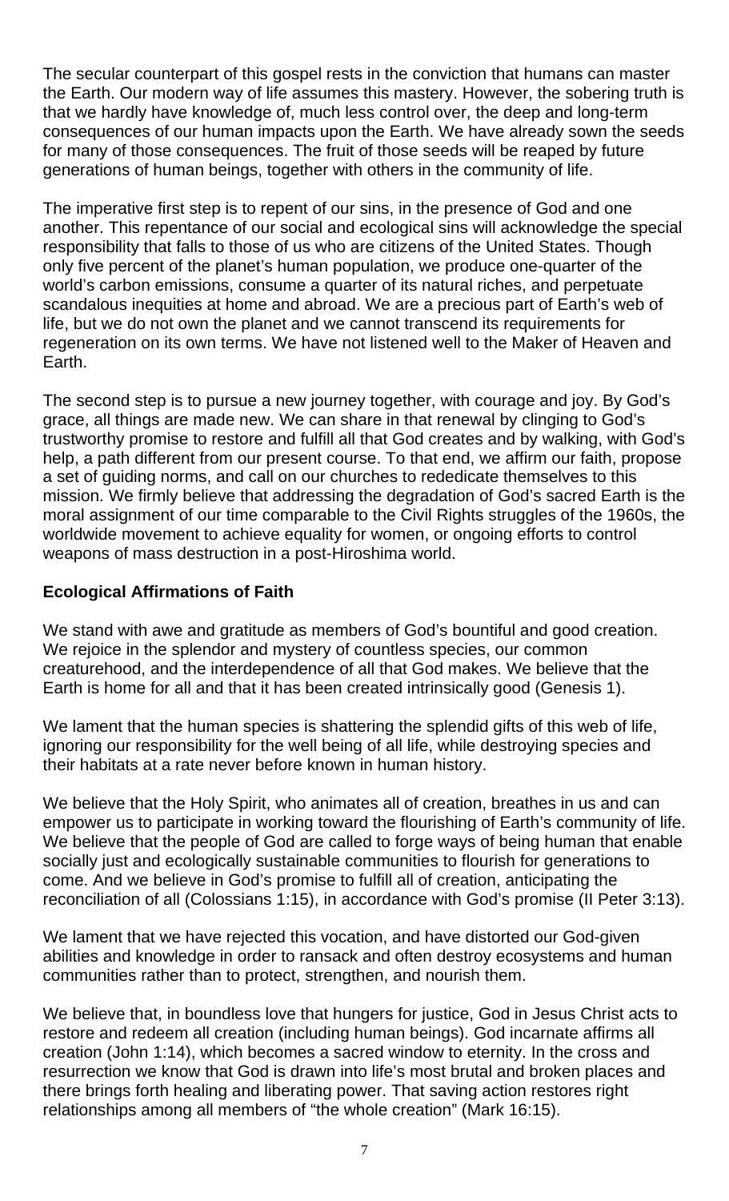The secular counterpart of this gospel rests in the conviction that humans can master the Earth. Our modern way of life assumes this mastery. However, the sobering truth is that we hardly have knowledge of, much less control over, the deep and long-term consequences of our human impacts upon the Earth. We have already sown the seeds for many of those consequences. The fruit of those seeds will be reaped by future generations of human beings, together with others in the community of life.

The imperative first step is to repent of our sins, in the presence of God and one another. This repentance of our social and ecological sins will acknowledge the special responsibility that falls to those of us who are citizens of the United States. Though only five percent of the planet's human population, we produce one-quarter of the world's carbon emissions, consume a quarter of its natural riches, and perpetuate scandalous inequities at home and abroad. We are a precious part of Earth's web of life, but we do not own the planet and we cannot transcend its requirements for regeneration on its own terms. We have not listened well to the Maker of Heaven and Earth.

The second step is to pursue a new journey together, with courage and joy. By God's grace, all things are made new. We can share in that renewal by clinging to God's trustworthy promise to restore and fulfill all that God creates and by walking, with God's help, a path different from our present course. To that end, we affirm our faith, propose a set of guiding norms, and call on our churches to rededicate themselves to this mission. We firmly believe that addressing the degradation of God's sacred Earth is the moral assignment of our time comparable to the Civil Rights struggles of the 1960s, the worldwide movement to achieve equality for women, or ongoing efforts to control weapons of mass destruction in a post-Hiroshima world.

**Ecological Affirmations of Faith**

We stand with awe and gratitude as members of God's bountiful and good creation. We rejoice in the splendor and mystery of countless species, our common creaturehood, and the interdependence of all that God makes. We believe that the Earth is home for all and that it has been created intrinsically good (Genesis 1).

We lament that the human species is shattering the splendid gifts of this web of life, ignoring our responsibility for the well being of all life, while destroying species and their habitats at a rate never before known in human history.

We believe that the Holy Spirit, who animates all of creation, breathes in us and can empower us to participate in working toward the flourishing of Earth's community of life. We believe that the people of God are called to forge ways of being human that enable socially just and ecologically sustainable communities to flourish for generations to come. And we believe in God's promise to fulfill all of creation, anticipating the reconciliation of all (Colossians 1:15), in accordance with God's promise (II Peter 3:13).

We lament that we have rejected this vocation, and have distorted our God-given abilities and knowledge in order to ransack and often destroy ecosystems and human communities rather than to protect, strengthen, and nourish them.

We believe that, in boundless love that hungers for justice, God in Jesus Christ acts to restore and redeem all creation (including human beings). God incarnate affirms all creation (John 1:14), which becomes a sacred window to eternity. In the cross and resurrection we know that God is drawn into life's most brutal and broken places and there brings forth healing and liberating power. That saving action restores right relationships among all members of "the whole creation" (Mark 16:15).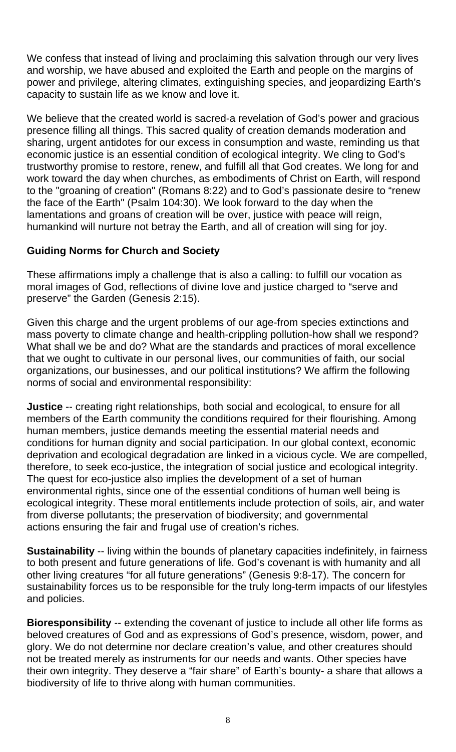We confess that instead of living and proclaiming this salvation through our very lives and worship, we have abused and exploited the Earth and people on the margins of power and privilege, altering climates, extinguishing species, and jeopardizing Earth's capacity to sustain life as we know and love it.

We believe that the created world is sacred-a revelation of God's power and gracious presence filling all things. This sacred quality of creation demands moderation and sharing, urgent antidotes for our excess in consumption and waste, reminding us that economic justice is an essential condition of ecological integrity. We cling to God's trustworthy promise to restore, renew, and fulfill all that God creates. We long for and work toward the day when churches, as embodiments of Christ on Earth, will respond to the "groaning of creation" (Romans 8:22) and to God's passionate desire to "renew the face of the Earth" (Psalm 104:30). We look forward to the day when the lamentations and groans of creation will be over, justice with peace will reign, humankind will nurture not betray the Earth, and all of creation will sing for joy.

### Guiding Norms for Church and Society

These affirmations imply a challenge that is also a calling: to fulfill our vocation as moral images of God, reflections of divine love and justice charged to "serve and preserve" the Garden (Genesis 2:15).

Given this charge and the urgent problems of our age-from species extinctions and mass poverty to climate change and health-crippling pollution-how shall we respond? What shall we be and do? What are the standards and practices of moral excellence that we ought to cultivate in our personal lives, our communities of faith, our social organizations, our businesses, and our political institutions? We affirm the following norms of social and environmental responsibility:

**Justice** -- creating right relationships, both social and ecological, to ensure for all members of the Earth community the conditions required for their flourishing. Among human members, justice demands meeting the essential material needs and conditions for human dignity and social participation. In our global context, economic deprivation and ecological degradation are linked in a vicious cycle. We are compelled, therefore, to seek eco-justice, the integration of social justice and ecological integrity. The quest for eco-justice also implies the development of a set of human environmental rights, since one of the essential conditions of human well being is ecological integrity. These moral entitlements include protection of soils, air, and water from diverse pollutants; the preservation of biodiversity; and governmental actions ensuring the fair and frugal use of creation's riches.

**Sustainability** -- living within the bounds of planetary capacities indefinitely, in fairness to both present and future generations of life. God's covenant is with humanity and all other living creatures "for all future generations" (Genesis 9:8-17). The concern for sustainability forces us to be responsible for the truly long-term impacts of our lifestyles and policies.

**Bioresponsibility** -- extending the covenant of justice to include all other life forms as beloved creatures of God and as expressions of God's presence, wisdom, power, and glory. We do not determine nor declare creation's value, and other creatures should not be treated merely as instruments for our needs and wants. Other species have their own integrity. They deserve a "fair share" of Earth's bounty- a share that allows a biodiversity of life to thrive along with human communities.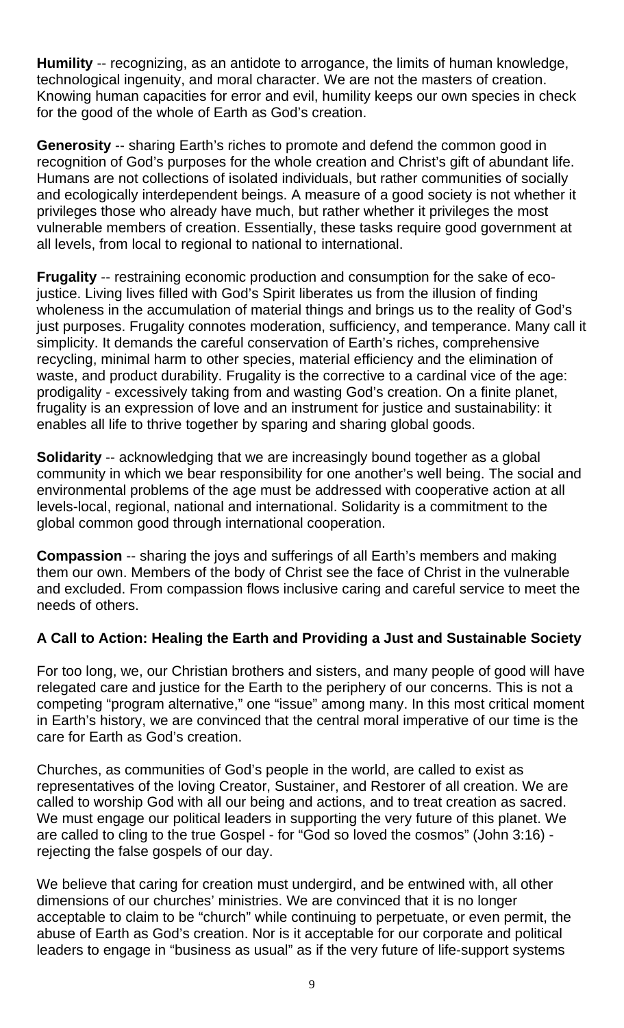**Humility** -- recognizing, as an antidote to arrogance, the limits of human knowledge, technological ingenuity, and moral character. We are not the masters of creation. Knowing human capacities for error and evil, humility keeps our own species in check for the good of the whole of Earth as God's creation.

**Generosity** -- sharing Earth's riches to promote and defend the common good in recognition of God's purposes for the whole creation and Christ's gift of abundant life. Humans are not collections of isolated individuals, but rather communities of socially and ecologically interdependent beings. A measure of a good society is not whether it privileges those who already have much, but rather whether it privileges the most vulnerable members of creation. Essentially, these tasks require good government at all levels, from local to regional to national to international.

**Frugality** -- restraining economic production and consumption for the sake of eco-justice. Living lives filled with God's Spirit liberates us from the illusion of finding wholeness in the accumulation of material things and brings us to the reality of God's just purposes. Frugality connotes moderation, sufficiency, and temperance. Many call it simplicity. It demands the careful conservation of Earth's riches, comprehensive recycling, minimal harm to other species, material efficiency and the elimination of waste, and product durability. Frugality is the corrective to a cardinal vice of the age: prodigality - excessively taking from and wasting God's creation. On a finite planet, frugality is an expression of love and an instrument for justice and sustainability: it enables all life to thrive together by sparing and sharing global goods.

**Solidarity** -- acknowledging that we are increasingly bound together as a global community in which we bear responsibility for one another's well being. The social and environmental problems of the age must be addressed with cooperative action at all levels-local, regional, national and international. Solidarity is a commitment to the global common good through international cooperation.

**Compassion** -- sharing the joys and sufferings of all Earth's members and making them our own. Members of the body of Christ see the face of Christ in the vulnerable and excluded. From compassion flows inclusive caring and careful service to meet the needs of others.

### A Call to Action: Healing the Earth and Providing a Just and Sustainable Society

For too long, we, our Christian brothers and sisters, and many people of good will have relegated care and justice for the Earth to the periphery of our concerns. This is not a competing "program alternative," one "issue" among many. In this most critical moment in Earth's history, we are convinced that the central moral imperative of our time is the care for Earth as God's creation.

Churches, as communities of God's people in the world, are called to exist as representatives of the loving Creator, Sustainer, and Restorer of all creation. We are called to worship God with all our being and actions, and to treat creation as sacred. We must engage our political leaders in supporting the very future of this planet. We are called to cling to the true Gospel - for "God so loved the cosmos" (John 3:16) - rejecting the false gospels of our day.

We believe that caring for creation must undergird, and be entwined with, all other dimensions of our churches' ministries. We are convinced that it is no longer acceptable to claim to be "church" while continuing to perpetuate, or even permit, the abuse of Earth as God's creation. Nor is it acceptable for our corporate and political leaders to engage in "business as usual" as if the very future of life-support systems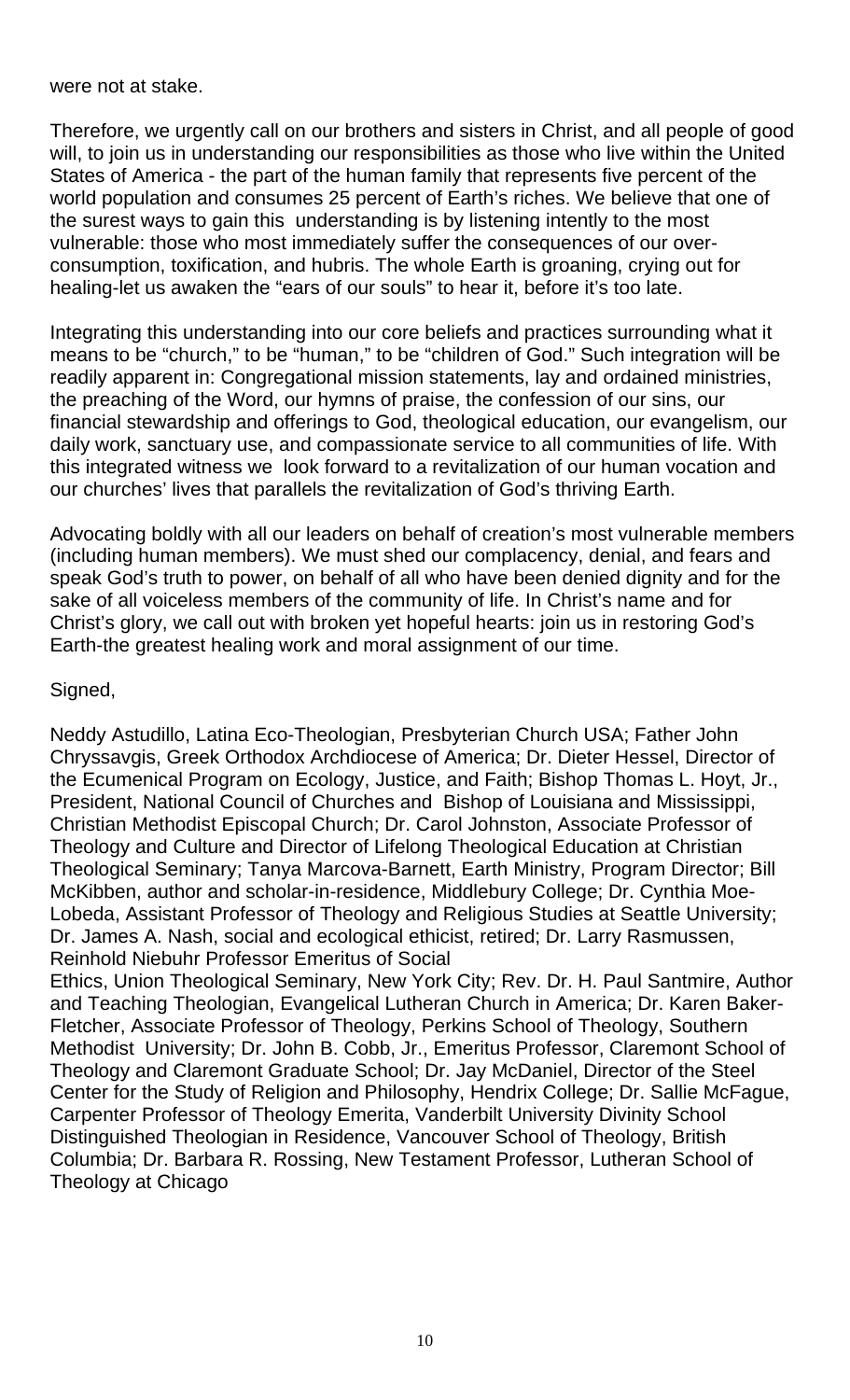were not at stake.

Therefore, we urgently call on our brothers and sisters in Christ, and all people of good will, to join us in understanding our responsibilities as those who live within the United States of America - the part of the human family that represents five percent of the world population and consumes 25 percent of Earth's riches. We believe that one of the surest ways to gain this understanding is by listening intently to the most vulnerable: those who most immediately suffer the consequences of our over-consumption, toxification, and hubris. The whole Earth is groaning, crying out for healing-let us awaken the "ears of our souls" to hear it, before it's too late.

Integrating this understanding into our core beliefs and practices surrounding what it means to be "church," to be "human," to be "children of God." Such integration will be readily apparent in: Congregational mission statements, lay and ordained ministries, the preaching of the Word, our hymns of praise, the confession of our sins, our financial stewardship and offerings to God, theological education, our evangelism, our daily work, sanctuary use, and compassionate service to all communities of life. With this integrated witness we look forward to a revitalization of our human vocation and our churches' lives that parallels the revitalization of God's thriving Earth.

Advocating boldly with all our leaders on behalf of creation's most vulnerable members (including human members). We must shed our complacency, denial, and fears and speak God's truth to power, on behalf of all who have been denied dignity and for the sake of all voiceless members of the community of life. In Christ's name and for Christ's glory, we call out with broken yet hopeful hearts: join us in restoring God's Earth-the greatest healing work and moral assignment of our time.

Signed,

Neddy Astudillo, Latina Eco-Theologian, Presbyterian Church USA; Father John Chryssavgis, Greek Orthodox Archdiocese of America; Dr. Dieter Hessel, Director of the Ecumenical Program on Ecology, Justice, and Faith; Bishop Thomas L. Hoyt, Jr., President, National Council of Churches and Bishop of Louisiana and Mississippi, Christian Methodist Episcopal Church; Dr. Carol Johnston, Associate Professor of Theology and Culture and Director of Lifelong Theological Education at Christian Theological Seminary; Tanya Marcova-Barnett, Earth Ministry, Program Director; Bill McKibben, author and scholar-in-residence, Middlebury College; Dr. Cynthia Moe-Lobeda, Assistant Professor of Theology and Religious Studies at Seattle University; Dr. James A. Nash, social and ecological ethicist, retired; Dr. Larry Rasmussen, Reinhold Niebuhr Professor Emeritus of Social Ethics, Union Theological Seminary, New York City; Rev. Dr. H. Paul Santmire, Author and Teaching Theologian, Evangelical Lutheran Church in America; Dr. Karen Baker-Fletcher, Associate Professor of Theology, Perkins School of Theology, Southern Methodist University; Dr. John B. Cobb, Jr., Emeritus Professor, Claremont School of Theology and Claremont Graduate School; Dr. Jay McDaniel, Director of the Steel Center for the Study of Religion and Philosophy, Hendrix College; Dr. Sallie McFague, Carpenter Professor of Theology Emerita, Vanderbilt University Divinity School Distinguished Theologian in Residence, Vancouver School of Theology, British Columbia; Dr. Barbara R. Rossing, New Testament Professor, Lutheran School of Theology at Chicago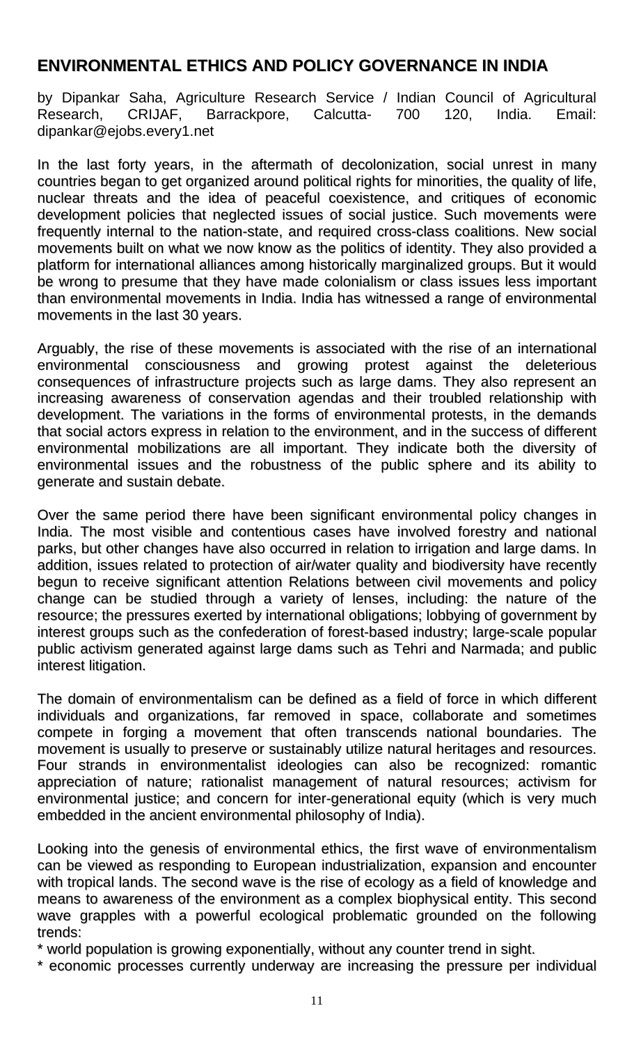## ENVIRONMENTAL ETHICS AND POLICY GOVERNANCE IN INDIA

by Dipankar Saha, Agriculture Research Service / Indian Council of Agricultural Research, CRIJAF, Barrackpore, Calcutta- 700 120, India. Email: dipankar@ejobs.every1.net

In the last forty years, in the aftermath of decolonization, social unrest in many countries began to get organized around political rights for minorities, the quality of life, nuclear threats and the idea of peaceful coexistence, and critiques of economic development policies that neglected issues of social justice. Such movements were frequently internal to the nation-state, and required cross-class coalitions. New social movements built on what we now know as the politics of identity. They also provided a platform for international alliances among historically marginalized groups. But it would be wrong to presume that they have made colonialism or class issues less important than environmental movements in India. India has witnessed a range of environmental movements in the last 30 years.

Arguably, the rise of these movements is associated with the rise of an international environmental consciousness and growing protest against the deleterious consequences of infrastructure projects such as large dams. They also represent an increasing awareness of conservation agendas and their troubled relationship with development. The variations in the forms of environmental protests, in the demands that social actors express in relation to the environment, and in the success of different environmental mobilizations are all important. They indicate both the diversity of environmental issues and the robustness of the public sphere and its ability to generate and sustain debate.

Over the same period there have been significant environmental policy changes in India. The most visible and contentious cases have involved forestry and national parks, but other changes have also occurred in relation to irrigation and large dams. In addition, issues related to protection of air/water quality and biodiversity have recently begun to receive significant attention Relations between civil movements and policy change can be studied through a variety of lenses, including: the nature of the resource; the pressures exerted by international obligations; lobbying of government by interest groups such as the confederation of forest-based industry; large-scale popular public activism generated against large dams such as Tehri and Narmada; and public interest litigation.

The domain of environmentalism can be defined as a field of force in which different individuals and organizations, far removed in space, collaborate and sometimes compete in forging a movement that often transcends national boundaries. The movement is usually to preserve or sustainably utilize natural heritages and resources. Four strands in environmentalist ideologies can also be recognized: romantic appreciation of nature; rationalist management of natural resources; activism for environmental justice; and concern for inter-generational equity (which is very much embedded in the ancient environmental philosophy of India).

Looking into the genesis of environmental ethics, the first wave of environmentalism can be viewed as responding to European industrialization, expansion and encounter with tropical lands. The second wave is the rise of ecology as a field of knowledge and means to awareness of the environment as a complex biophysical entity. This second wave grapples with a powerful ecological problematic grounded on the following trends:

* world population is growing exponentially, without any counter trend in sight.
* economic processes currently underway are increasing the pressure per individual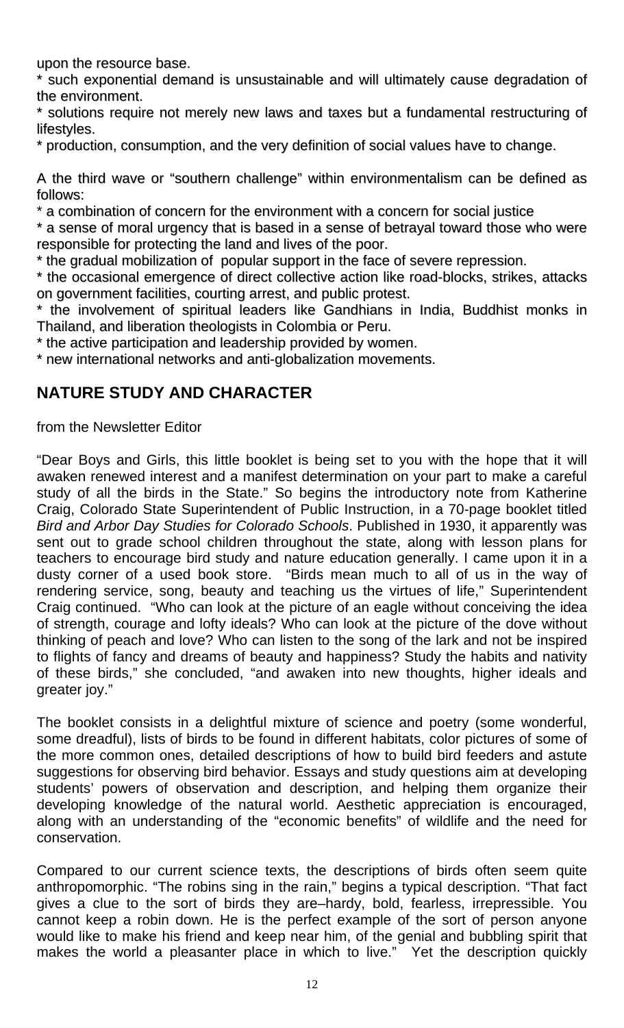upon the resource base.

* such exponential demand is unsustainable and will ultimately cause degradation of the environment.
* solutions require not merely new laws and taxes but a fundamental restructuring of lifestyles.
* production, consumption, and the very definition of social values have to change.

A the third wave or "southern challenge" within environmentalism can be defined as follows:

* a combination of concern for the environment with a concern for social justice
* a sense of moral urgency that is based in a sense of betrayal toward those who were responsible for protecting the land and lives of the poor.
* the gradual mobilization of popular support in the face of severe repression.
* the occasional emergence of direct collective action like road-blocks, strikes, attacks on government facilities, courting arrest, and public protest.
* the involvement of spiritual leaders like Gandhians in India, Buddhist monks in Thailand, and liberation theologists in Colombia or Peru.
* the active participation and leadership provided by women.
* new international networks and anti-globalization movements.

## NATURE STUDY AND CHARACTER

from the Newsletter Editor

"Dear Boys and Girls, this little booklet is being set to you with the hope that it will awaken renewed interest and a manifest determination on your part to make a careful study of all the birds in the State." So begins the introductory note from Katherine Craig, Colorado State Superintendent of Public Instruction, in a 70-page booklet titled *Bird and Arbor Day Studies for Colorado Schools*. Published in 1930, it apparently was sent out to grade school children throughout the state, along with lesson plans for teachers to encourage bird study and nature education generally. I came upon it in a dusty corner of a used book store. "Birds mean much to all of us in the way of rendering service, song, beauty and teaching us the virtues of life," Superintendent Craig continued. "Who can look at the picture of an eagle without conceiving the idea of strength, courage and lofty ideals? Who can look at the picture of the dove without thinking of peach and love? Who can listen to the song of the lark and not be inspired to flights of fancy and dreams of beauty and happiness? Study the habits and nativity of these birds," she concluded, "and awaken into new thoughts, higher ideals and greater joy."

The booklet consists in a delightful mixture of science and poetry (some wonderful, some dreadful), lists of birds to be found in different habitats, color pictures of some of the more common ones, detailed descriptions of how to build bird feeders and astute suggestions for observing bird behavior. Essays and study questions aim at developing students' powers of observation and description, and helping them organize their developing knowledge of the natural world. Aesthetic appreciation is encouraged, along with an understanding of the "economic benefits" of wildlife and the need for conservation.

Compared to our current science texts, the descriptions of birds often seem quite anthropomorphic. "The robins sing in the rain," begins a typical description. "That fact gives a clue to the sort of birds they are–hardy, bold, fearless, irrepressible. You cannot keep a robin down. He is the perfect example of the sort of person anyone would like to make his friend and keep near him, of the genial and bubbling spirit that makes the world a pleasanter place in which to live." Yet the description quickly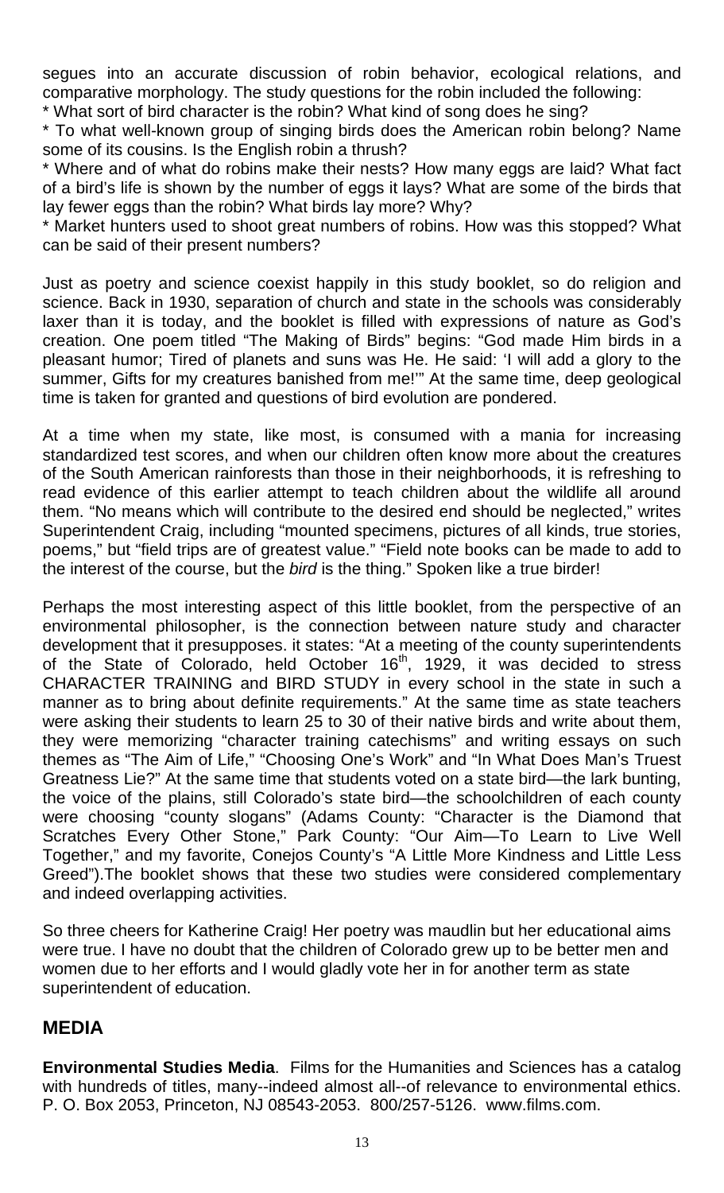segues into an accurate discussion of robin behavior, ecological relations, and comparative morphology. The study questions for the robin included the following:

* What sort of bird character is the robin? What kind of song does he sing?
* To what well-known group of singing birds does the American robin belong? Name some of its cousins. Is the English robin a thrush?
* Where and of what do robins make their nests? How many eggs are laid? What fact of a bird's life is shown by the number of eggs it lays? What are some of the birds that lay fewer eggs than the robin? What birds lay more? Why?
* Market hunters used to shoot great numbers of robins. How was this stopped? What can be said of their present numbers?

Just as poetry and science coexist happily in this study booklet, so do religion and science. Back in 1930, separation of church and state in the schools was considerably laxer than it is today, and the booklet is filled with expressions of nature as God's creation. One poem titled "The Making of Birds" begins: "God made Him birds in a pleasant humor; Tired of planets and suns was He. He said: 'I will add a glory to the summer, Gifts for my creatures banished from me!'" At the same time, deep geological time is taken for granted and questions of bird evolution are pondered.

At a time when my state, like most, is consumed with a mania for increasing standardized test scores, and when our children often know more about the creatures of the South American rainforests than those in their neighborhoods, it is refreshing to read evidence of this earlier attempt to teach children about the wildlife all around them. "No means which will contribute to the desired end should be neglected," writes Superintendent Craig, including "mounted specimens, pictures of all kinds, true stories, poems," but "field trips are of greatest value." "Field note books can be made to add to the interest of the course, but the *bird* is the thing." Spoken like a true birder!

Perhaps the most interesting aspect of this little booklet, from the perspective of an environmental philosopher, is the connection between nature study and character development that it presupposes. it states: "At a meeting of the county superintendents of the State of Colorado, held October 16th, 1929, it was decided to stress CHARACTER TRAINING and BIRD STUDY in every school in the state in such a manner as to bring about definite requirements." At the same time as state teachers were asking their students to learn 25 to 30 of their native birds and write about them, they were memorizing "character training catechisms" and writing essays on such themes as "The Aim of Life," "Choosing One's Work" and "In What Does Man's Truest Greatness Lie?" At the same time that students voted on a state bird—the lark bunting, the voice of the plains, still Colorado's state bird—the schoolchildren of each county were choosing "county slogans" (Adams County: "Character is the Diamond that Scratches Every Other Stone," Park County: "Our Aim—To Learn to Live Well Together," and my favorite, Conejos County's "A Little More Kindness and Little Less Greed").The booklet shows that these two studies were considered complementary and indeed overlapping activities.

So three cheers for Katherine Craig! Her poetry was maudlin but her educational aims were true. I have no doubt that the children of Colorado grew up to be better men and women due to her efforts and I would gladly vote her in for another term as state superintendent of education.

## MEDIA

**Environmental Studies Media**. Films for the Humanities and Sciences has a catalog with hundreds of titles, many--indeed almost all--of relevance to environmental ethics. P. O. Box 2053, Princeton, NJ 08543-2053. 800/257-5126. www.films.com.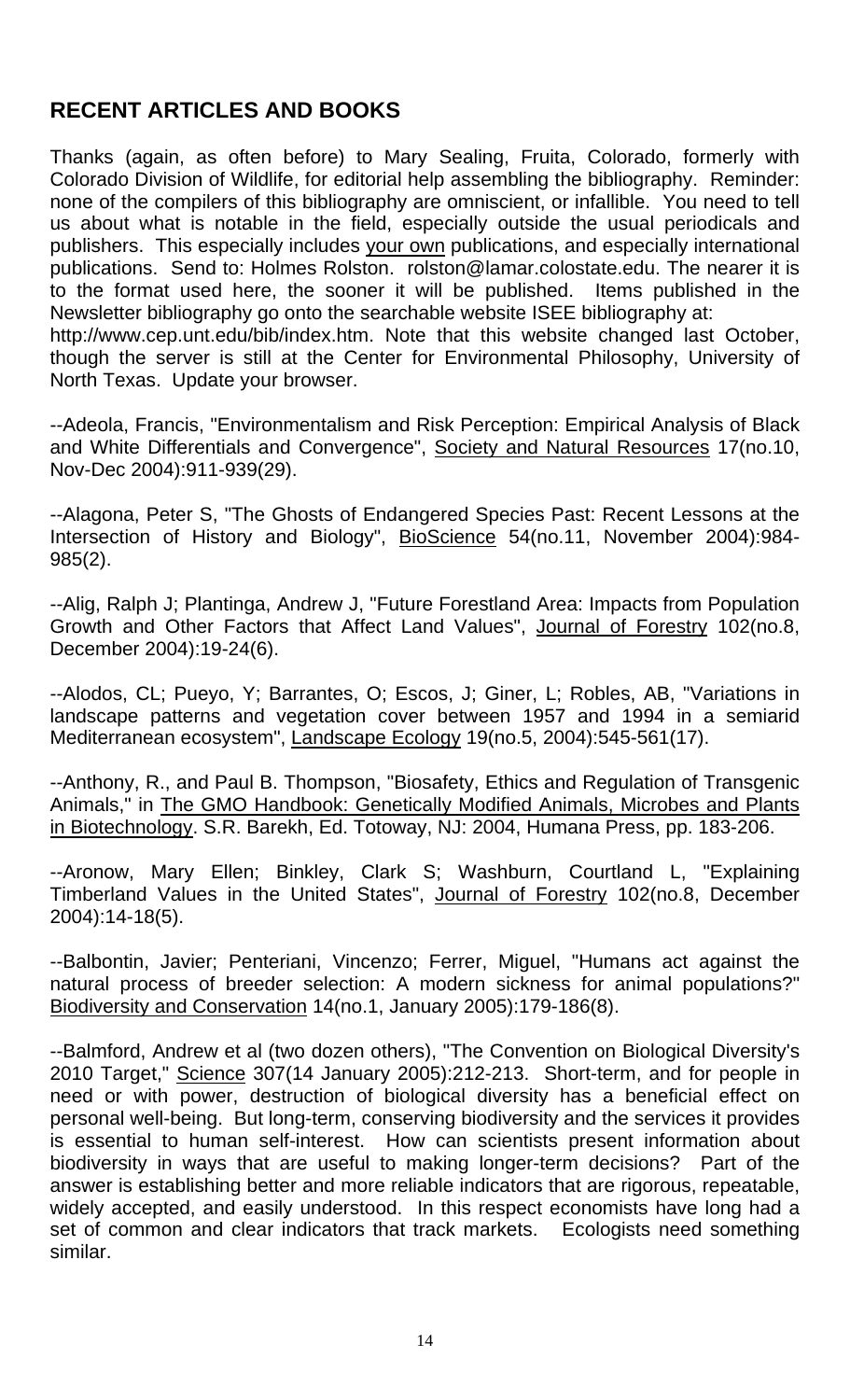## RECENT ARTICLES AND BOOKS

Thanks (again, as often before) to Mary Sealing, Fruita, Colorado, formerly with Colorado Division of Wildlife, for editorial help assembling the bibliography. Reminder: none of the compilers of this bibliography are omniscient, or infallible. You need to tell us about what is notable in the field, especially outside the usual periodicals and publishers. This especially includes your own publications, and especially international publications. Send to: Holmes Rolston. rolston@lamar.colostate.edu. The nearer it is to the format used here, the sooner it will be published. Items published in the Newsletter bibliography go onto the searchable website ISEE bibliography at: http://www.cep.unt.edu/bib/index.htm. Note that this website changed last October, though the server is still at the Center for Environmental Philosophy, University of North Texas. Update your browser.

--Adeola, Francis, "Environmentalism and Risk Perception: Empirical Analysis of Black and White Differentials and Convergence", Society and Natural Resources 17(no.10, Nov-Dec 2004):911-939(29).

--Alagona, Peter S, "The Ghosts of Endangered Species Past: Recent Lessons at the Intersection of History and Biology", BioScience 54(no.11, November 2004):984-985(2).

--Alig, Ralph J; Plantinga, Andrew J, "Future Forestland Area: Impacts from Population Growth and Other Factors that Affect Land Values", Journal of Forestry 102(no.8, December 2004):19-24(6).

--Alodos, CL; Pueyo, Y; Barrantes, O; Escos, J; Giner, L; Robles, AB, "Variations in landscape patterns and vegetation cover between 1957 and 1994 in a semiarid Mediterranean ecosystem", Landscape Ecology 19(no.5, 2004):545-561(17).

--Anthony, R., and Paul B. Thompson, "Biosafety, Ethics and Regulation of Transgenic Animals," in The GMO Handbook: Genetically Modified Animals, Microbes and Plants in Biotechnology. S.R. Barekh, Ed. Totoway, NJ: 2004, Humana Press, pp. 183-206.

--Aronow, Mary Ellen; Binkley, Clark S; Washburn, Courtland L, "Explaining Timberland Values in the United States", Journal of Forestry 102(no.8, December 2004):14-18(5).

--Balbontin, Javier; Penteriani, Vincenzo; Ferrer, Miguel, "Humans act against the natural process of breeder selection: A modern sickness for animal populations?" Biodiversity and Conservation 14(no.1, January 2005):179-186(8).

--Balmford, Andrew et al (two dozen others), "The Convention on Biological Diversity's 2010 Target," Science 307(14 January 2005):212-213. Short-term, and for people in need or with power, destruction of biological diversity has a beneficial effect on personal well-being. But long-term, conserving biodiversity and the services it provides is essential to human self-interest. How can scientists present information about biodiversity in ways that are useful to making longer-term decisions? Part of the answer is establishing better and more reliable indicators that are rigorous, repeatable, widely accepted, and easily understood. In this respect economists have long had a set of common and clear indicators that track markets. Ecologists need something similar.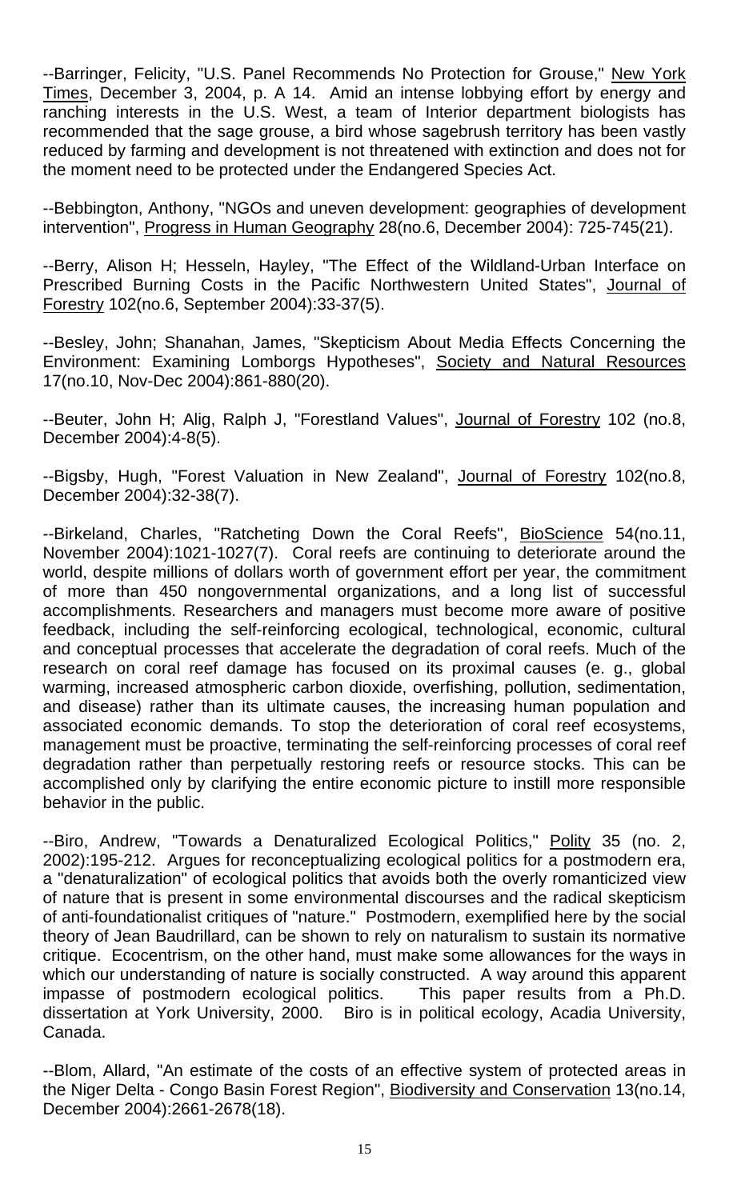--Barringer, Felicity, "U.S. Panel Recommends No Protection for Grouse," New York Times, December 3, 2004, p. A 14. Amid an intense lobbying effort by energy and ranching interests in the U.S. West, a team of Interior department biologists has recommended that the sage grouse, a bird whose sagebrush territory has been vastly reduced by farming and development is not threatened with extinction and does not for the moment need to be protected under the Endangered Species Act.

--Bebbington, Anthony, "NGOs and uneven development: geographies of development intervention", Progress in Human Geography 28(no.6, December 2004): 725-745(21).

--Berry, Alison H; Hesseln, Hayley, "The Effect of the Wildland-Urban Interface on Prescribed Burning Costs in the Pacific Northwestern United States", Journal of Forestry 102(no.6, September 2004):33-37(5).

--Besley, John; Shanahan, James, "Skepticism About Media Effects Concerning the Environment: Examining Lomborgs Hypotheses", Society and Natural Resources 17(no.10, Nov-Dec 2004):861-880(20).

--Beuter, John H; Alig, Ralph J, "Forestland Values", Journal of Forestry 102 (no.8, December 2004):4-8(5).

--Bigsby, Hugh, "Forest Valuation in New Zealand", Journal of Forestry 102(no.8, December 2004):32-38(7).

--Birkeland, Charles, "Ratcheting Down the Coral Reefs", BioScience 54(no.11, November 2004):1021-1027(7). Coral reefs are continuing to deteriorate around the world, despite millions of dollars worth of government effort per year, the commitment of more than 450 nongovernmental organizations, and a long list of successful accomplishments. Researchers and managers must become more aware of positive feedback, including the self-reinforcing ecological, technological, economic, cultural and conceptual processes that accelerate the degradation of coral reefs. Much of the research on coral reef damage has focused on its proximal causes (e. g., global warming, increased atmospheric carbon dioxide, overfishing, pollution, sedimentation, and disease) rather than its ultimate causes, the increasing human population and associated economic demands. To stop the deterioration of coral reef ecosystems, management must be proactive, terminating the self-reinforcing processes of coral reef degradation rather than perpetually restoring reefs or resource stocks. This can be accomplished only by clarifying the entire economic picture to instill more responsible behavior in the public.

--Biro, Andrew, "Towards a Denaturalized Ecological Politics," Polity 35 (no. 2, 2002):195-212. Argues for reconceptualizing ecological politics for a postmodern era, a "denaturalization" of ecological politics that avoids both the overly romanticized view of nature that is present in some environmental discourses and the radical skepticism of anti-foundationalist critiques of "nature." Postmodern, exemplified here by the social theory of Jean Baudrillard, can be shown to rely on naturalism to sustain its normative critique. Ecocentrism, on the other hand, must make some allowances for the ways in which our understanding of nature is socially constructed. A way around this apparent impasse of postmodern ecological politics. This paper results from a Ph.D. dissertation at York University, 2000. Biro is in political ecology, Acadia University, Canada.

--Blom, Allard, "An estimate of the costs of an effective system of protected areas in the Niger Delta - Congo Basin Forest Region", Biodiversity and Conservation 13(no.14, December 2004):2661-2678(18).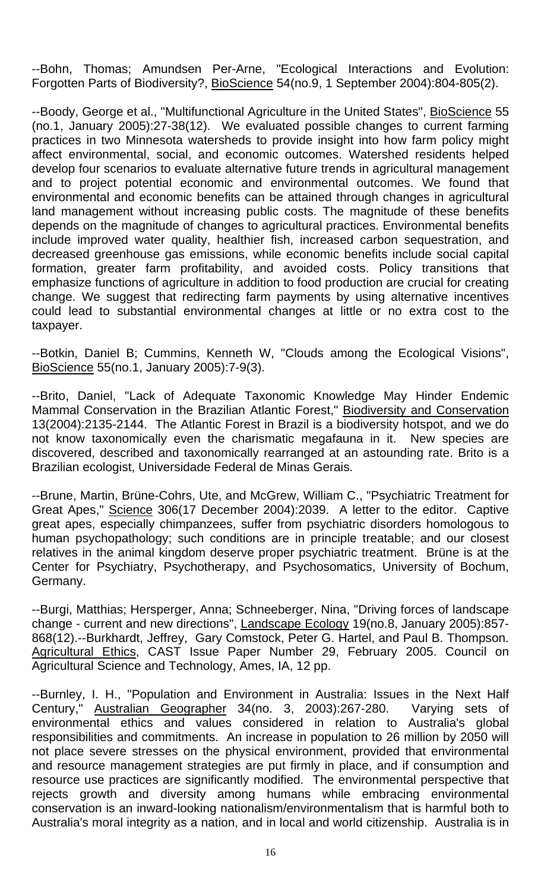--Bohn, Thomas; Amundsen Per-Arne, "Ecological Interactions and Evolution: Forgotten Parts of Biodiversity?, BioScience 54(no.9, 1 September 2004):804-805(2).

--Boody, George et al., "Multifunctional Agriculture in the United States", BioScience 55 (no.1, January 2005):27-38(12). We evaluated possible changes to current farming practices in two Minnesota watersheds to provide insight into how farm policy might affect environmental, social, and economic outcomes. Watershed residents helped develop four scenarios to evaluate alternative future trends in agricultural management and to project potential economic and environmental outcomes. We found that environmental and economic benefits can be attained through changes in agricultural land management without increasing public costs. The magnitude of these benefits depends on the magnitude of changes to agricultural practices. Environmental benefits include improved water quality, healthier fish, increased carbon sequestration, and decreased greenhouse gas emissions, while economic benefits include social capital formation, greater farm profitability, and avoided costs. Policy transitions that emphasize functions of agriculture in addition to food production are crucial for creating change. We suggest that redirecting farm payments by using alternative incentives could lead to substantial environmental changes at little or no extra cost to the taxpayer.

--Botkin, Daniel B; Cummins, Kenneth W, "Clouds among the Ecological Visions", BioScience 55(no.1, January 2005):7-9(3).

--Brito, Daniel, "Lack of Adequate Taxonomic Knowledge May Hinder Endemic Mammal Conservation in the Brazilian Atlantic Forest," Biodiversity and Conservation 13(2004):2135-2144. The Atlantic Forest in Brazil is a biodiversity hotspot, and we do not know taxonomically even the charismatic megafauna in it. New species are discovered, described and taxonomically rearranged at an astounding rate. Brito is a Brazilian ecologist, Universidade Federal de Minas Gerais.

--Brune, Martin, Brüne-Cohrs, Ute, and McGrew, William C., "Psychiatric Treatment for Great Apes," Science 306(17 December 2004):2039. A letter to the editor. Captive great apes, especially chimpanzees, suffer from psychiatric disorders homologous to human psychopathology; such conditions are in principle treatable; and our closest relatives in the animal kingdom deserve proper psychiatric treatment. Brüne is at the Center for Psychiatry, Psychotherapy, and Psychosomatics, University of Bochum, Germany.

--Burgi, Matthias; Hersperger, Anna; Schneeberger, Nina, "Driving forces of landscape change - current and new directions", Landscape Ecology 19(no.8, January 2005):857-868(12).--Burkhardt, Jeffrey, Gary Comstock, Peter G. Hartel, and Paul B. Thompson. Agricultural Ethics, CAST Issue Paper Number 29, February 2005. Council on Agricultural Science and Technology, Ames, IA, 12 pp.

--Burnley, I. H., "Population and Environment in Australia: Issues in the Next Half Century," Australian Geographer 34(no. 3, 2003):267-280. Varying sets of environmental ethics and values considered in relation to Australia's global responsibilities and commitments. An increase in population to 26 million by 2050 will not place severe stresses on the physical environment, provided that environmental and resource management strategies are put firmly in place, and if consumption and resource use practices are significantly modified. The environmental perspective that rejects growth and diversity among humans while embracing environmental conservation is an inward-looking nationalism/environmentalism that is harmful both to Australia's moral integrity as a nation, and in local and world citizenship. Australia is in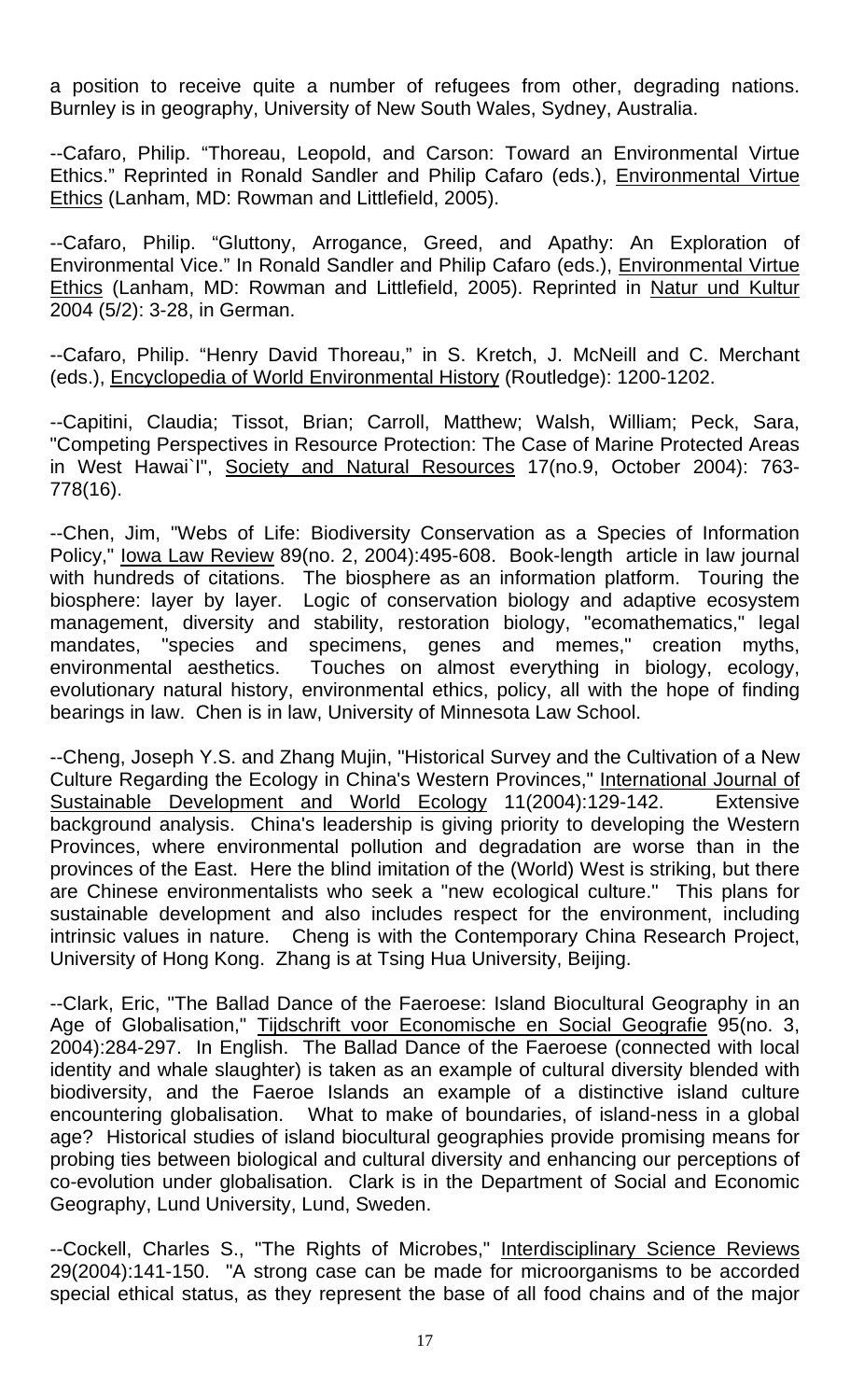a position to receive quite a number of refugees from other, degrading nations. Burnley is in geography, University of New South Wales, Sydney, Australia.

--Cafaro, Philip. "Thoreau, Leopold, and Carson: Toward an Environmental Virtue Ethics." Reprinted in Ronald Sandler and Philip Cafaro (eds.), Environmental Virtue Ethics (Lanham, MD: Rowman and Littlefield, 2005).

--Cafaro, Philip. "Gluttony, Arrogance, Greed, and Apathy: An Exploration of Environmental Vice." In Ronald Sandler and Philip Cafaro (eds.), Environmental Virtue Ethics (Lanham, MD: Rowman and Littlefield, 2005). Reprinted in Natur und Kultur 2004 (5/2): 3-28, in German.

--Cafaro, Philip. "Henry David Thoreau," in S. Kretch, J. McNeill and C. Merchant (eds.), Encyclopedia of World Environmental History (Routledge): 1200-1202.

--Capitini, Claudia; Tissot, Brian; Carroll, Matthew; Walsh, William; Peck, Sara, "Competing Perspectives in Resource Protection: The Case of Marine Protected Areas in West Hawai`I", Society and Natural Resources 17(no.9, October 2004): 763-778(16).

--Chen, Jim, "Webs of Life: Biodiversity Conservation as a Species of Information Policy," Iowa Law Review 89(no. 2, 2004):495-608. Book-length article in law journal with hundreds of citations. The biosphere as an information platform. Touring the biosphere: layer by layer. Logic of conservation biology and adaptive ecosystem management, diversity and stability, restoration biology, "ecomathematics," legal mandates, "species and specimens, genes and memes," creation myths, environmental aesthetics. Touches on almost everything in biology, ecology, evolutionary natural history, environmental ethics, policy, all with the hope of finding bearings in law. Chen is in law, University of Minnesota Law School.

--Cheng, Joseph Y.S. and Zhang Mujin, "Historical Survey and the Cultivation of a New Culture Regarding the Ecology in China's Western Provinces," International Journal of Sustainable Development and World Ecology 11(2004):129-142. Extensive background analysis. China's leadership is giving priority to developing the Western Provinces, where environmental pollution and degradation are worse than in the provinces of the East. Here the blind imitation of the (World) West is striking, but there are Chinese environmentalists who seek a "new ecological culture." This plans for sustainable development and also includes respect for the environment, including intrinsic values in nature. Cheng is with the Contemporary China Research Project, University of Hong Kong. Zhang is at Tsing Hua University, Beijing.

--Clark, Eric, "The Ballad Dance of the Faeroese: Island Biocultural Geography in an Age of Globalisation," Tijdschrift voor Economische en Social Geografie 95(no. 3, 2004):284-297. In English. The Ballad Dance of the Faeroese (connected with local identity and whale slaughter) is taken as an example of cultural diversity blended with biodiversity, and the Faeroe Islands an example of a distinctive island culture encountering globalisation. What to make of boundaries, of island-ness in a global age? Historical studies of island biocultural geographies provide promising means for probing ties between biological and cultural diversity and enhancing our perceptions of co-evolution under globalisation. Clark is in the Department of Social and Economic Geography, Lund University, Lund, Sweden.

--Cockell, Charles S., "The Rights of Microbes," Interdisciplinary Science Reviews 29(2004):141-150. "A strong case can be made for microorganisms to be accorded special ethical status, as they represent the base of all food chains and of the major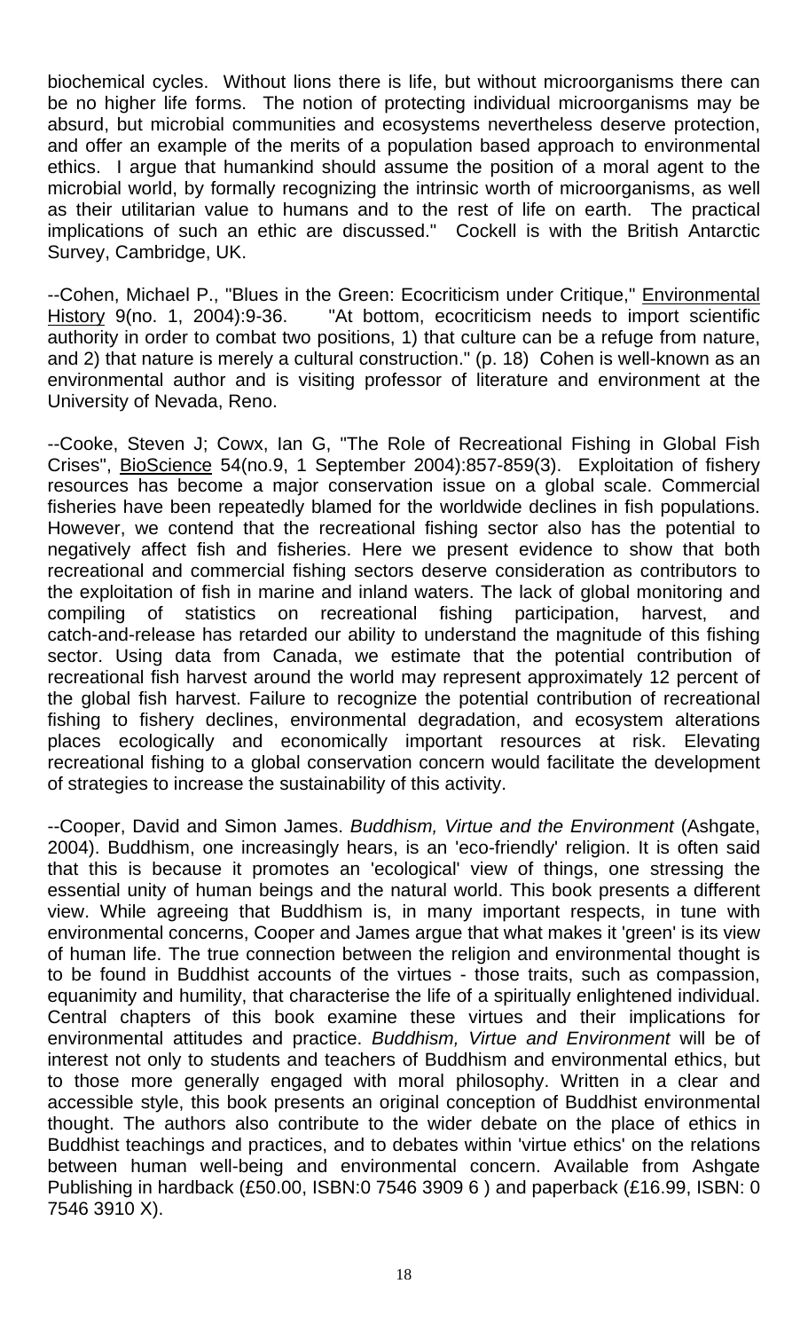biochemical cycles. Without lions there is life, but without microorganisms there can be no higher life forms. The notion of protecting individual microorganisms may be absurd, but microbial communities and ecosystems nevertheless deserve protection, and offer an example of the merits of a population based approach to environmental ethics. I argue that humankind should assume the position of a moral agent to the microbial world, by formally recognizing the intrinsic worth of microorganisms, as well as their utilitarian value to humans and to the rest of life on earth. The practical implications of such an ethic are discussed." Cockell is with the British Antarctic Survey, Cambridge, UK.

--Cohen, Michael P., "Blues in the Green: Ecocriticism under Critique," Environmental History 9(no. 1, 2004):9-36. "At bottom, ecocriticism needs to import scientific authority in order to combat two positions, 1) that culture can be a refuge from nature, and 2) that nature is merely a cultural construction." (p. 18) Cohen is well-known as an environmental author and is visiting professor of literature and environment at the University of Nevada, Reno.

--Cooke, Steven J; Cowx, Ian G, "The Role of Recreational Fishing in Global Fish Crises", BioScience 54(no.9, 1 September 2004):857-859(3). Exploitation of fishery resources has become a major conservation issue on a global scale. Commercial fisheries have been repeatedly blamed for the worldwide declines in fish populations. However, we contend that the recreational fishing sector also has the potential to negatively affect fish and fisheries. Here we present evidence to show that both recreational and commercial fishing sectors deserve consideration as contributors to the exploitation of fish in marine and inland waters. The lack of global monitoring and compiling of statistics on recreational fishing participation, harvest, and catch-and-release has retarded our ability to understand the magnitude of this fishing sector. Using data from Canada, we estimate that the potential contribution of recreational fish harvest around the world may represent approximately 12 percent of the global fish harvest. Failure to recognize the potential contribution of recreational fishing to fishery declines, environmental degradation, and ecosystem alterations places ecologically and economically important resources at risk. Elevating recreational fishing to a global conservation concern would facilitate the development of strategies to increase the sustainability of this activity.

--Cooper, David and Simon James. *Buddhism, Virtue and the Environment* (Ashgate, 2004). Buddhism, one increasingly hears, is an 'eco-friendly' religion. It is often said that this is because it promotes an 'ecological' view of things, one stressing the essential unity of human beings and the natural world. This book presents a different view. While agreeing that Buddhism is, in many important respects, in tune with environmental concerns, Cooper and James argue that what makes it 'green' is its view of human life. The true connection between the religion and environmental thought is to be found in Buddhist accounts of the virtues - those traits, such as compassion, equanimity and humility, that characterise the life of a spiritually enlightened individual. Central chapters of this book examine these virtues and their implications for environmental attitudes and practice. *Buddhism, Virtue and Environment* will be of interest not only to students and teachers of Buddhism and environmental ethics, but to those more generally engaged with moral philosophy. Written in a clear and accessible style, this book presents an original conception of Buddhist environmental thought. The authors also contribute to the wider debate on the place of ethics in Buddhist teachings and practices, and to debates within 'virtue ethics' on the relations between human well-being and environmental concern. Available from Ashgate Publishing in hardback (£50.00, ISBN:0 7546 3909 6 ) and paperback (£16.99, ISBN: 0 7546 3910 X).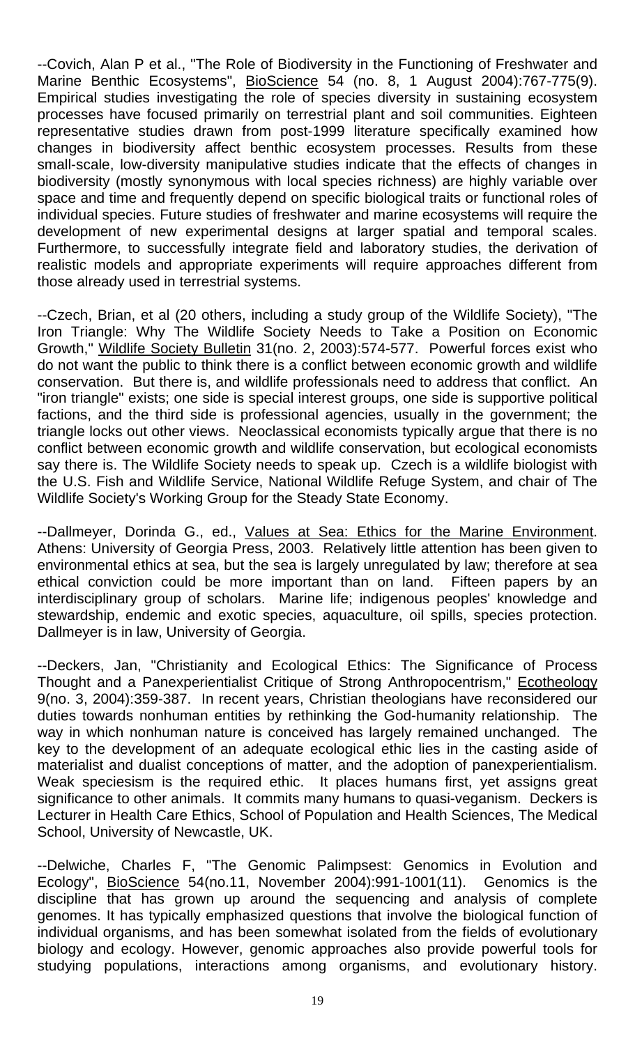--Covich, Alan P et al., "The Role of Biodiversity in the Functioning of Freshwater and Marine Benthic Ecosystems", BioScience 54 (no. 8, 1 August 2004):767-775(9). Empirical studies investigating the role of species diversity in sustaining ecosystem processes have focused primarily on terrestrial plant and soil communities. Eighteen representative studies drawn from post-1999 literature specifically examined how changes in biodiversity affect benthic ecosystem processes. Results from these small-scale, low-diversity manipulative studies indicate that the effects of changes in biodiversity (mostly synonymous with local species richness) are highly variable over space and time and frequently depend on specific biological traits or functional roles of individual species. Future studies of freshwater and marine ecosystems will require the development of new experimental designs at larger spatial and temporal scales. Furthermore, to successfully integrate field and laboratory studies, the derivation of realistic models and appropriate experiments will require approaches different from those already used in terrestrial systems.

--Czech, Brian, et al (20 others, including a study group of the Wildlife Society), "The Iron Triangle: Why The Wildlife Society Needs to Take a Position on Economic Growth," Wildlife Society Bulletin 31(no. 2, 2003):574-577. Powerful forces exist who do not want the public to think there is a conflict between economic growth and wildlife conservation. But there is, and wildlife professionals need to address that conflict. An "iron triangle" exists; one side is special interest groups, one side is supportive political factions, and the third side is professional agencies, usually in the government; the triangle locks out other views. Neoclassical economists typically argue that there is no conflict between economic growth and wildlife conservation, but ecological economists say there is. The Wildlife Society needs to speak up. Czech is a wildlife biologist with the U.S. Fish and Wildlife Service, National Wildlife Refuge System, and chair of The Wildlife Society's Working Group for the Steady State Economy.

--Dallmeyer, Dorinda G., ed., Values at Sea: Ethics for the Marine Environment. Athens: University of Georgia Press, 2003. Relatively little attention has been given to environmental ethics at sea, but the sea is largely unregulated by law; therefore at sea ethical conviction could be more important than on land. Fifteen papers by an interdisciplinary group of scholars. Marine life; indigenous peoples' knowledge and stewardship, endemic and exotic species, aquaculture, oil spills, species protection. Dallmeyer is in law, University of Georgia.

--Deckers, Jan, "Christianity and Ecological Ethics: The Significance of Process Thought and a Panexperientialist Critique of Strong Anthropocentrism," Ecotheology 9(no. 3, 2004):359-387. In recent years, Christian theologians have reconsidered our duties towards nonhuman entities by rethinking the God-humanity relationship. The way in which nonhuman nature is conceived has largely remained unchanged. The key to the development of an adequate ecological ethic lies in the casting aside of materialist and dualist conceptions of matter, and the adoption of panexperientialism. Weak speciesism is the required ethic. It places humans first, yet assigns great significance to other animals. It commits many humans to quasi-veganism. Deckers is Lecturer in Health Care Ethics, School of Population and Health Sciences, The Medical School, University of Newcastle, UK.

--Delwiche, Charles F, "The Genomic Palimpsest: Genomics in Evolution and Ecology", BioScience 54(no.11, November 2004):991-1001(11). Genomics is the discipline that has grown up around the sequencing and analysis of complete genomes. It has typically emphasized questions that involve the biological function of individual organisms, and has been somewhat isolated from the fields of evolutionary biology and ecology. However, genomic approaches also provide powerful tools for studying populations, interactions among organisms, and evolutionary history.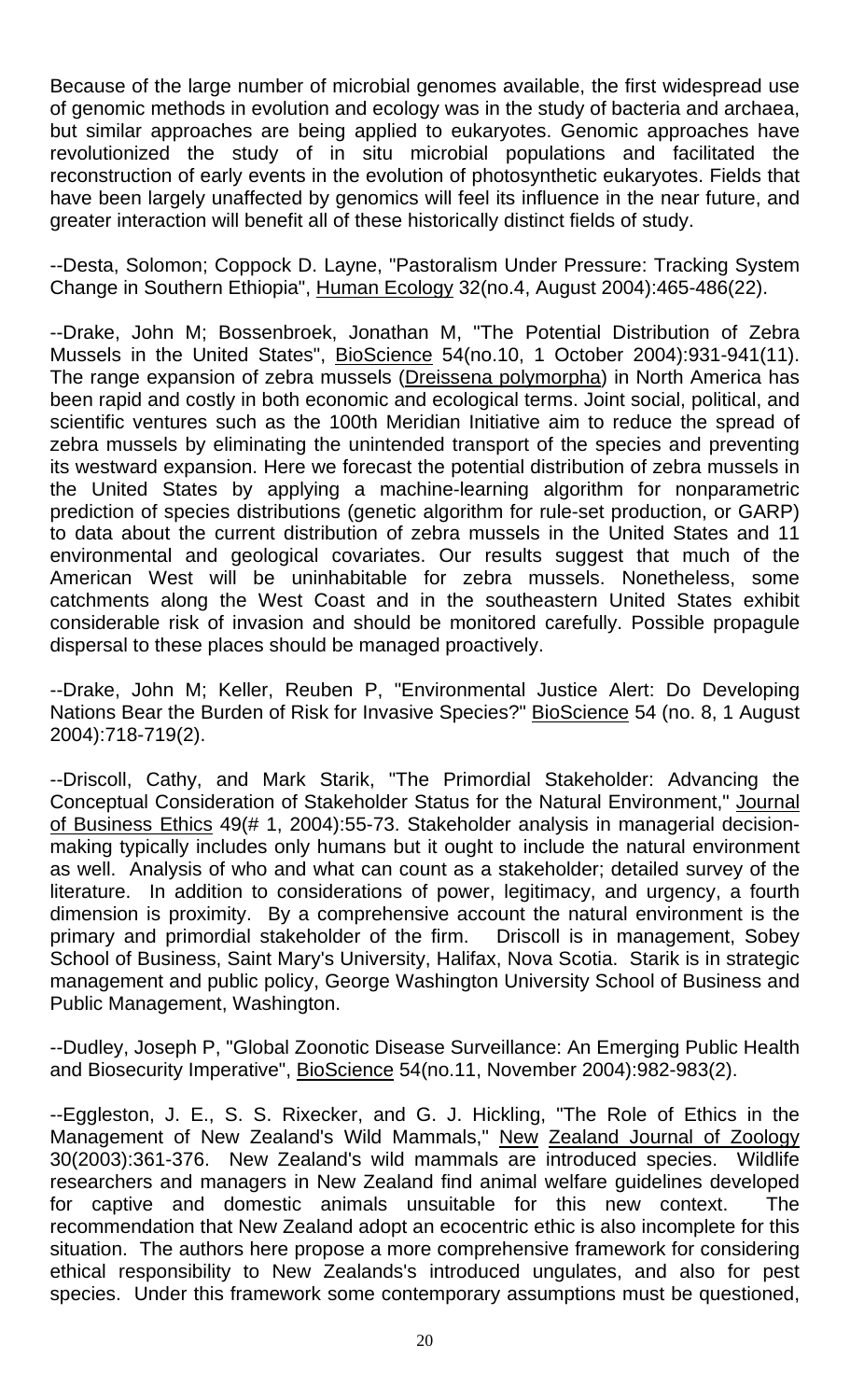Because of the large number of microbial genomes available, the first widespread use of genomic methods in evolution and ecology was in the study of bacteria and archaea, but similar approaches are being applied to eukaryotes. Genomic approaches have revolutionized the study of in situ microbial populations and facilitated the reconstruction of early events in the evolution of photosynthetic eukaryotes. Fields that have been largely unaffected by genomics will feel its influence in the near future, and greater interaction will benefit all of these historically distinct fields of study.

--Desta, Solomon; Coppock D. Layne, "Pastoralism Under Pressure: Tracking System Change in Southern Ethiopia", Human Ecology 32(no.4, August 2004):465-486(22).

--Drake, John M; Bossenbroek, Jonathan M, "The Potential Distribution of Zebra Mussels in the United States", BioScience 54(no.10, 1 October 2004):931-941(11). The range expansion of zebra mussels (Dreissena polymorpha) in North America has been rapid and costly in both economic and ecological terms. Joint social, political, and scientific ventures such as the 100th Meridian Initiative aim to reduce the spread of zebra mussels by eliminating the unintended transport of the species and preventing its westward expansion. Here we forecast the potential distribution of zebra mussels in the United States by applying a machine-learning algorithm for nonparametric prediction of species distributions (genetic algorithm for rule-set production, or GARP) to data about the current distribution of zebra mussels in the United States and 11 environmental and geological covariates. Our results suggest that much of the American West will be uninhabitable for zebra mussels. Nonetheless, some catchments along the West Coast and in the southeastern United States exhibit considerable risk of invasion and should be monitored carefully. Possible propagule dispersal to these places should be managed proactively.

--Drake, John M; Keller, Reuben P, "Environmental Justice Alert: Do Developing Nations Bear the Burden of Risk for Invasive Species?" BioScience 54 (no. 8, 1 August 2004):718-719(2).

--Driscoll, Cathy, and Mark Starik, "The Primordial Stakeholder: Advancing the Conceptual Consideration of Stakeholder Status for the Natural Environment," Journal of Business Ethics 49(# 1, 2004):55-73. Stakeholder analysis in managerial decision-making typically includes only humans but it ought to include the natural environment as well. Analysis of who and what can count as a stakeholder; detailed survey of the literature. In addition to considerations of power, legitimacy, and urgency, a fourth dimension is proximity. By a comprehensive account the natural environment is the primary and primordial stakeholder of the firm. Driscoll is in management, Sobey School of Business, Saint Mary's University, Halifax, Nova Scotia. Starik is in strategic management and public policy, George Washington University School of Business and Public Management, Washington.

--Dudley, Joseph P, "Global Zoonotic Disease Surveillance: An Emerging Public Health and Biosecurity Imperative", BioScience 54(no.11, November 2004):982-983(2).

--Eggleston, J. E., S. S. Rixecker, and G. J. Hickling, "The Role of Ethics in the Management of New Zealand's Wild Mammals," New Zealand Journal of Zoology 30(2003):361-376. New Zealand's wild mammals are introduced species. Wildlife researchers and managers in New Zealand find animal welfare guidelines developed for captive and domestic animals unsuitable for this new context. The recommendation that New Zealand adopt an ecocentric ethic is also incomplete for this situation. The authors here propose a more comprehensive framework for considering ethical responsibility to New Zealands's introduced ungulates, and also for pest species. Under this framework some contemporary assumptions must be questioned,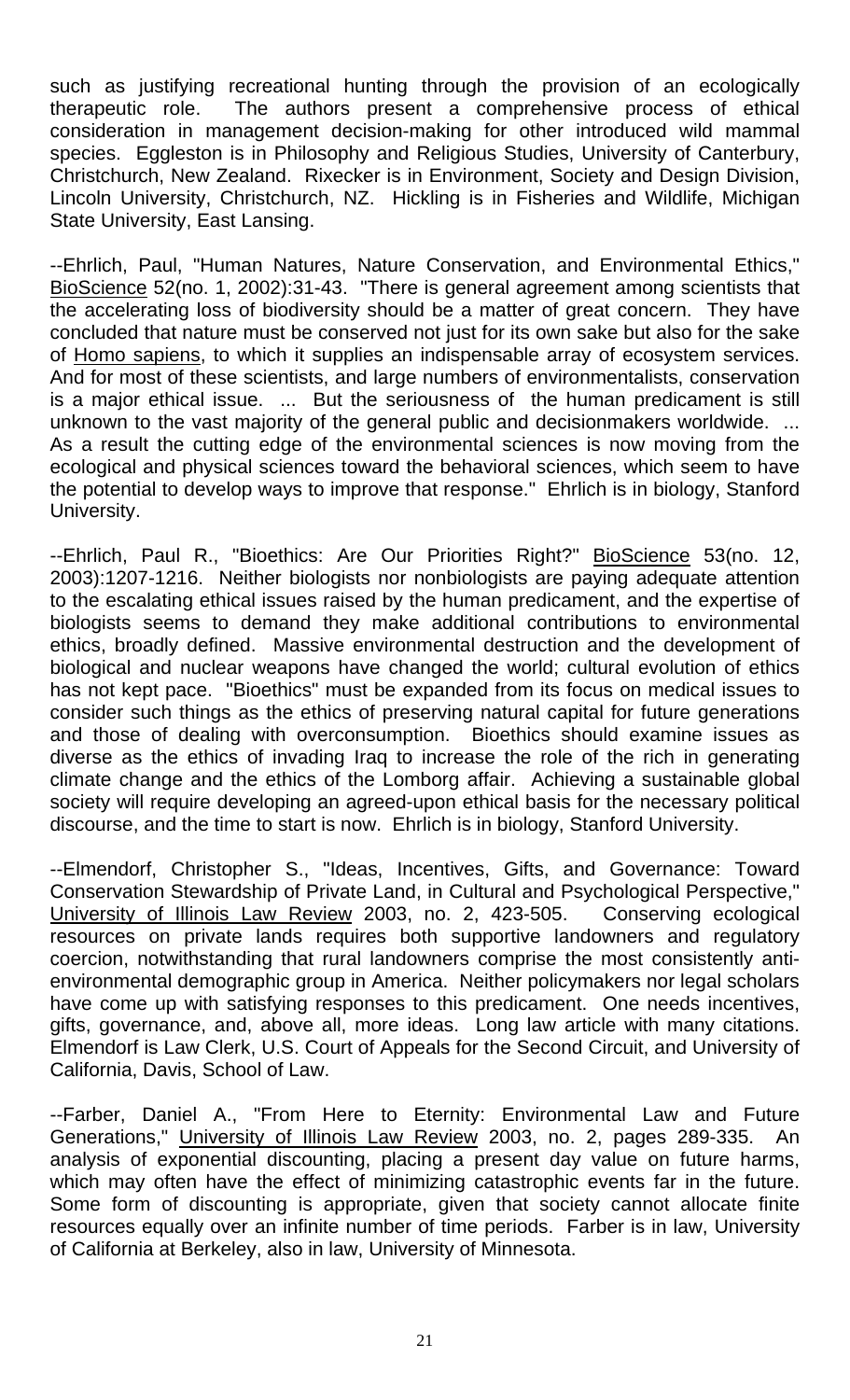such as justifying recreational hunting through the provision of an ecologically therapeutic role. The authors present a comprehensive process of ethical consideration in management decision-making for other introduced wild mammal species. Eggleston is in Philosophy and Religious Studies, University of Canterbury, Christchurch, New Zealand. Rixecker is in Environment, Society and Design Division, Lincoln University, Christchurch, NZ. Hickling is in Fisheries and Wildlife, Michigan State University, East Lansing.

--Ehrlich, Paul, "Human Natures, Nature Conservation, and Environmental Ethics," BioScience 52(no. 1, 2002):31-43. "There is general agreement among scientists that the accelerating loss of biodiversity should be a matter of great concern. They have concluded that nature must be conserved not just for its own sake but also for the sake of Homo sapiens, to which it supplies an indispensable array of ecosystem services. And for most of these scientists, and large numbers of environmentalists, conservation is a major ethical issue. ... But the seriousness of the human predicament is still unknown to the vast majority of the general public and decisionmakers worldwide. ... As a result the cutting edge of the environmental sciences is now moving from the ecological and physical sciences toward the behavioral sciences, which seem to have the potential to develop ways to improve that response." Ehrlich is in biology, Stanford University.

--Ehrlich, Paul R., "Bioethics: Are Our Priorities Right?" BioScience 53(no. 12, 2003):1207-1216. Neither biologists nor nonbiologists are paying adequate attention to the escalating ethical issues raised by the human predicament, and the expertise of biologists seems to demand they make additional contributions to environmental ethics, broadly defined. Massive environmental destruction and the development of biological and nuclear weapons have changed the world; cultural evolution of ethics has not kept pace. "Bioethics" must be expanded from its focus on medical issues to consider such things as the ethics of preserving natural capital for future generations and those of dealing with overconsumption. Bioethics should examine issues as diverse as the ethics of invading Iraq to increase the role of the rich in generating climate change and the ethics of the Lomborg affair. Achieving a sustainable global society will require developing an agreed-upon ethical basis for the necessary political discourse, and the time to start is now. Ehrlich is in biology, Stanford University.

--Elmendorf, Christopher S., "Ideas, Incentives, Gifts, and Governance: Toward Conservation Stewardship of Private Land, in Cultural and Psychological Perspective," University of Illinois Law Review 2003, no. 2, 423-505. Conserving ecological resources on private lands requires both supportive landowners and regulatory coercion, notwithstanding that rural landowners comprise the most consistently anti-environmental demographic group in America. Neither policymakers nor legal scholars have come up with satisfying responses to this predicament. One needs incentives, gifts, governance, and, above all, more ideas. Long law article with many citations. Elmendorf is Law Clerk, U.S. Court of Appeals for the Second Circuit, and University of California, Davis, School of Law.

--Farber, Daniel A., "From Here to Eternity: Environmental Law and Future Generations," University of Illinois Law Review 2003, no. 2, pages 289-335. An analysis of exponential discounting, placing a present day value on future harms, which may often have the effect of minimizing catastrophic events far in the future. Some form of discounting is appropriate, given that society cannot allocate finite resources equally over an infinite number of time periods. Farber is in law, University of California at Berkeley, also in law, University of Minnesota.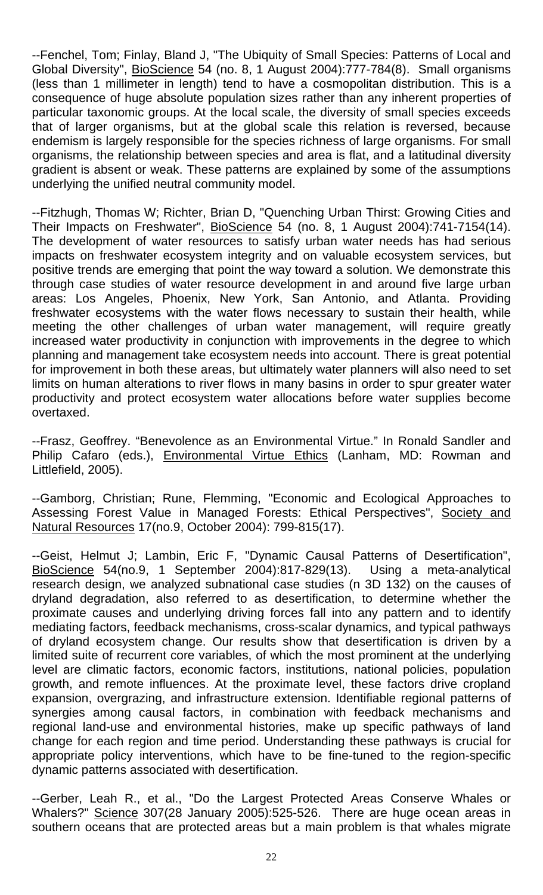--Fenchel, Tom; Finlay, Bland J, "The Ubiquity of Small Species: Patterns of Local and Global Diversity", <u>BioScience</u> 54 (no. 8, 1 August 2004):777-784(8). Small organisms (less than 1 millimeter in length) tend to have a cosmopolitan distribution. This is a consequence of huge absolute population sizes rather than any inherent properties of particular taxonomic groups. At the local scale, the diversity of small species exceeds that of larger organisms, but at the global scale this relation is reversed, because endemism is largely responsible for the species richness of large organisms. For small organisms, the relationship between species and area is flat, and a latitudinal diversity gradient is absent or weak. These patterns are explained by some of the assumptions underlying the unified neutral community model.

--Fitzhugh, Thomas W; Richter, Brian D, "Quenching Urban Thirst: Growing Cities and Their Impacts on Freshwater", <u>BioScience</u> 54 (no. 8, 1 August 2004):741-7154(14). The development of water resources to satisfy urban water needs has had serious impacts on freshwater ecosystem integrity and on valuable ecosystem services, but positive trends are emerging that point the way toward a solution. We demonstrate this through case studies of water resource development in and around five large urban areas: Los Angeles, Phoenix, New York, San Antonio, and Atlanta. Providing freshwater ecosystems with the water flows necessary to sustain their health, while meeting the other challenges of urban water management, will require greatly increased water productivity in conjunction with improvements in the degree to which planning and management take ecosystem needs into account. There is great potential for improvement in both these areas, but ultimately water planners will also need to set limits on human alterations to river flows in many basins in order to spur greater water productivity and protect ecosystem water allocations before water supplies become overtaxed.

--Frasz, Geoffrey. "Benevolence as an Environmental Virtue." In Ronald Sandler and Philip Cafaro (eds.), <u>Environmental Virtue Ethics</u> (Lanham, MD: Rowman and Littlefield, 2005).

--Gamborg, Christian; Rune, Flemming, "Economic and Ecological Approaches to Assessing Forest Value in Managed Forests: Ethical Perspectives", <u>Society and Natural Resources</u> 17(no.9, October 2004): 799-815(17).

--Geist, Helmut J; Lambin, Eric F, "Dynamic Causal Patterns of Desertification", <u>BioScience</u> 54(no.9, 1 September 2004):817-829(13). Using a meta-analytical research design, we analyzed subnational case studies (n 3D 132) on the causes of dryland degradation, also referred to as desertification, to determine whether the proximate causes and underlying driving forces fall into any pattern and to identify mediating factors, feedback mechanisms, cross-scalar dynamics, and typical pathways of dryland ecosystem change. Our results show that desertification is driven by a limited suite of recurrent core variables, of which the most prominent at the underlying level are climatic factors, economic factors, institutions, national policies, population growth, and remote influences. At the proximate level, these factors drive cropland expansion, overgrazing, and infrastructure extension. Identifiable regional patterns of synergies among causal factors, in combination with feedback mechanisms and regional land-use and environmental histories, make up specific pathways of land change for each region and time period. Understanding these pathways is crucial for appropriate policy interventions, which have to be fine-tuned to the region-specific dynamic patterns associated with desertification.

--Gerber, Leah R., et al., "Do the Largest Protected Areas Conserve Whales or Whalers?" <u>Science</u> 307(28 January 2005):525-526. There are huge ocean areas in southern oceans that are protected areas but a main problem is that whales migrate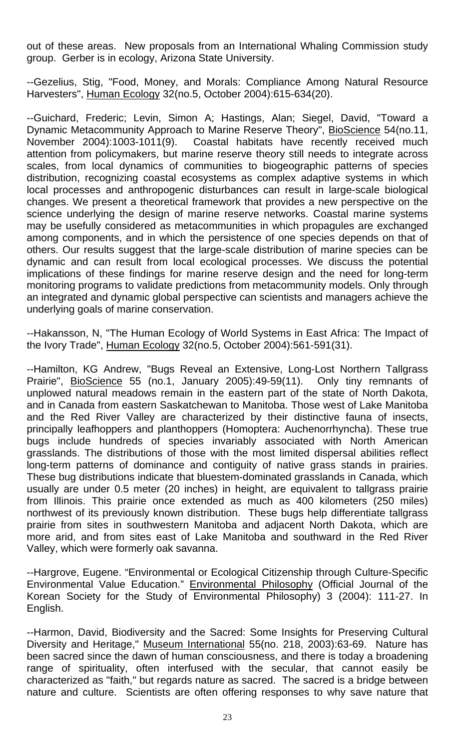out of these areas. New proposals from an International Whaling Commission study group. Gerber is in ecology, Arizona State University.

--Gezelius, Stig, "Food, Money, and Morals: Compliance Among Natural Resource Harvesters", Human Ecology 32(no.5, October 2004):615-634(20).

--Guichard, Frederic; Levin, Simon A; Hastings, Alan; Siegel, David, "Toward a Dynamic Metacommunity Approach to Marine Reserve Theory", BioScience 54(no.11, November 2004):1003-1011(9). Coastal habitats have recently received much attention from policymakers, but marine reserve theory still needs to integrate across scales, from local dynamics of communities to biogeographic patterns of species distribution, recognizing coastal ecosystems as complex adaptive systems in which local processes and anthropogenic disturbances can result in large-scale biological changes. We present a theoretical framework that provides a new perspective on the science underlying the design of marine reserve networks. Coastal marine systems may be usefully considered as metacommunities in which propagules are exchanged among components, and in which the persistence of one species depends on that of others. Our results suggest that the large-scale distribution of marine species can be dynamic and can result from local ecological processes. We discuss the potential implications of these findings for marine reserve design and the need for long-term monitoring programs to validate predictions from metacommunity models. Only through an integrated and dynamic global perspective can scientists and managers achieve the underlying goals of marine conservation.

--Hakansson, N, "The Human Ecology of World Systems in East Africa: The Impact of the Ivory Trade", Human Ecology 32(no.5, October 2004):561-591(31).

--Hamilton, KG Andrew, "Bugs Reveal an Extensive, Long-Lost Northern Tallgrass Prairie", BioScience 55 (no.1, January 2005):49-59(11). Only tiny remnants of unplowed natural meadows remain in the eastern part of the state of North Dakota, and in Canada from eastern Saskatchewan to Manitoba. Those west of Lake Manitoba and the Red River Valley are characterized by their distinctive fauna of insects, principally leafhoppers and planthoppers (Homoptera: Auchenorrhyncha). These true bugs include hundreds of species invariably associated with North American grasslands. The distributions of those with the most limited dispersal abilities reflect long-term patterns of dominance and contiguity of native grass stands in prairies. These bug distributions indicate that bluestem-dominated grasslands in Canada, which usually are under 0.5 meter (20 inches) in height, are equivalent to tallgrass prairie from Illinois. This prairie once extended as much as 400 kilometers (250 miles) northwest of its previously known distribution. These bugs help differentiate tallgrass prairie from sites in southwestern Manitoba and adjacent North Dakota, which are more arid, and from sites east of Lake Manitoba and southward in the Red River Valley, which were formerly oak savanna.

--Hargrove, Eugene. "Environmental or Ecological Citizenship through Culture-Specific Environmental Value Education." Environmental Philosophy (Official Journal of the Korean Society for the Study of Environmental Philosophy) 3 (2004): 111-27. In English.

--Harmon, David, Biodiversity and the Sacred: Some Insights for Preserving Cultural Diversity and Heritage," Museum International 55(no. 218, 2003):63-69. Nature has been sacred since the dawn of human consciousness, and there is today a broadening range of spirituality, often interfused with the secular, that cannot easily be characterized as "faith," but regards nature as sacred. The sacred is a bridge between nature and culture. Scientists are often offering responses to why save nature that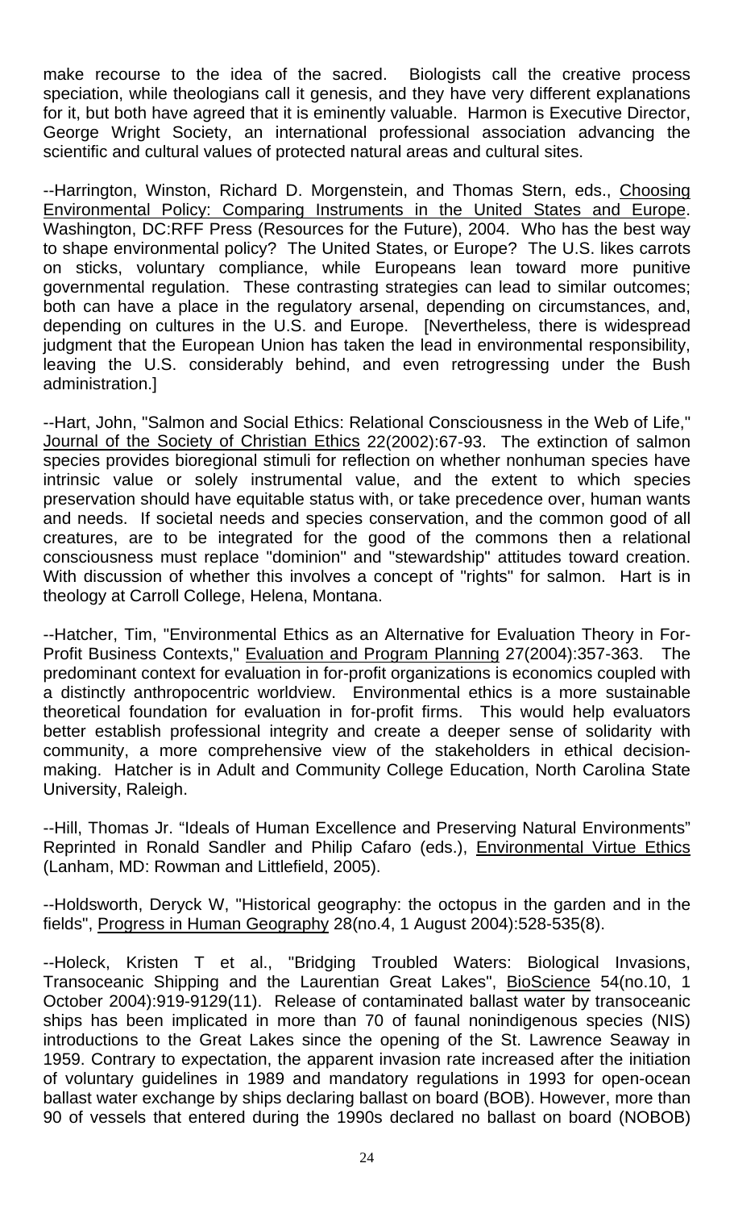make recourse to the idea of the sacred. Biologists call the creative process speciation, while theologians call it genesis, and they have very different explanations for it, but both have agreed that it is eminently valuable. Harmon is Executive Director, George Wright Society, an international professional association advancing the scientific and cultural values of protected natural areas and cultural sites.

--Harrington, Winston, Richard D. Morgenstein, and Thomas Stern, eds., Choosing Environmental Policy: Comparing Instruments in the United States and Europe. Washington, DC:RFF Press (Resources for the Future), 2004. Who has the best way to shape environmental policy? The United States, or Europe? The U.S. likes carrots on sticks, voluntary compliance, while Europeans lean toward more punitive governmental regulation. These contrasting strategies can lead to similar outcomes; both can have a place in the regulatory arsenal, depending on circumstances, and, depending on cultures in the U.S. and Europe. [Nevertheless, there is widespread judgment that the European Union has taken the lead in environmental responsibility, leaving the U.S. considerably behind, and even retrogressing under the Bush administration.]

--Hart, John, "Salmon and Social Ethics: Relational Consciousness in the Web of Life," Journal of the Society of Christian Ethics 22(2002):67-93. The extinction of salmon species provides bioregional stimuli for reflection on whether nonhuman species have intrinsic value or solely instrumental value, and the extent to which species preservation should have equitable status with, or take precedence over, human wants and needs. If societal needs and species conservation, and the common good of all creatures, are to be integrated for the good of the commons then a relational consciousness must replace "dominion" and "stewardship" attitudes toward creation. With discussion of whether this involves a concept of "rights" for salmon. Hart is in theology at Carroll College, Helena, Montana.

--Hatcher, Tim, "Environmental Ethics as an Alternative for Evaluation Theory in For-Profit Business Contexts," Evaluation and Program Planning 27(2004):357-363. The predominant context for evaluation in for-profit organizations is economics coupled with a distinctly anthropocentric worldview. Environmental ethics is a more sustainable theoretical foundation for evaluation in for-profit firms. This would help evaluators better establish professional integrity and create a deeper sense of solidarity with community, a more comprehensive view of the stakeholders in ethical decision-making. Hatcher is in Adult and Community College Education, North Carolina State University, Raleigh.

--Hill, Thomas Jr. "Ideals of Human Excellence and Preserving Natural Environments" Reprinted in Ronald Sandler and Philip Cafaro (eds.), Environmental Virtue Ethics (Lanham, MD: Rowman and Littlefield, 2005).

--Holdsworth, Deryck W, "Historical geography: the octopus in the garden and in the fields", Progress in Human Geography 28(no.4, 1 August 2004):528-535(8).

--Holeck, Kristen T et al., "Bridging Troubled Waters: Biological Invasions, Transoceanic Shipping and the Laurentian Great Lakes", BioScience 54(no.10, 1 October 2004):919-9129(11). Release of contaminated ballast water by transoceanic ships has been implicated in more than 70 of faunal nonindigenous species (NIS) introductions to the Great Lakes since the opening of the St. Lawrence Seaway in 1959. Contrary to expectation, the apparent invasion rate increased after the initiation of voluntary guidelines in 1989 and mandatory regulations in 1993 for open-ocean ballast water exchange by ships declaring ballast on board (BOB). However, more than 90 of vessels that entered during the 1990s declared no ballast on board (NOBOB)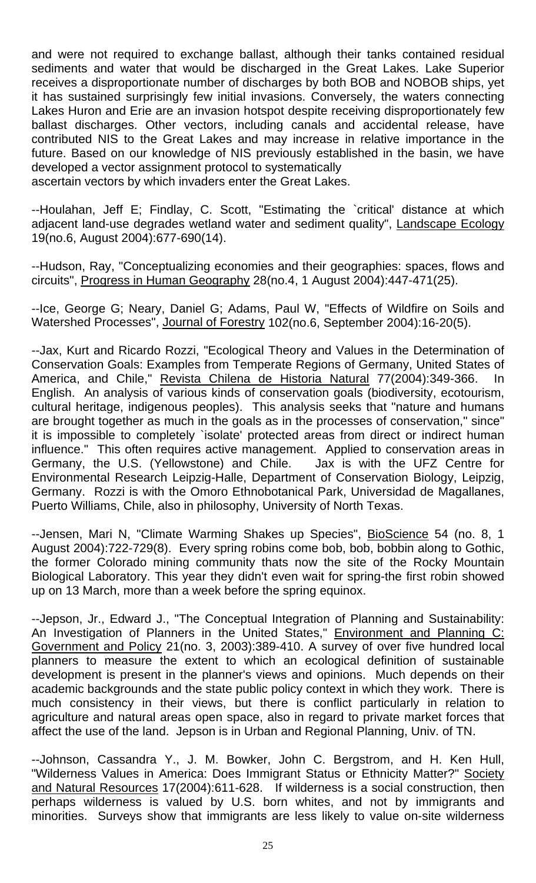and were not required to exchange ballast, although their tanks contained residual sediments and water that would be discharged in the Great Lakes. Lake Superior receives a disproportionate number of discharges by both BOB and NOBOB ships, yet it has sustained surprisingly few initial invasions. Conversely, the waters connecting Lakes Huron and Erie are an invasion hotspot despite receiving disproportionately few ballast discharges. Other vectors, including canals and accidental release, have contributed NIS to the Great Lakes and may increase in relative importance in the future. Based on our knowledge of NIS previously established in the basin, we have developed a vector assignment protocol to systematically
ascertain vectors by which invaders enter the Great Lakes.

--Houlahan, Jeff E; Findlay, C. Scott, "Estimating the `critical' distance at which adjacent land-use degrades wetland water and sediment quality", Landscape Ecology 19(no.6, August 2004):677-690(14).

--Hudson, Ray, "Conceptualizing economies and their geographies: spaces, flows and circuits", Progress in Human Geography 28(no.4, 1 August 2004):447-471(25).

--Ice, George G; Neary, Daniel G; Adams, Paul W, "Effects of Wildfire on Soils and Watershed Processes", Journal of Forestry 102(no.6, September 2004):16-20(5).

--Jax, Kurt and Ricardo Rozzi, "Ecological Theory and Values in the Determination of Conservation Goals: Examples from Temperate Regions of Germany, United States of America, and Chile," Revista Chilena de Historia Natural 77(2004):349-366. In English. An analysis of various kinds of conservation goals (biodiversity, ecotourism, cultural heritage, indigenous peoples). This analysis seeks that "nature and humans are brought together as much in the goals as in the processes of conservation," since" it is impossible to completely `isolate' protected areas from direct or indirect human influence." This often requires active management. Applied to conservation areas in Germany, the U.S. (Yellowstone) and Chile. Jax is with the UFZ Centre for Environmental Research Leipzig-Halle, Department of Conservation Biology, Leipzig, Germany. Rozzi is with the Omoro Ethnobotanical Park, Universidad de Magallanes, Puerto Williams, Chile, also in philosophy, University of North Texas.

--Jensen, Mari N, "Climate Warming Shakes up Species", BioScience 54 (no. 8, 1 August 2004):722-729(8). Every spring robins come bob, bob, bobbin along to Gothic, the former Colorado mining community thats now the site of the Rocky Mountain Biological Laboratory. This year they didn't even wait for spring-the first robin showed up on 13 March, more than a week before the spring equinox.

--Jepson, Jr., Edward J., "The Conceptual Integration of Planning and Sustainability: An Investigation of Planners in the United States," Environment and Planning C: Government and Policy 21(no. 3, 2003):389-410. A survey of over five hundred local planners to measure the extent to which an ecological definition of sustainable development is present in the planner's views and opinions. Much depends on their academic backgrounds and the state public policy context in which they work. There is much consistency in their views, but there is conflict particularly in relation to agriculture and natural areas open space, also in regard to private market forces that affect the use of the land. Jepson is in Urban and Regional Planning, Univ. of TN.

--Johnson, Cassandra Y., J. M. Bowker, John C. Bergstrom, and H. Ken Hull, "Wilderness Values in America: Does Immigrant Status or Ethnicity Matter?" Society and Natural Resources 17(2004):611-628. If wilderness is a social construction, then perhaps wilderness is valued by U.S. born whites, and not by immigrants and minorities. Surveys show that immigrants are less likely to value on-site wilderness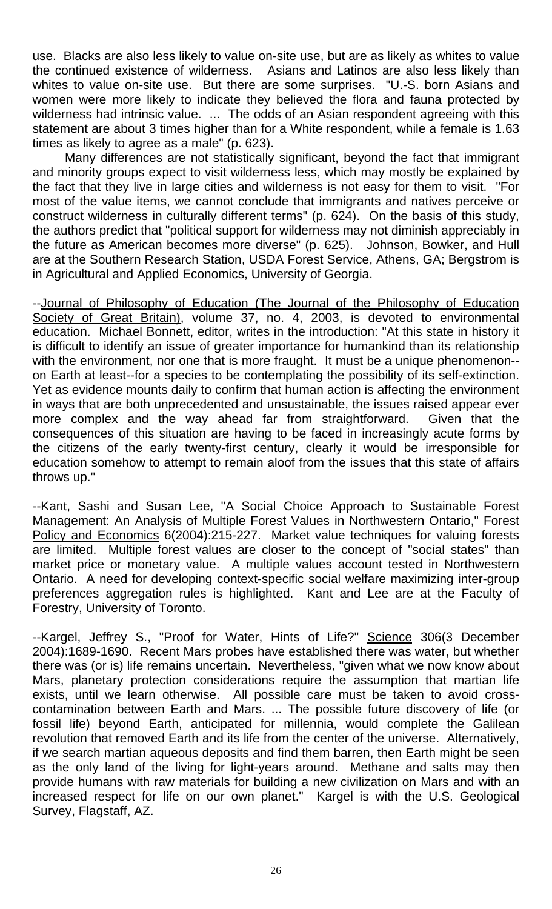use. Blacks are also less likely to value on-site use, but are as likely as whites to value the continued existence of wilderness. Asians and Latinos are also less likely than whites to value on-site use. But there are some surprises. "U.-S. born Asians and women were more likely to indicate they believed the flora and fauna protected by wilderness had intrinsic value. ... The odds of an Asian respondent agreeing with this statement are about 3 times higher than for a White respondent, while a female is 1.63 times as likely to agree as a male" (p. 623).

Many differences are not statistically significant, beyond the fact that immigrant and minority groups expect to visit wilderness less, which may mostly be explained by the fact that they live in large cities and wilderness is not easy for them to visit. "For most of the value items, we cannot conclude that immigrants and natives perceive or construct wilderness in culturally different terms" (p. 624). On the basis of this study, the authors predict that "political support for wilderness may not diminish appreciably in the future as American becomes more diverse" (p. 625). Johnson, Bowker, and Hull are at the Southern Research Station, USDA Forest Service, Athens, GA; Bergstrom is in Agricultural and Applied Economics, University of Georgia.

--Journal of Philosophy of Education (The Journal of the Philosophy of Education Society of Great Britain), volume 37, no. 4, 2003, is devoted to environmental education. Michael Bonnett, editor, writes in the introduction: "At this state in history it is difficult to identify an issue of greater importance for humankind than its relationship with the environment, nor one that is more fraught. It must be a unique phenomenon--on Earth at least--for a species to be contemplating the possibility of its self-extinction. Yet as evidence mounts daily to confirm that human action is affecting the environment in ways that are both unprecedented and unsustainable, the issues raised appear ever more complex and the way ahead far from straightforward. Given that the consequences of this situation are having to be faced in increasingly acute forms by the citizens of the early twenty-first century, clearly it would be irresponsible for education somehow to attempt to remain aloof from the issues that this state of affairs throws up."

--Kant, Sashi and Susan Lee, "A Social Choice Approach to Sustainable Forest Management: An Analysis of Multiple Forest Values in Northwestern Ontario," Forest Policy and Economics 6(2004):215-227. Market value techniques for valuing forests are limited. Multiple forest values are closer to the concept of "social states" than market price or monetary value. A multiple values account tested in Northwestern Ontario. A need for developing context-specific social welfare maximizing inter-group preferences aggregation rules is highlighted. Kant and Lee are at the Faculty of Forestry, University of Toronto.

--Kargel, Jeffrey S., "Proof for Water, Hints of Life?" Science 306(3 December 2004):1689-1690. Recent Mars probes have established there was water, but whether there was (or is) life remains uncertain. Nevertheless, "given what we now know about Mars, planetary protection considerations require the assumption that martian life exists, until we learn otherwise. All possible care must be taken to avoid cross-contamination between Earth and Mars. ... The possible future discovery of life (or fossil life) beyond Earth, anticipated for millennia, would complete the Galilean revolution that removed Earth and its life from the center of the universe. Alternatively, if we search martian aqueous deposits and find them barren, then Earth might be seen as the only land of the living for light-years around. Methane and salts may then provide humans with raw materials for building a new civilization on Mars and with an increased respect for life on our own planet." Kargel is with the U.S. Geological Survey, Flagstaff, AZ.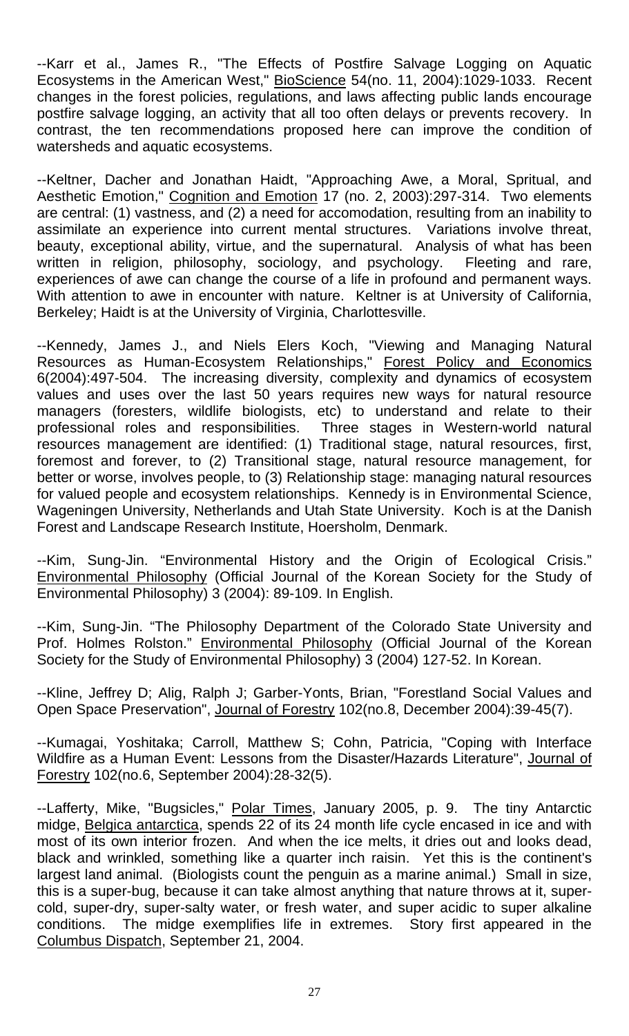--Karr et al., James R., "The Effects of Postfire Salvage Logging on Aquatic Ecosystems in the American West," BioScience 54(no. 11, 2004):1029-1033. Recent changes in the forest policies, regulations, and laws affecting public lands encourage postfire salvage logging, an activity that all too often delays or prevents recovery. In contrast, the ten recommendations proposed here can improve the condition of watersheds and aquatic ecosystems.

--Keltner, Dacher and Jonathan Haidt, "Approaching Awe, a Moral, Spritual, and Aesthetic Emotion," Cognition and Emotion 17 (no. 2, 2003):297-314. Two elements are central: (1) vastness, and (2) a need for accomodation, resulting from an inability to assimilate an experience into current mental structures. Variations involve threat, beauty, exceptional ability, virtue, and the supernatural. Analysis of what has been written in religion, philosophy, sociology, and psychology. Fleeting and rare, experiences of awe can change the course of a life in profound and permanent ways. With attention to awe in encounter with nature. Keltner is at University of California, Berkeley; Haidt is at the University of Virginia, Charlottesville.

--Kennedy, James J., and Niels Elers Koch, "Viewing and Managing Natural Resources as Human-Ecosystem Relationships," Forest Policy and Economics 6(2004):497-504. The increasing diversity, complexity and dynamics of ecosystem values and uses over the last 50 years requires new ways for natural resource managers (foresters, wildlife biologists, etc) to understand and relate to their professional roles and responsibilities. Three stages in Western-world natural resources management are identified: (1) Traditional stage, natural resources, first, foremost and forever, to (2) Transitional stage, natural resource management, for better or worse, involves people, to (3) Relationship stage: managing natural resources for valued people and ecosystem relationships. Kennedy is in Environmental Science, Wageningen University, Netherlands and Utah State University. Koch is at the Danish Forest and Landscape Research Institute, Hoersholm, Denmark.

--Kim, Sung-Jin. "Environmental History and the Origin of Ecological Crisis." Environmental Philosophy (Official Journal of the Korean Society for the Study of Environmental Philosophy) 3 (2004): 89-109. In English.

--Kim, Sung-Jin. "The Philosophy Department of the Colorado State University and Prof. Holmes Rolston." Environmental Philosophy (Official Journal of the Korean Society for the Study of Environmental Philosophy) 3 (2004) 127-52. In Korean.

--Kline, Jeffrey D; Alig, Ralph J; Garber-Yonts, Brian, "Forestland Social Values and Open Space Preservation", Journal of Forestry 102(no.8, December 2004):39-45(7).

--Kumagai, Yoshitaka; Carroll, Matthew S; Cohn, Patricia, "Coping with Interface Wildfire as a Human Event: Lessons from the Disaster/Hazards Literature", Journal of Forestry 102(no.6, September 2004):28-32(5).

--Lafferty, Mike, "Bugsicles," Polar Times, January 2005, p. 9. The tiny Antarctic midge, Belgica antarctica, spends 22 of its 24 month life cycle encased in ice and with most of its own interior frozen. And when the ice melts, it dries out and looks dead, black and wrinkled, something like a quarter inch raisin. Yet this is the continent's largest land animal. (Biologists count the penguin as a marine animal.) Small in size, this is a super-bug, because it can take almost anything that nature throws at it, super-cold, super-dry, super-salty water, or fresh water, and super acidic to super alkaline conditions. The midge exemplifies life in extremes. Story first appeared in the Columbus Dispatch, September 21, 2004.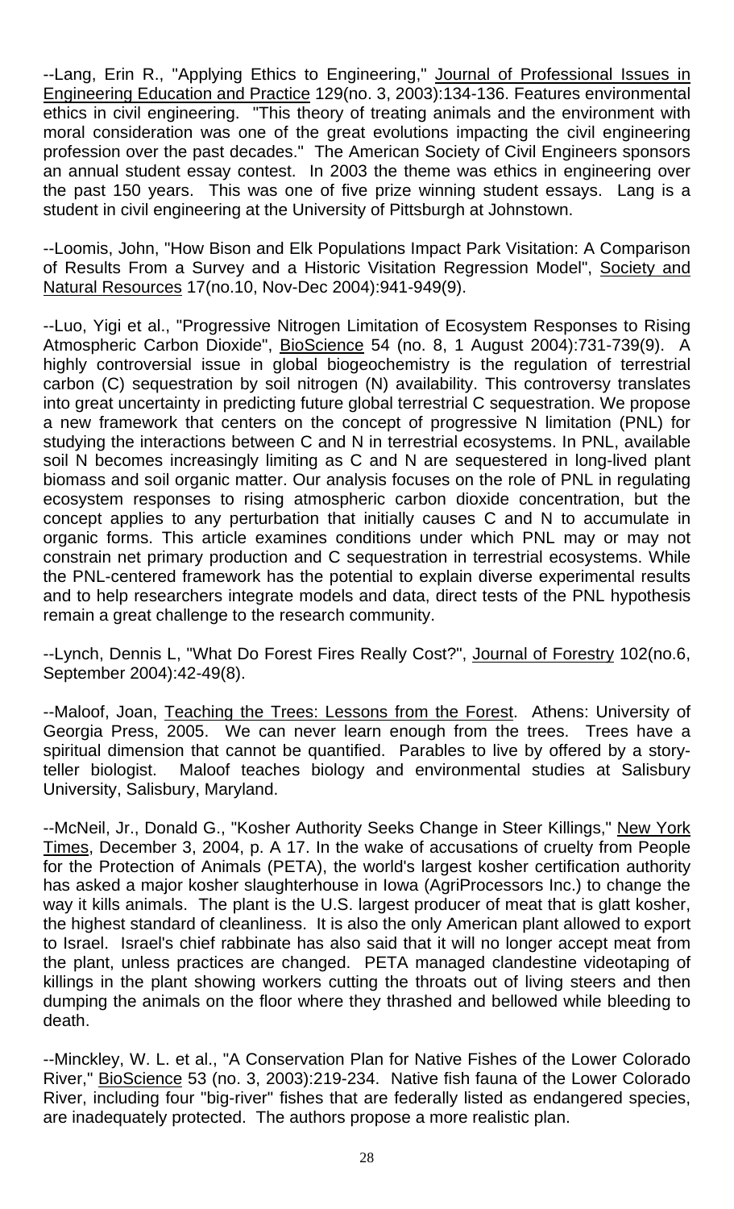--Lang, Erin R., "Applying Ethics to Engineering," Journal of Professional Issues in Engineering Education and Practice 129(no. 3, 2003):134-136. Features environmental ethics in civil engineering. "This theory of treating animals and the environment with moral consideration was one of the great evolutions impacting the civil engineering profession over the past decades." The American Society of Civil Engineers sponsors an annual student essay contest. In 2003 the theme was ethics in engineering over the past 150 years. This was one of five prize winning student essays. Lang is a student in civil engineering at the University of Pittsburgh at Johnstown.

--Loomis, John, "How Bison and Elk Populations Impact Park Visitation: A Comparison of Results From a Survey and a Historic Visitation Regression Model", Society and Natural Resources 17(no.10, Nov-Dec 2004):941-949(9).

--Luo, Yigi et al., "Progressive Nitrogen Limitation of Ecosystem Responses to Rising Atmospheric Carbon Dioxide", BioScience 54 (no. 8, 1 August 2004):731-739(9). A highly controversial issue in global biogeochemistry is the regulation of terrestrial carbon (C) sequestration by soil nitrogen (N) availability. This controversy translates into great uncertainty in predicting future global terrestrial C sequestration. We propose a new framework that centers on the concept of progressive N limitation (PNL) for studying the interactions between C and N in terrestrial ecosystems. In PNL, available soil N becomes increasingly limiting as C and N are sequestered in long-lived plant biomass and soil organic matter. Our analysis focuses on the role of PNL in regulating ecosystem responses to rising atmospheric carbon dioxide concentration, but the concept applies to any perturbation that initially causes C and N to accumulate in organic forms. This article examines conditions under which PNL may or may not constrain net primary production and C sequestration in terrestrial ecosystems. While the PNL-centered framework has the potential to explain diverse experimental results and to help researchers integrate models and data, direct tests of the PNL hypothesis remain a great challenge to the research community.

--Lynch, Dennis L, "What Do Forest Fires Really Cost?", Journal of Forestry 102(no.6, September 2004):42-49(8).

--Maloof, Joan, Teaching the Trees: Lessons from the Forest. Athens: University of Georgia Press, 2005. We can never learn enough from the trees. Trees have a spiritual dimension that cannot be quantified. Parables to live by offered by a story-teller biologist. Maloof teaches biology and environmental studies at Salisbury University, Salisbury, Maryland.

--McNeil, Jr., Donald G., "Kosher Authority Seeks Change in Steer Killings," New York Times, December 3, 2004, p. A 17. In the wake of accusations of cruelty from People for the Protection of Animals (PETA), the world's largest kosher certification authority has asked a major kosher slaughterhouse in Iowa (AgriProcessors Inc.) to change the way it kills animals. The plant is the U.S. largest producer of meat that is glatt kosher, the highest standard of cleanliness. It is also the only American plant allowed to export to Israel. Israel's chief rabbinate has also said that it will no longer accept meat from the plant, unless practices are changed. PETA managed clandestine videotaping of killings in the plant showing workers cutting the throats out of living steers and then dumping the animals on the floor where they thrashed and bellowed while bleeding to death.

--Minckley, W. L. et al., "A Conservation Plan for Native Fishes of the Lower Colorado River," BioScience 53 (no. 3, 2003):219-234. Native fish fauna of the Lower Colorado River, including four "big-river" fishes that are federally listed as endangered species, are inadequately protected. The authors propose a more realistic plan.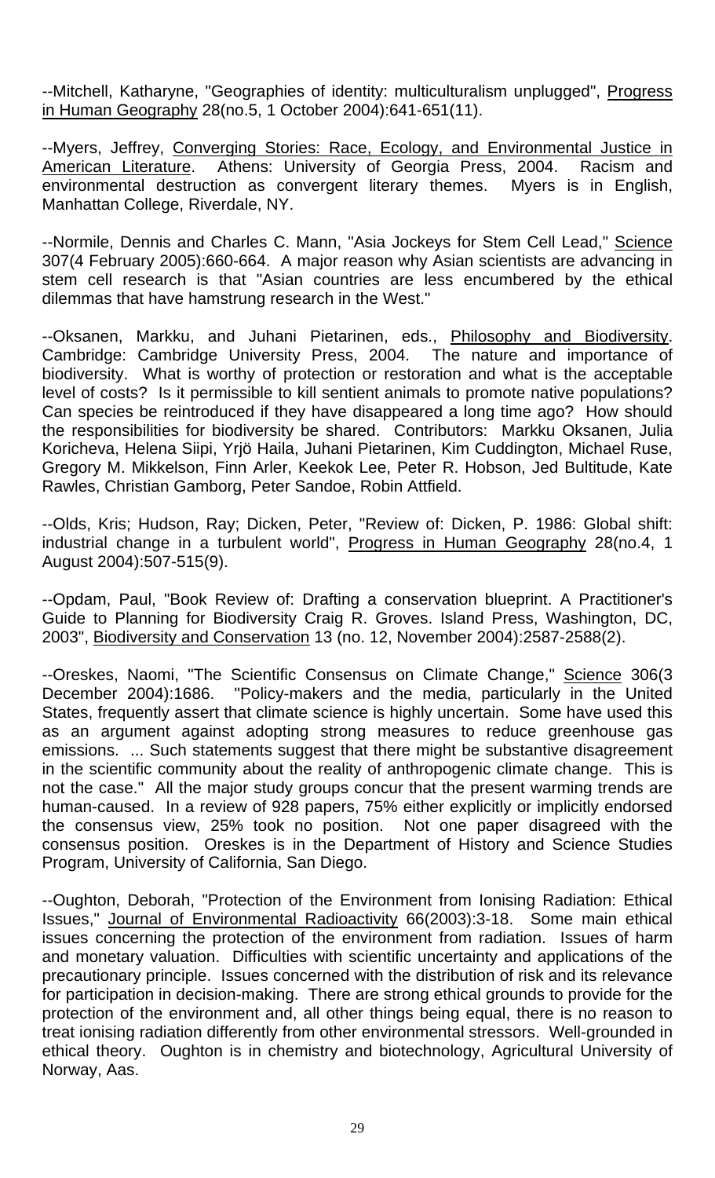--Mitchell, Katharyne, "Geographies of identity: multiculturalism unplugged", Progress in Human Geography 28(no.5, 1 October 2004):641-651(11).

--Myers, Jeffrey, Converging Stories: Race, Ecology, and Environmental Justice in American Literature. Athens: University of Georgia Press, 2004. Racism and environmental destruction as convergent literary themes. Myers is in English, Manhattan College, Riverdale, NY.

--Normile, Dennis and Charles C. Mann, "Asia Jockeys for Stem Cell Lead," Science 307(4 February 2005):660-664. A major reason why Asian scientists are advancing in stem cell research is that "Asian countries are less encumbered by the ethical dilemmas that have hamstrung research in the West."

--Oksanen, Markku, and Juhani Pietarinen, eds., Philosophy and Biodiversity. Cambridge: Cambridge University Press, 2004. The nature and importance of biodiversity. What is worthy of protection or restoration and what is the acceptable level of costs? Is it permissible to kill sentient animals to promote native populations? Can species be reintroduced if they have disappeared a long time ago? How should the responsibilities for biodiversity be shared. Contributors: Markku Oksanen, Julia Koricheva, Helena Siipi, Yrjö Haila, Juhani Pietarinen, Kim Cuddington, Michael Ruse, Gregory M. Mikkelson, Finn Arler, Keekok Lee, Peter R. Hobson, Jed Bultitude, Kate Rawles, Christian Gamborg, Peter Sandoe, Robin Attfield.

--Olds, Kris; Hudson, Ray; Dicken, Peter, "Review of: Dicken, P. 1986: Global shift: industrial change in a turbulent world", Progress in Human Geography 28(no.4, 1 August 2004):507-515(9).

--Opdam, Paul, "Book Review of: Drafting a conservation blueprint. A Practitioner's Guide to Planning for Biodiversity Craig R. Groves. Island Press, Washington, DC, 2003", Biodiversity and Conservation 13 (no. 12, November 2004):2587-2588(2).

--Oreskes, Naomi, "The Scientific Consensus on Climate Change," Science 306(3 December 2004):1686. "Policy-makers and the media, particularly in the United States, frequently assert that climate science is highly uncertain. Some have used this as an argument against adopting strong measures to reduce greenhouse gas emissions. ... Such statements suggest that there might be substantive disagreement in the scientific community about the reality of anthropogenic climate change. This is not the case." All the major study groups concur that the present warming trends are human-caused. In a review of 928 papers, 75% either explicitly or implicitly endorsed the consensus view, 25% took no position. Not one paper disagreed with the consensus position. Oreskes is in the Department of History and Science Studies Program, University of California, San Diego.

--Oughton, Deborah, "Protection of the Environment from Ionising Radiation: Ethical Issues," Journal of Environmental Radioactivity 66(2003):3-18. Some main ethical issues concerning the protection of the environment from radiation. Issues of harm and monetary valuation. Difficulties with scientific uncertainty and applications of the precautionary principle. Issues concerned with the distribution of risk and its relevance for participation in decision-making. There are strong ethical grounds to provide for the protection of the environment and, all other things being equal, there is no reason to treat ionising radiation differently from other environmental stressors. Well-grounded in ethical theory. Oughton is in chemistry and biotechnology, Agricultural University of Norway, Aas.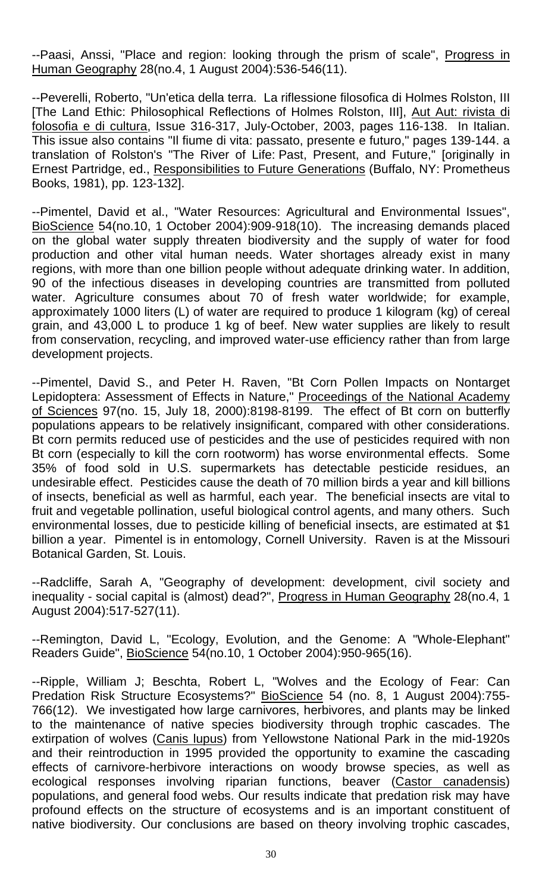--Paasi, Anssi, "Place and region: looking through the prism of scale", Progress in Human Geography 28(no.4, 1 August 2004):536-546(11).

--Peverelli, Roberto, "Un'etica della terra. La riflessione filosofica di Holmes Rolston, III [The Land Ethic: Philosophical Reflections of Holmes Rolston, III], Aut Aut: rivista di folosofia e di cultura, Issue 316-317, July-October, 2003, pages 116-138. In Italian. This issue also contains "Il fiume di vita: passato, presente e futuro," pages 139-144. a translation of Rolston's "The River of Life: Past, Present, and Future," [originally in Ernest Partridge, ed., Responsibilities to Future Generations (Buffalo, NY: Prometheus Books, 1981), pp. 123-132].

--Pimentel, David et al., "Water Resources: Agricultural and Environmental Issues", BioScience 54(no.10, 1 October 2004):909-918(10). The increasing demands placed on the global water supply threaten biodiversity and the supply of water for food production and other vital human needs. Water shortages already exist in many regions, with more than one billion people without adequate drinking water. In addition, 90 of the infectious diseases in developing countries are transmitted from polluted water. Agriculture consumes about 70 of fresh water worldwide; for example, approximately 1000 liters (L) of water are required to produce 1 kilogram (kg) of cereal grain, and 43,000 L to produce 1 kg of beef. New water supplies are likely to result from conservation, recycling, and improved water-use efficiency rather than from large development projects.

--Pimentel, David S., and Peter H. Raven, "Bt Corn Pollen Impacts on Nontarget Lepidoptera: Assessment of Effects in Nature," Proceedings of the National Academy of Sciences 97(no. 15, July 18, 2000):8198-8199. The effect of Bt corn on butterfly populations appears to be relatively insignificant, compared with other considerations. Bt corn permits reduced use of pesticides and the use of pesticides required with non Bt corn (especially to kill the corn rootworm) has worse environmental effects. Some 35% of food sold in U.S. supermarkets has detectable pesticide residues, an undesirable effect. Pesticides cause the death of 70 million birds a year and kill billions of insects, beneficial as well as harmful, each year. The beneficial insects are vital to fruit and vegetable pollination, useful biological control agents, and many others. Such environmental losses, due to pesticide killing of beneficial insects, are estimated at $1 billion a year. Pimentel is in entomology, Cornell University. Raven is at the Missouri Botanical Garden, St. Louis.

--Radcliffe, Sarah A, "Geography of development: development, civil society and inequality - social capital is (almost) dead?", Progress in Human Geography 28(no.4, 1 August 2004):517-527(11).

--Remington, David L, "Ecology, Evolution, and the Genome: A "Whole-Elephant" Readers Guide", BioScience 54(no.10, 1 October 2004):950-965(16).

--Ripple, William J; Beschta, Robert L, "Wolves and the Ecology of Fear: Can Predation Risk Structure Ecosystems?" BioScience 54 (no. 8, 1 August 2004):755-766(12). We investigated how large carnivores, herbivores, and plants may be linked to the maintenance of native species biodiversity through trophic cascades. The extirpation of wolves (Canis lupus) from Yellowstone National Park in the mid-1920s and their reintroduction in 1995 provided the opportunity to examine the cascading effects of carnivore-herbivore interactions on woody browse species, as well as ecological responses involving riparian functions, beaver (Castor canadensis) populations, and general food webs. Our results indicate that predation risk may have profound effects on the structure of ecosystems and is an important constituent of native biodiversity. Our conclusions are based on theory involving trophic cascades,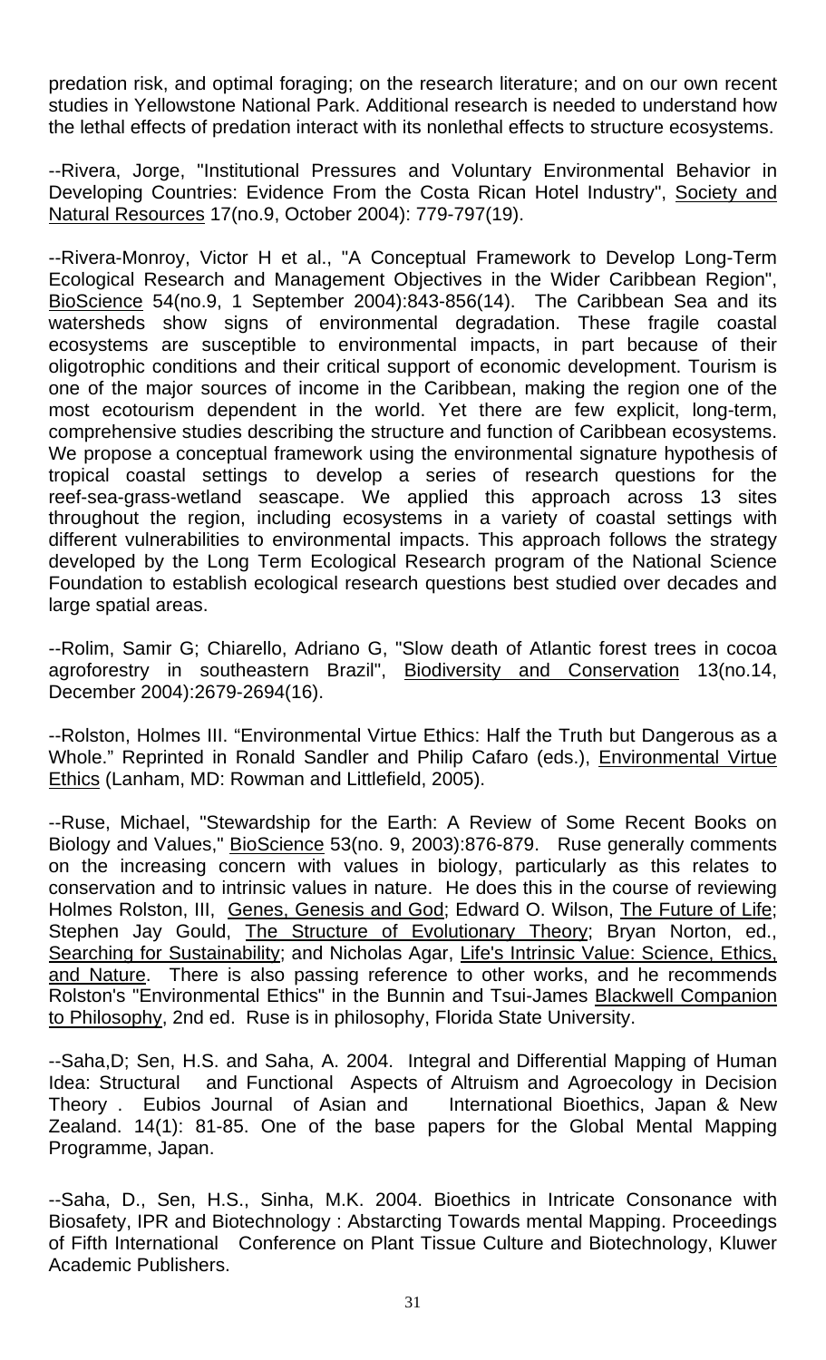predation risk, and optimal foraging; on the research literature; and on our own recent studies in Yellowstone National Park. Additional research is needed to understand how the lethal effects of predation interact with its nonlethal effects to structure ecosystems.

--Rivera, Jorge, "Institutional Pressures and Voluntary Environmental Behavior in Developing Countries: Evidence From the Costa Rican Hotel Industry", Society and Natural Resources 17(no.9, October 2004): 779-797(19).

--Rivera-Monroy, Victor H et al., "A Conceptual Framework to Develop Long-Term Ecological Research and Management Objectives in the Wider Caribbean Region", BioScience 54(no.9, 1 September 2004):843-856(14). The Caribbean Sea and its watersheds show signs of environmental degradation. These fragile coastal ecosystems are susceptible to environmental impacts, in part because of their oligotrophic conditions and their critical support of economic development. Tourism is one of the major sources of income in the Caribbean, making the region one of the most ecotourism dependent in the world. Yet there are few explicit, long-term, comprehensive studies describing the structure and function of Caribbean ecosystems. We propose a conceptual framework using the environmental signature hypothesis of tropical coastal settings to develop a series of research questions for the reef-sea-grass-wetland seascape. We applied this approach across 13 sites throughout the region, including ecosystems in a variety of coastal settings with different vulnerabilities to environmental impacts. This approach follows the strategy developed by the Long Term Ecological Research program of the National Science Foundation to establish ecological research questions best studied over decades and large spatial areas.

--Rolim, Samir G; Chiarello, Adriano G, "Slow death of Atlantic forest trees in cocoa agroforestry in southeastern Brazil", Biodiversity and Conservation 13(no.14, December 2004):2679-2694(16).

--Rolston, Holmes III. "Environmental Virtue Ethics: Half the Truth but Dangerous as a Whole." Reprinted in Ronald Sandler and Philip Cafaro (eds.), Environmental Virtue Ethics (Lanham, MD: Rowman and Littlefield, 2005).

--Ruse, Michael, "Stewardship for the Earth: A Review of Some Recent Books on Biology and Values," BioScience 53(no. 9, 2003):876-879. Ruse generally comments on the increasing concern with values in biology, particularly as this relates to conservation and to intrinsic values in nature. He does this in the course of reviewing Holmes Rolston, III, Genes, Genesis and God; Edward O. Wilson, The Future of Life; Stephen Jay Gould, The Structure of Evolutionary Theory; Bryan Norton, ed., Searching for Sustainability; and Nicholas Agar, Life's Intrinsic Value: Science, Ethics, and Nature. There is also passing reference to other works, and he recommends Rolston's "Environmental Ethics" in the Bunnin and Tsui-James Blackwell Companion to Philosophy, 2nd ed. Ruse is in philosophy, Florida State University.

--Saha,D; Sen, H.S. and Saha, A. 2004. Integral and Differential Mapping of Human Idea: Structural and Functional Aspects of Altruism and Agroecology in Decision Theory . Eubios Journal of Asian and International Bioethics, Japan & New Zealand. 14(1): 81-85. One of the base papers for the Global Mental Mapping Programme, Japan.

--Saha, D., Sen, H.S., Sinha, M.K. 2004. Bioethics in Intricate Consonance with Biosafety, IPR and Biotechnology : Abstarcting Towards mental Mapping. Proceedings of Fifth International Conference on Plant Tissue Culture and Biotechnology, Kluwer Academic Publishers.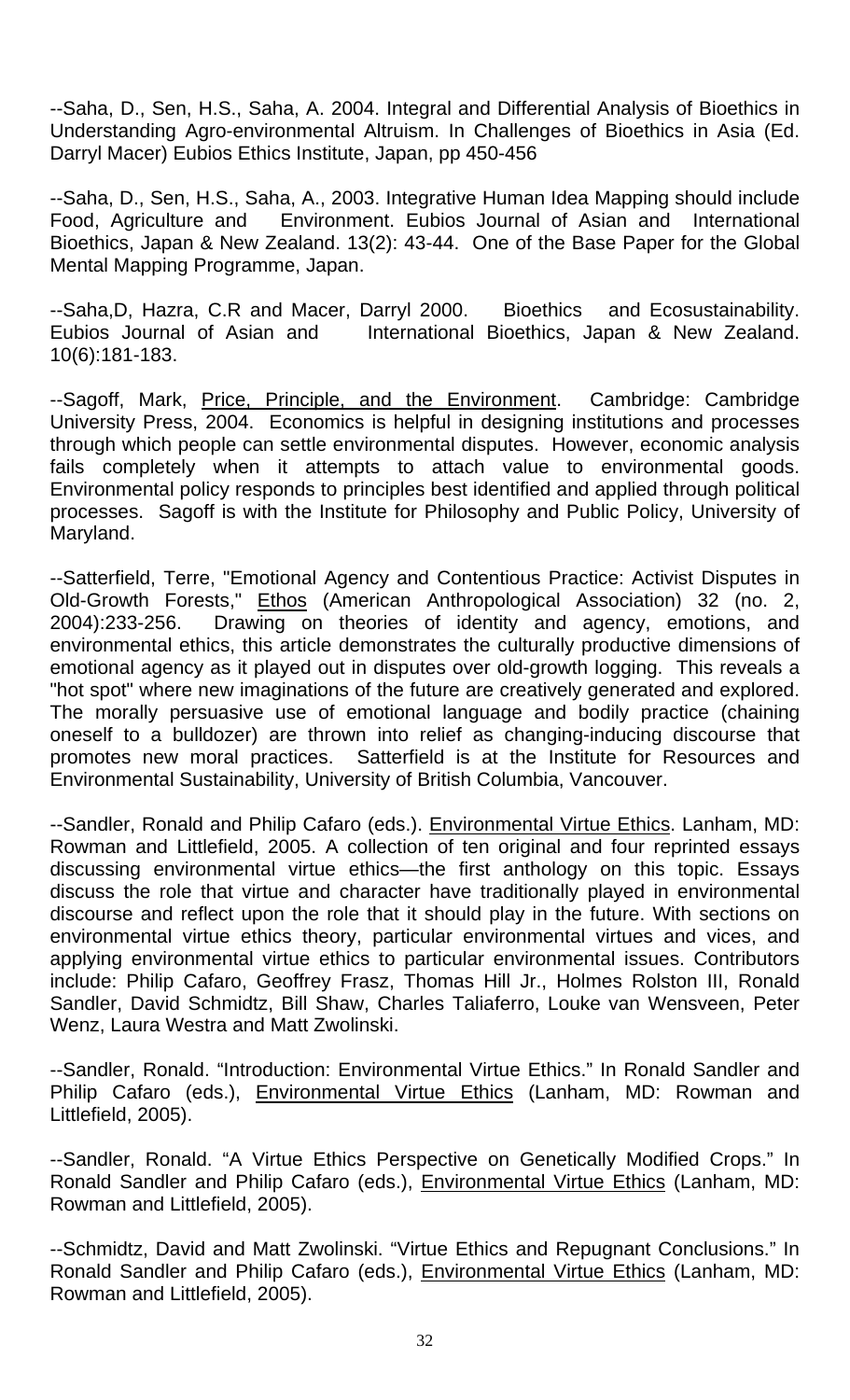--Saha, D., Sen, H.S., Saha, A. 2004. Integral and Differential Analysis of Bioethics in Understanding Agro-environmental Altruism. In Challenges of Bioethics in Asia (Ed. Darryl Macer) Eubios Ethics Institute, Japan, pp 450-456

--Saha, D., Sen, H.S., Saha, A., 2003. Integrative Human Idea Mapping should include Food, Agriculture and Environment. Eubios Journal of Asian and International Bioethics, Japan & New Zealand. 13(2): 43-44. One of the Base Paper for the Global Mental Mapping Programme, Japan.

--Saha,D, Hazra, C.R and Macer, Darryl 2000. Bioethics and Ecosustainability. Eubios Journal of Asian and International Bioethics, Japan & New Zealand. 10(6):181-183.

--Sagoff, Mark, Price, Principle, and the Environment. Cambridge: Cambridge University Press, 2004. Economics is helpful in designing institutions and processes through which people can settle environmental disputes. However, economic analysis fails completely when it attempts to attach value to environmental goods. Environmental policy responds to principles best identified and applied through political processes. Sagoff is with the Institute for Philosophy and Public Policy, University of Maryland.

--Satterfield, Terre, "Emotional Agency and Contentious Practice: Activist Disputes in Old-Growth Forests," Ethos (American Anthropological Association) 32 (no. 2, 2004):233-256. Drawing on theories of identity and agency, emotions, and environmental ethics, this article demonstrates the culturally productive dimensions of emotional agency as it played out in disputes over old-growth logging. This reveals a "hot spot" where new imaginations of the future are creatively generated and explored. The morally persuasive use of emotional language and bodily practice (chaining oneself to a bulldozer) are thrown into relief as changing-inducing discourse that promotes new moral practices. Satterfield is at the Institute for Resources and Environmental Sustainability, University of British Columbia, Vancouver.

--Sandler, Ronald and Philip Cafaro (eds.). Environmental Virtue Ethics. Lanham, MD: Rowman and Littlefield, 2005. A collection of ten original and four reprinted essays discussing environmental virtue ethics—the first anthology on this topic. Essays discuss the role that virtue and character have traditionally played in environmental discourse and reflect upon the role that it should play in the future. With sections on environmental virtue ethics theory, particular environmental virtues and vices, and applying environmental virtue ethics to particular environmental issues. Contributors include: Philip Cafaro, Geoffrey Frasz, Thomas Hill Jr., Holmes Rolston III, Ronald Sandler, David Schmidtz, Bill Shaw, Charles Taliaferro, Louke van Wensveen, Peter Wenz, Laura Westra and Matt Zwolinski.

--Sandler, Ronald. "Introduction: Environmental Virtue Ethics." In Ronald Sandler and Philip Cafaro (eds.), Environmental Virtue Ethics (Lanham, MD: Rowman and Littlefield, 2005).

--Sandler, Ronald. "A Virtue Ethics Perspective on Genetically Modified Crops." In Ronald Sandler and Philip Cafaro (eds.), Environmental Virtue Ethics (Lanham, MD: Rowman and Littlefield, 2005).

--Schmidtz, David and Matt Zwolinski. "Virtue Ethics and Repugnant Conclusions." In Ronald Sandler and Philip Cafaro (eds.), Environmental Virtue Ethics (Lanham, MD: Rowman and Littlefield, 2005).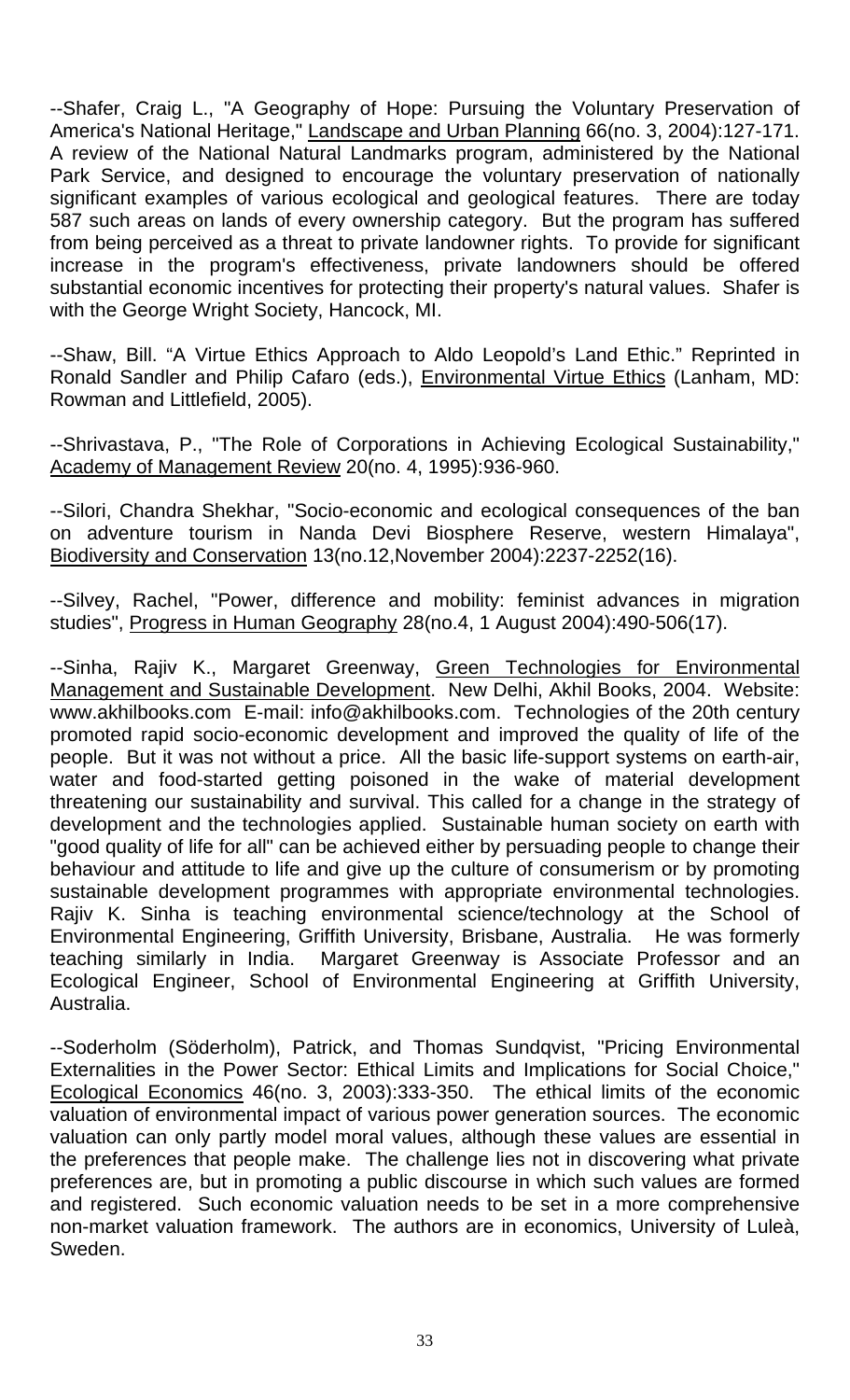--Shafer, Craig L., "A Geography of Hope: Pursuing the Voluntary Preservation of America's National Heritage," Landscape and Urban Planning 66(no. 3, 2004):127-171. A review of the National Natural Landmarks program, administered by the National Park Service, and designed to encourage the voluntary preservation of nationally significant examples of various ecological and geological features. There are today 587 such areas on lands of every ownership category. But the program has suffered from being perceived as a threat to private landowner rights. To provide for significant increase in the program's effectiveness, private landowners should be offered substantial economic incentives for protecting their property's natural values. Shafer is with the George Wright Society, Hancock, MI.

--Shaw, Bill. "A Virtue Ethics Approach to Aldo Leopold's Land Ethic." Reprinted in Ronald Sandler and Philip Cafaro (eds.), Environmental Virtue Ethics (Lanham, MD: Rowman and Littlefield, 2005).

--Shrivastava, P., "The Role of Corporations in Achieving Ecological Sustainability," Academy of Management Review 20(no. 4, 1995):936-960.

--Silori, Chandra Shekhar, "Socio-economic and ecological consequences of the ban on adventure tourism in Nanda Devi Biosphere Reserve, western Himalaya", Biodiversity and Conservation 13(no.12,November 2004):2237-2252(16).

--Silvey, Rachel, "Power, difference and mobility: feminist advances in migration studies", Progress in Human Geography 28(no.4, 1 August 2004):490-506(17).

--Sinha, Rajiv K., Margaret Greenway, Green Technologies for Environmental Management and Sustainable Development. New Delhi, Akhil Books, 2004. Website: www.akhilbooks.com E-mail: info@akhilbooks.com. Technologies of the 20th century promoted rapid socio-economic development and improved the quality of life of the people. But it was not without a price. All the basic life-support systems on earth-air, water and food-started getting poisoned in the wake of material development threatening our sustainability and survival. This called for a change in the strategy of development and the technologies applied. Sustainable human society on earth with "good quality of life for all" can be achieved either by persuading people to change their behaviour and attitude to life and give up the culture of consumerism or by promoting sustainable development programmes with appropriate environmental technologies. Rajiv K. Sinha is teaching environmental science/technology at the School of Environmental Engineering, Griffith University, Brisbane, Australia. He was formerly teaching similarly in India. Margaret Greenway is Associate Professor and an Ecological Engineer, School of Environmental Engineering at Griffith University, Australia.

--Soderholm (Söderholm), Patrick, and Thomas Sundqvist, "Pricing Environmental Externalities in the Power Sector: Ethical Limits and Implications for Social Choice," Ecological Economics 46(no. 3, 2003):333-350. The ethical limits of the economic valuation of environmental impact of various power generation sources. The economic valuation can only partly model moral values, although these values are essential in the preferences that people make. The challenge lies not in discovering what private preferences are, but in promoting a public discourse in which such values are formed and registered. Such economic valuation needs to be set in a more comprehensive non-market valuation framework. The authors are in economics, University of Luleà, Sweden.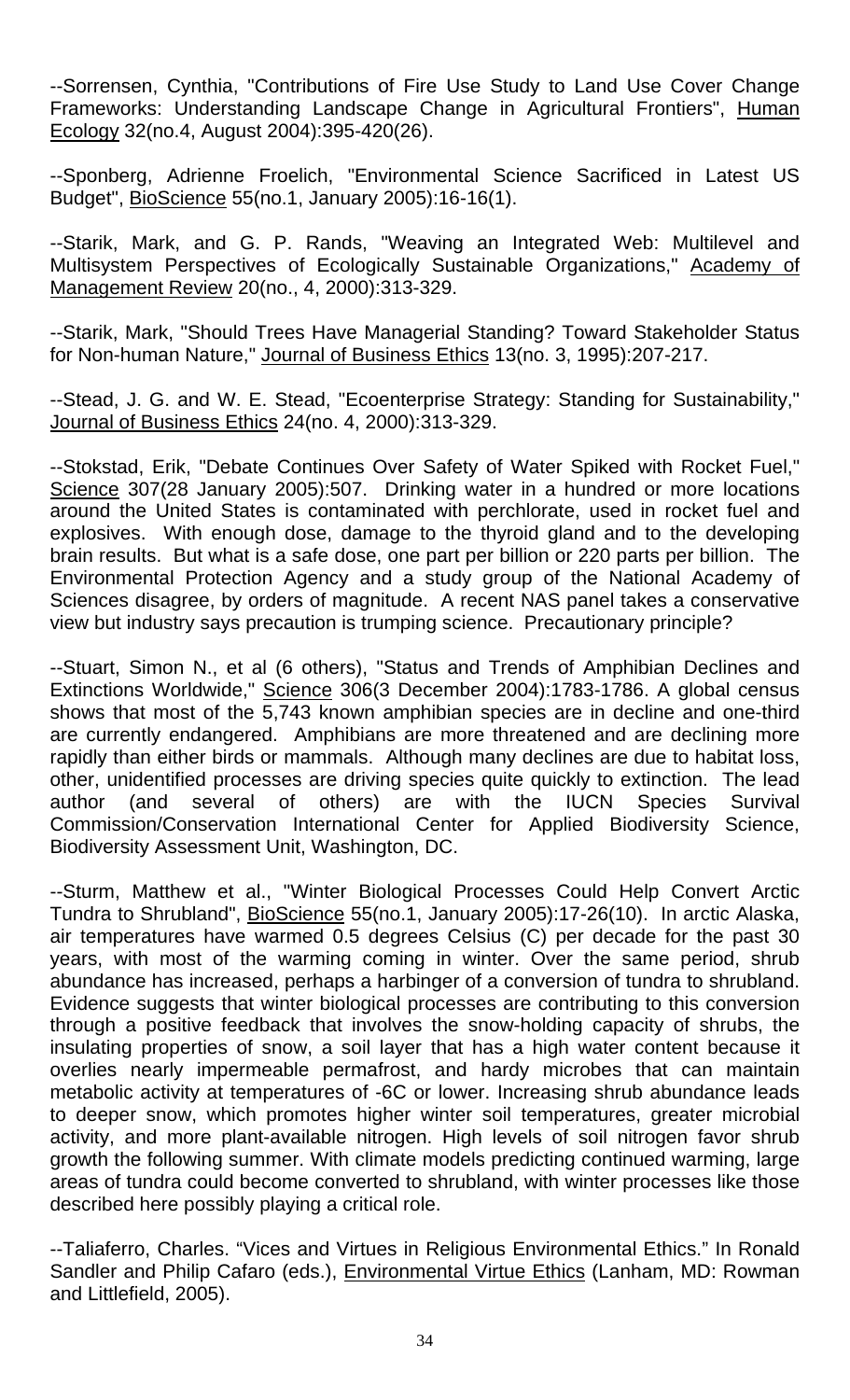--Sorrensen, Cynthia, "Contributions of Fire Use Study to Land Use Cover Change Frameworks: Understanding Landscape Change in Agricultural Frontiers", Human Ecology 32(no.4, August 2004):395-420(26).

--Sponberg, Adrienne Froelich, "Environmental Science Sacrificed in Latest US Budget", BioScience 55(no.1, January 2005):16-16(1).

--Starik, Mark, and G. P. Rands, "Weaving an Integrated Web: Multilevel and Multisystem Perspectives of Ecologically Sustainable Organizations," Academy of Management Review 20(no., 4, 2000):313-329.

--Starik, Mark, "Should Trees Have Managerial Standing? Toward Stakeholder Status for Non-human Nature," Journal of Business Ethics 13(no. 3, 1995):207-217.

--Stead, J. G. and W. E. Stead, "Ecoenterprise Strategy: Standing for Sustainability," Journal of Business Ethics 24(no. 4, 2000):313-329.

--Stokstad, Erik, "Debate Continues Over Safety of Water Spiked with Rocket Fuel," Science 307(28 January 2005):507. Drinking water in a hundred or more locations around the United States is contaminated with perchlorate, used in rocket fuel and explosives. With enough dose, damage to the thyroid gland and to the developing brain results. But what is a safe dose, one part per billion or 220 parts per billion. The Environmental Protection Agency and a study group of the National Academy of Sciences disagree, by orders of magnitude. A recent NAS panel takes a conservative view but industry says precaution is trumping science. Precautionary principle?

--Stuart, Simon N., et al (6 others), "Status and Trends of Amphibian Declines and Extinctions Worldwide," Science 306(3 December 2004):1783-1786. A global census shows that most of the 5,743 known amphibian species are in decline and one-third are currently endangered. Amphibians are more threatened and are declining more rapidly than either birds or mammals. Although many declines are due to habitat loss, other, unidentified processes are driving species quite quickly to extinction. The lead author (and several of others) are with the IUCN Species Survival Commission/Conservation International Center for Applied Biodiversity Science, Biodiversity Assessment Unit, Washington, DC.

--Sturm, Matthew et al., "Winter Biological Processes Could Help Convert Arctic Tundra to Shrubland", BioScience 55(no.1, January 2005):17-26(10). In arctic Alaska, air temperatures have warmed 0.5 degrees Celsius (C) per decade for the past 30 years, with most of the warming coming in winter. Over the same period, shrub abundance has increased, perhaps a harbinger of a conversion of tundra to shrubland. Evidence suggests that winter biological processes are contributing to this conversion through a positive feedback that involves the snow-holding capacity of shrubs, the insulating properties of snow, a soil layer that has a high water content because it overlies nearly impermeable permafrost, and hardy microbes that can maintain metabolic activity at temperatures of -6C or lower. Increasing shrub abundance leads to deeper snow, which promotes higher winter soil temperatures, greater microbial activity, and more plant-available nitrogen. High levels of soil nitrogen favor shrub growth the following summer. With climate models predicting continued warming, large areas of tundra could become converted to shrubland, with winter processes like those described here possibly playing a critical role.

--Taliaferro, Charles. "Vices and Virtues in Religious Environmental Ethics." In Ronald Sandler and Philip Cafaro (eds.), Environmental Virtue Ethics (Lanham, MD: Rowman and Littlefield, 2005).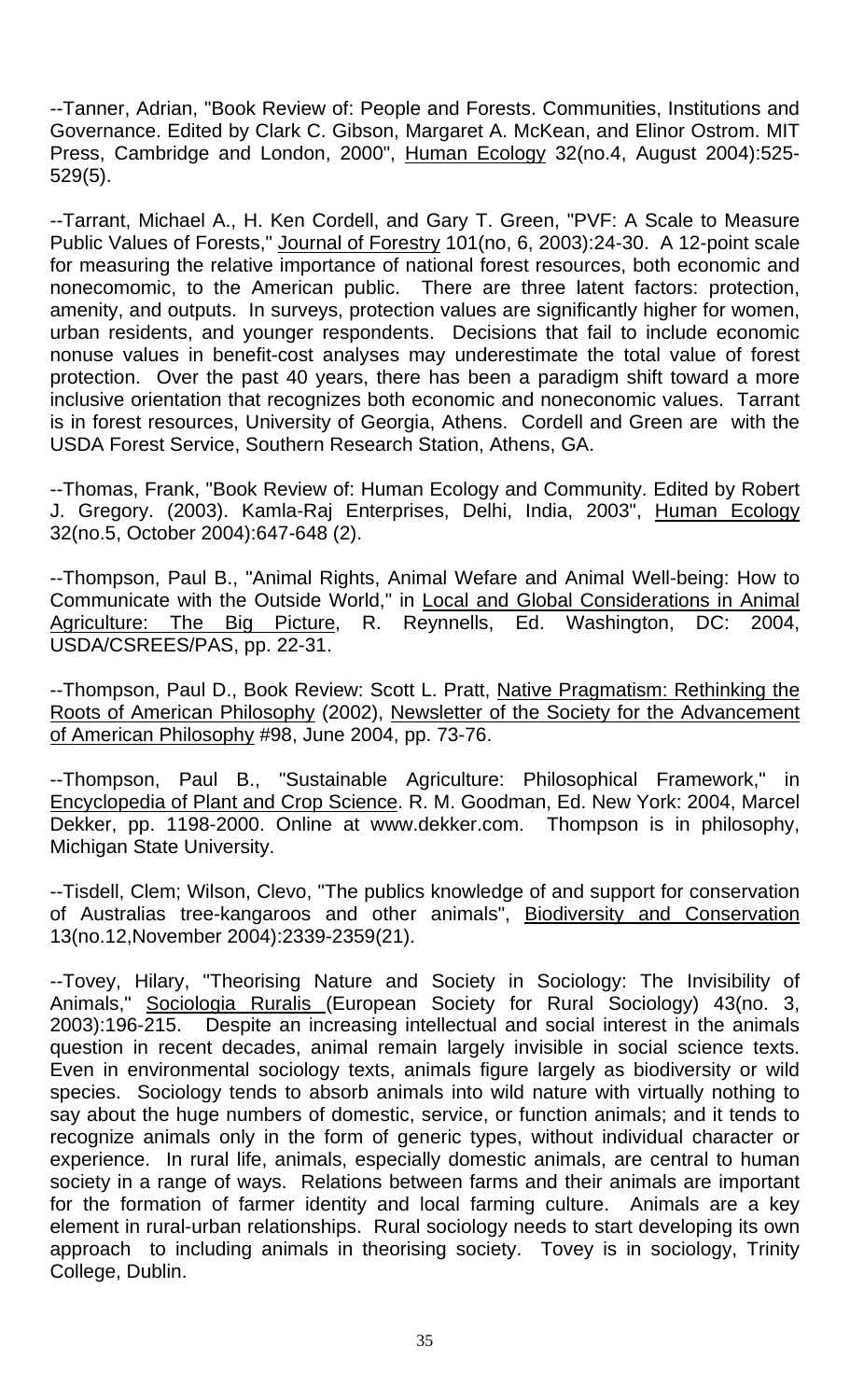--Tanner, Adrian, "Book Review of: People and Forests. Communities, Institutions and Governance. Edited by Clark C. Gibson, Margaret A. McKean, and Elinor Ostrom. MIT Press, Cambridge and London, 2000", Human Ecology 32(no.4, August 2004):525-529(5).

--Tarrant, Michael A., H. Ken Cordell, and Gary T. Green, "PVF: A Scale to Measure Public Values of Forests," Journal of Forestry 101(no, 6, 2003):24-30. A 12-point scale for measuring the relative importance of national forest resources, both economic and nonecomomic, to the American public. There are three latent factors: protection, amenity, and outputs. In surveys, protection values are significantly higher for women, urban residents, and younger respondents. Decisions that fail to include economic nonuse values in benefit-cost analyses may underestimate the total value of forest protection. Over the past 40 years, there has been a paradigm shift toward a more inclusive orientation that recognizes both economic and noneconomic values. Tarrant is in forest resources, University of Georgia, Athens. Cordell and Green are with the USDA Forest Service, Southern Research Station, Athens, GA.

--Thomas, Frank, "Book Review of: Human Ecology and Community. Edited by Robert J. Gregory. (2003). Kamla-Raj Enterprises, Delhi, India, 2003", Human Ecology 32(no.5, October 2004):647-648 (2).

--Thompson, Paul B., "Animal Rights, Animal Wefare and Animal Well-being: How to Communicate with the Outside World," in Local and Global Considerations in Animal Agriculture: The Big Picture, R. Reynnells, Ed. Washington, DC: 2004, USDA/CSREES/PAS, pp. 22-31.

--Thompson, Paul D., Book Review: Scott L. Pratt, Native Pragmatism: Rethinking the Roots of American Philosophy (2002), Newsletter of the Society for the Advancement of American Philosophy #98, June 2004, pp. 73-76.

--Thompson, Paul B., "Sustainable Agriculture: Philosophical Framework," in Encyclopedia of Plant and Crop Science. R. M. Goodman, Ed. New York: 2004, Marcel Dekker, pp. 1198-2000. Online at www.dekker.com. Thompson is in philosophy, Michigan State University.

--Tisdell, Clem; Wilson, Clevo, "The publics knowledge of and support for conservation of Australias tree-kangaroos and other animals", Biodiversity and Conservation 13(no.12,November 2004):2339-2359(21).

--Tovey, Hilary, "Theorising Nature and Society in Sociology: The Invisibility of Animals," Sociologia Ruralis (European Society for Rural Sociology) 43(no. 3, 2003):196-215. Despite an increasing intellectual and social interest in the animals question in recent decades, animal remain largely invisible in social science texts. Even in environmental sociology texts, animals figure largely as biodiversity or wild species. Sociology tends to absorb animals into wild nature with virtually nothing to say about the huge numbers of domestic, service, or function animals; and it tends to recognize animals only in the form of generic types, without individual character or experience. In rural life, animals, especially domestic animals, are central to human society in a range of ways. Relations between farms and their animals are important for the formation of farmer identity and local farming culture. Animals are a key element in rural-urban relationships. Rural sociology needs to start developing its own approach to including animals in theorising society. Tovey is in sociology, Trinity College, Dublin.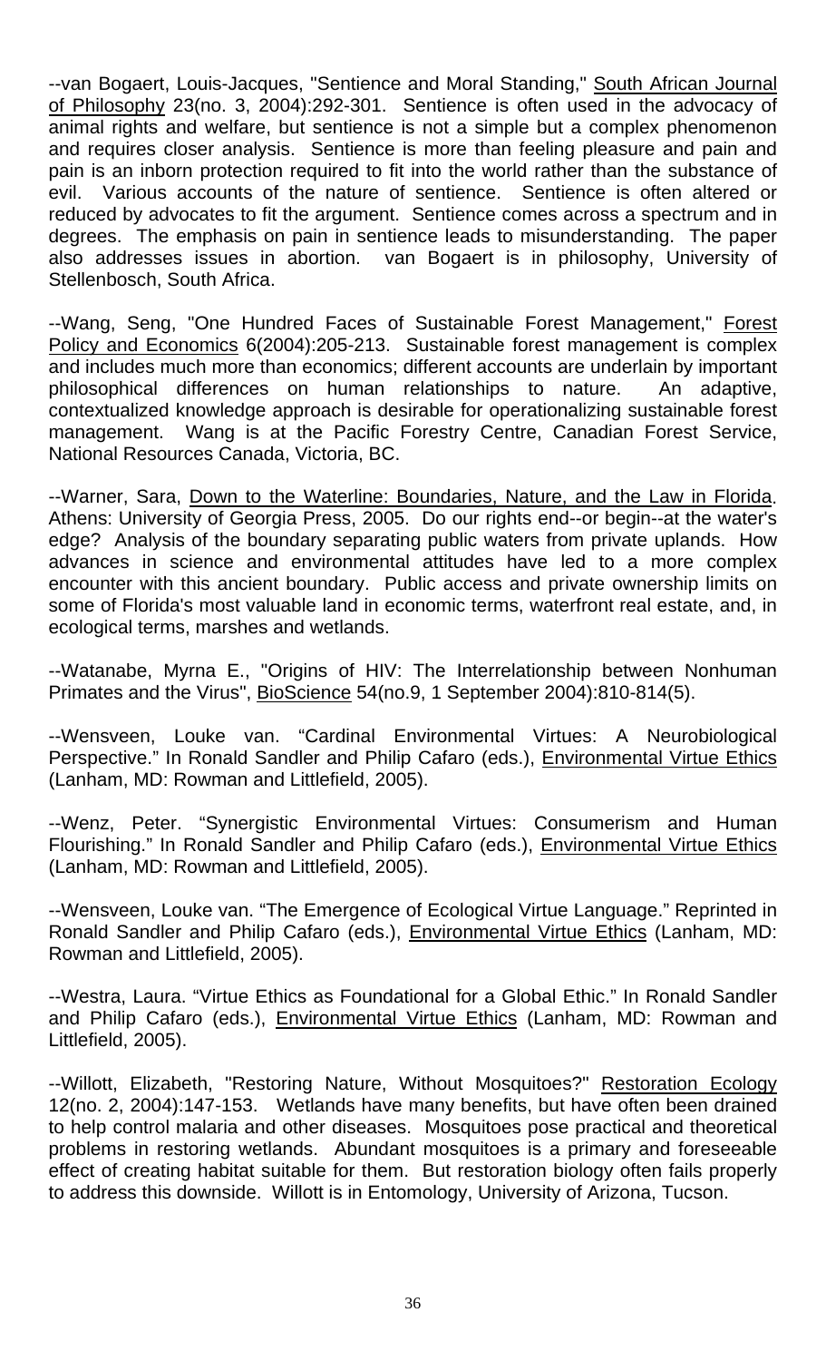--van Bogaert, Louis-Jacques, "Sentience and Moral Standing," South African Journal of Philosophy 23(no. 3, 2004):292-301. Sentience is often used in the advocacy of animal rights and welfare, but sentience is not a simple but a complex phenomenon and requires closer analysis. Sentience is more than feeling pleasure and pain and pain is an inborn protection required to fit into the world rather than the substance of evil. Various accounts of the nature of sentience. Sentience is often altered or reduced by advocates to fit the argument. Sentience comes across a spectrum and in degrees. The emphasis on pain in sentience leads to misunderstanding. The paper also addresses issues in abortion. van Bogaert is in philosophy, University of Stellenbosch, South Africa.

--Wang, Seng, "One Hundred Faces of Sustainable Forest Management," Forest Policy and Economics 6(2004):205-213. Sustainable forest management is complex and includes much more than economics; different accounts are underlain by important philosophical differences on human relationships to nature. An adaptive, contextualized knowledge approach is desirable for operationalizing sustainable forest management. Wang is at the Pacific Forestry Centre, Canadian Forest Service, National Resources Canada, Victoria, BC.

--Warner, Sara, Down to the Waterline: Boundaries, Nature, and the Law in Florida. Athens: University of Georgia Press, 2005. Do our rights end--or begin--at the water's edge? Analysis of the boundary separating public waters from private uplands. How advances in science and environmental attitudes have led to a more complex encounter with this ancient boundary. Public access and private ownership limits on some of Florida's most valuable land in economic terms, waterfront real estate, and, in ecological terms, marshes and wetlands.

--Watanabe, Myrna E., "Origins of HIV: The Interrelationship between Nonhuman Primates and the Virus", BioScience 54(no.9, 1 September 2004):810-814(5).

--Wensveen, Louke van. "Cardinal Environmental Virtues: A Neurobiological Perspective." In Ronald Sandler and Philip Cafaro (eds.), Environmental Virtue Ethics (Lanham, MD: Rowman and Littlefield, 2005).

--Wenz, Peter. "Synergistic Environmental Virtues: Consumerism and Human Flourishing." In Ronald Sandler and Philip Cafaro (eds.), Environmental Virtue Ethics (Lanham, MD: Rowman and Littlefield, 2005).

--Wensveen, Louke van. "The Emergence of Ecological Virtue Language." Reprinted in Ronald Sandler and Philip Cafaro (eds.), Environmental Virtue Ethics (Lanham, MD: Rowman and Littlefield, 2005).

--Westra, Laura. "Virtue Ethics as Foundational for a Global Ethic." In Ronald Sandler and Philip Cafaro (eds.), Environmental Virtue Ethics (Lanham, MD: Rowman and Littlefield, 2005).

--Willott, Elizabeth, "Restoring Nature, Without Mosquitoes?" Restoration Ecology 12(no. 2, 2004):147-153. Wetlands have many benefits, but have often been drained to help control malaria and other diseases. Mosquitoes pose practical and theoretical problems in restoring wetlands. Abundant mosquitoes is a primary and foreseeable effect of creating habitat suitable for them. But restoration biology often fails properly to address this downside. Willott is in Entomology, University of Arizona, Tucson.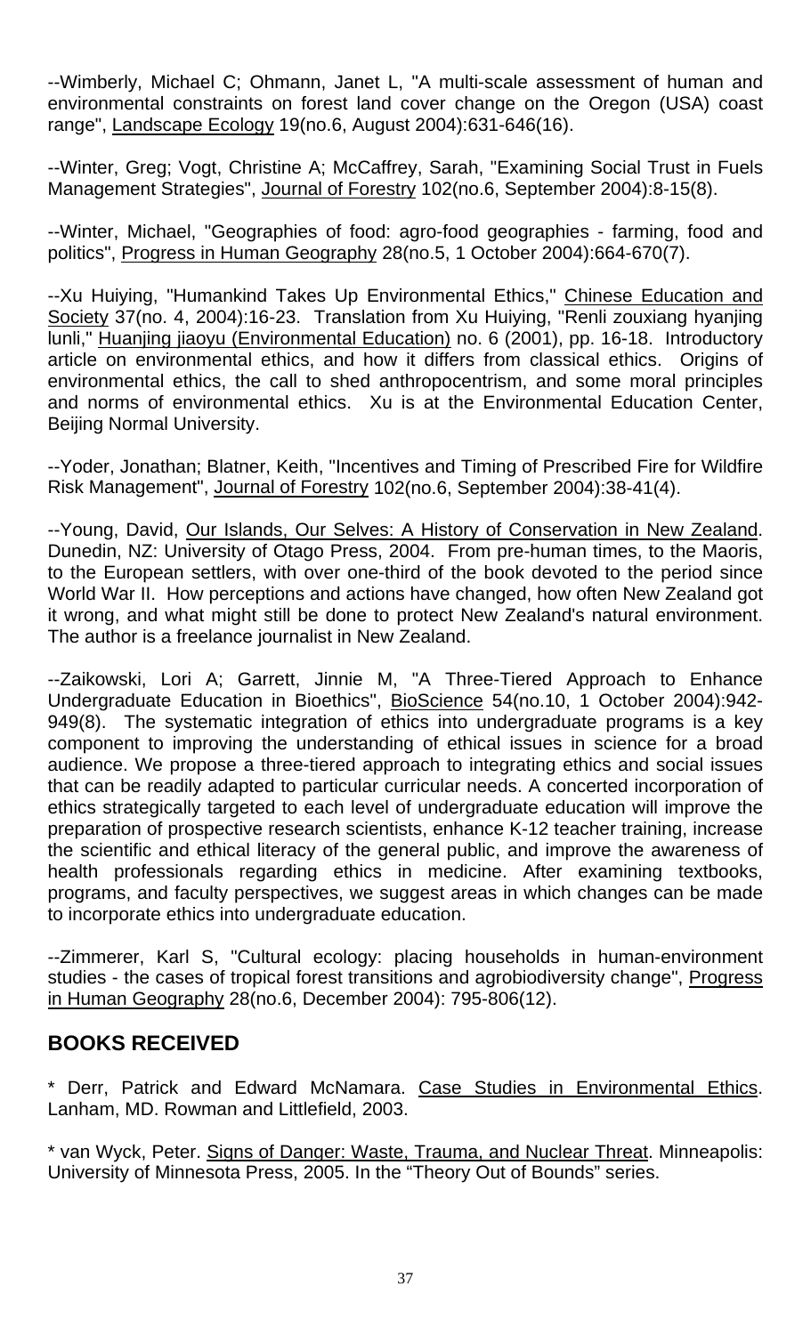--Wimberly, Michael C; Ohmann, Janet L, "A multi-scale assessment of human and environmental constraints on forest land cover change on the Oregon (USA) coast range", Landscape Ecology 19(no.6, August 2004):631-646(16).

--Winter, Greg; Vogt, Christine A; McCaffrey, Sarah, "Examining Social Trust in Fuels Management Strategies", Journal of Forestry 102(no.6, September 2004):8-15(8).

--Winter, Michael, "Geographies of food: agro-food geographies - farming, food and politics", Progress in Human Geography 28(no.5, 1 October 2004):664-670(7).

--Xu Huiying, "Humankind Takes Up Environmental Ethics," Chinese Education and Society 37(no. 4, 2004):16-23. Translation from Xu Huiying, "Renli zouxiang hyanjing lunli," Huanjing jiaoyu (Environmental Education) no. 6 (2001), pp. 16-18. Introductory article on environmental ethics, and how it differs from classical ethics. Origins of environmental ethics, the call to shed anthropocentrism, and some moral principles and norms of environmental ethics. Xu is at the Environmental Education Center, Beijing Normal University.

--Yoder, Jonathan; Blatner, Keith, "Incentives and Timing of Prescribed Fire for Wildfire Risk Management", Journal of Forestry 102(no.6, September 2004):38-41(4).

--Young, David, Our Islands, Our Selves: A History of Conservation in New Zealand. Dunedin, NZ: University of Otago Press, 2004. From pre-human times, to the Maoris, to the European settlers, with over one-third of the book devoted to the period since World War II. How perceptions and actions have changed, how often New Zealand got it wrong, and what might still be done to protect New Zealand's natural environment. The author is a freelance journalist in New Zealand.

--Zaikowski, Lori A; Garrett, Jinnie M, "A Three-Tiered Approach to Enhance Undergraduate Education in Bioethics", BioScience 54(no.10, 1 October 2004):942-949(8). The systematic integration of ethics into undergraduate programs is a key component to improving the understanding of ethical issues in science for a broad audience. We propose a three-tiered approach to integrating ethics and social issues that can be readily adapted to particular curricular needs. A concerted incorporation of ethics strategically targeted to each level of undergraduate education will improve the preparation of prospective research scientists, enhance K-12 teacher training, increase the scientific and ethical literacy of the general public, and improve the awareness of health professionals regarding ethics in medicine. After examining textbooks, programs, and faculty perspectives, we suggest areas in which changes can be made to incorporate ethics into undergraduate education.

--Zimmerer, Karl S, "Cultural ecology: placing households in human-environment studies - the cases of tropical forest transitions and agrobiodiversity change", Progress in Human Geography 28(no.6, December 2004): 795-806(12).

## BOOKS RECEIVED

* Derr, Patrick and Edward McNamara. Case Studies in Environmental Ethics. Lanham, MD. Rowman and Littlefield, 2003.

* van Wyck, Peter. Signs of Danger: Waste, Trauma, and Nuclear Threat. Minneapolis: University of Minnesota Press, 2005. In the "Theory Out of Bounds" series.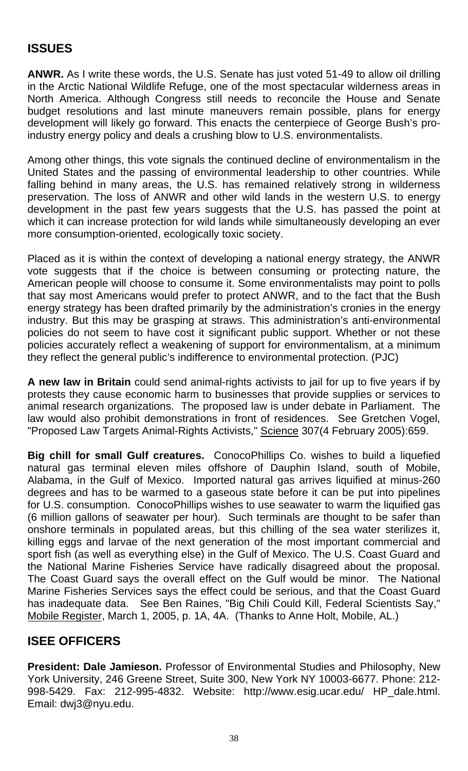## ISSUES

**ANWR.** As I write these words, the U.S. Senate has just voted 51-49 to allow oil drilling in the Arctic National Wildlife Refuge, one of the most spectacular wilderness areas in North America. Although Congress still needs to reconcile the House and Senate budget resolutions and last minute maneuvers remain possible, plans for energy development will likely go forward. This enacts the centerpiece of George Bush's pro-industry energy policy and deals a crushing blow to U.S. environmentalists.

Among other things, this vote signals the continued decline of environmentalism in the United States and the passing of environmental leadership to other countries. While falling behind in many areas, the U.S. has remained relatively strong in wilderness preservation. The loss of ANWR and other wild lands in the western U.S. to energy development in the past few years suggests that the U.S. has passed the point at which it can increase protection for wild lands while simultaneously developing an ever more consumption-oriented, ecologically toxic society.

Placed as it is within the context of developing a national energy strategy, the ANWR vote suggests that if the choice is between consuming or protecting nature, the American people will choose to consume it. Some environmentalists may point to polls that say most Americans would prefer to protect ANWR, and to the fact that the Bush energy strategy has been drafted primarily by the administration's cronies in the energy industry. But this may be grasping at straws. This administration's anti-environmental policies do not seem to have cost it significant public support. Whether or not these policies accurately reflect a weakening of support for environmentalism, at a minimum they reflect the general public's indifference to environmental protection. (PJC)

**A new law in Britain** could send animal-rights activists to jail for up to five years if by protests they cause economic harm to businesses that provide supplies or services to animal research organizations. The proposed law is under debate in Parliament. The law would also prohibit demonstrations in front of residences. See Gretchen Vogel, "Proposed Law Targets Animal-Rights Activists," Science 307(4 February 2005):659.

**Big chill for small Gulf creatures.** ConocoPhillips Co. wishes to build a liquefied natural gas terminal eleven miles offshore of Dauphin Island, south of Mobile, Alabama, in the Gulf of Mexico. Imported natural gas arrives liquified at minus-260 degrees and has to be warmed to a gaseous state before it can be put into pipelines for U.S. consumption. ConocoPhillips wishes to use seawater to warm the liquified gas (6 million gallons of seawater per hour). Such terminals are thought to be safer than onshore terminals in populated areas, but this chilling of the sea water sterilizes it, killing eggs and larvae of the next generation of the most important commercial and sport fish (as well as everything else) in the Gulf of Mexico. The U.S. Coast Guard and the National Marine Fisheries Service have radically disagreed about the proposal. The Coast Guard says the overall effect on the Gulf would be minor. The National Marine Fisheries Services says the effect could be serious, and that the Coast Guard has inadequate data. See Ben Raines, "Big Chili Could Kill, Federal Scientists Say," Mobile Register, March 1, 2005, p. 1A, 4A. (Thanks to Anne Holt, Mobile, AL.)

## ISEE OFFICERS

**President: Dale Jamieson.** Professor of Environmental Studies and Philosophy, New York University, 246 Greene Street, Suite 300, New York NY 10003-6677. Phone: 212-998-5429. Fax: 212-995-4832. Website: http://www.esig.ucar.edu/ HP_dale.html. Email: dwj3@nyu.edu.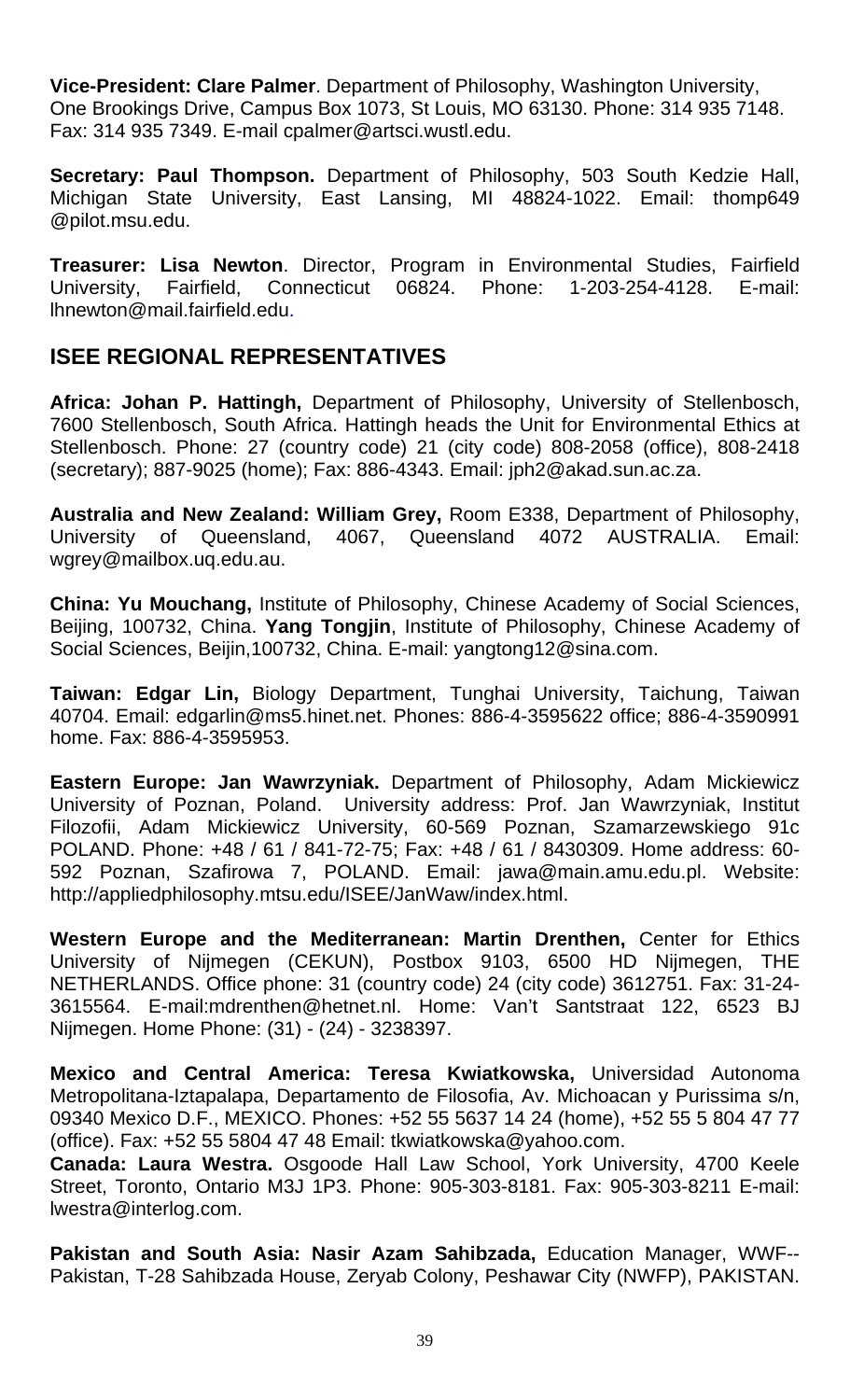**Vice-President: Clare Palmer**. Department of Philosophy, Washington University, One Brookings Drive, Campus Box 1073, St Louis, MO 63130. Phone: 314 935 7148. Fax: 314 935 7349. E-mail cpalmer@artsci.wustl.edu.

**Secretary: Paul Thompson.** Department of Philosophy, 503 South Kedzie Hall, Michigan State University, East Lansing, MI 48824-1022. Email: thomp649 @pilot.msu.edu.

**Treasurer: Lisa Newton**. Director, Program in Environmental Studies, Fairfield University, Fairfield, Connecticut 06824. Phone: 1-203-254-4128. E-mail: lhnewton@mail.fairfield.edu.

## ISEE REGIONAL REPRESENTATIVES

**Africa: Johan P. Hattingh,** Department of Philosophy, University of Stellenbosch, 7600 Stellenbosch, South Africa. Hattingh heads the Unit for Environmental Ethics at Stellenbosch. Phone: 27 (country code) 21 (city code) 808-2058 (office), 808-2418 (secretary); 887-9025 (home); Fax: 886-4343. Email: jph2@akad.sun.ac.za.

**Australia and New Zealand: William Grey,** Room E338, Department of Philosophy, University of Queensland, 4067, Queensland 4072 AUSTRALIA. Email: wgrey@mailbox.uq.edu.au.

**China: Yu Mouchang,** Institute of Philosophy, Chinese Academy of Social Sciences, Beijing, 100732, China. **Yang Tongjin**, Institute of Philosophy, Chinese Academy of Social Sciences, Beijin,100732, China. E-mail: yangtong12@sina.com.

**Taiwan: Edgar Lin,** Biology Department, Tunghai University, Taichung, Taiwan 40704. Email: edgarlin@ms5.hinet.net. Phones: 886-4-3595622 office; 886-4-3590991 home. Fax: 886-4-3595953.

**Eastern Europe: Jan Wawrzyniak.** Department of Philosophy, Adam Mickiewicz University of Poznan, Poland. University address: Prof. Jan Wawrzyniak, Institut Filozofii, Adam Mickiewicz University, 60-569 Poznan, Szamarzewskiego 91c POLAND. Phone: +48 / 61 / 841-72-75; Fax: +48 / 61 / 8430309. Home address: 60-592 Poznan, Szafirowa 7, POLAND. Email: jawa@main.amu.edu.pl. Website: http://appliedphilosophy.mtsu.edu/ISEE/JanWaw/index.html.

**Western Europe and the Mediterranean: Martin Drenthen,** Center for Ethics University of Nijmegen (CEKUN), Postbox 9103, 6500 HD Nijmegen, THE NETHERLANDS. Office phone: 31 (country code) 24 (city code) 3612751. Fax: 31-24-3615564. E-mail:mdrenthen@hetnet.nl. Home: Van't Santstraat 122, 6523 BJ Nijmegen. Home Phone: (31) - (24) - 3238397.

**Mexico and Central America: Teresa Kwiatkowska,** Universidad Autonoma Metropolitana-Iztapalapa, Departamento de Filosofia, Av. Michoacan y Purissima s/n, 09340 Mexico D.F., MEXICO. Phones: +52 55 5637 14 24 (home), +52 55 5 804 47 77 (office). Fax: +52 55 5804 47 48 Email: tkwiatkowska@yahoo.com.

**Canada: Laura Westra.** Osgoode Hall Law School, York University, 4700 Keele Street, Toronto, Ontario M3J 1P3. Phone: 905-303-8181. Fax: 905-303-8211 E-mail: lwestra@interlog.com.

**Pakistan and South Asia: Nasir Azam Sahibzada,** Education Manager, WWF--Pakistan, T-28 Sahibzada House, Zeryab Colony, Peshawar City (NWFP), PAKISTAN.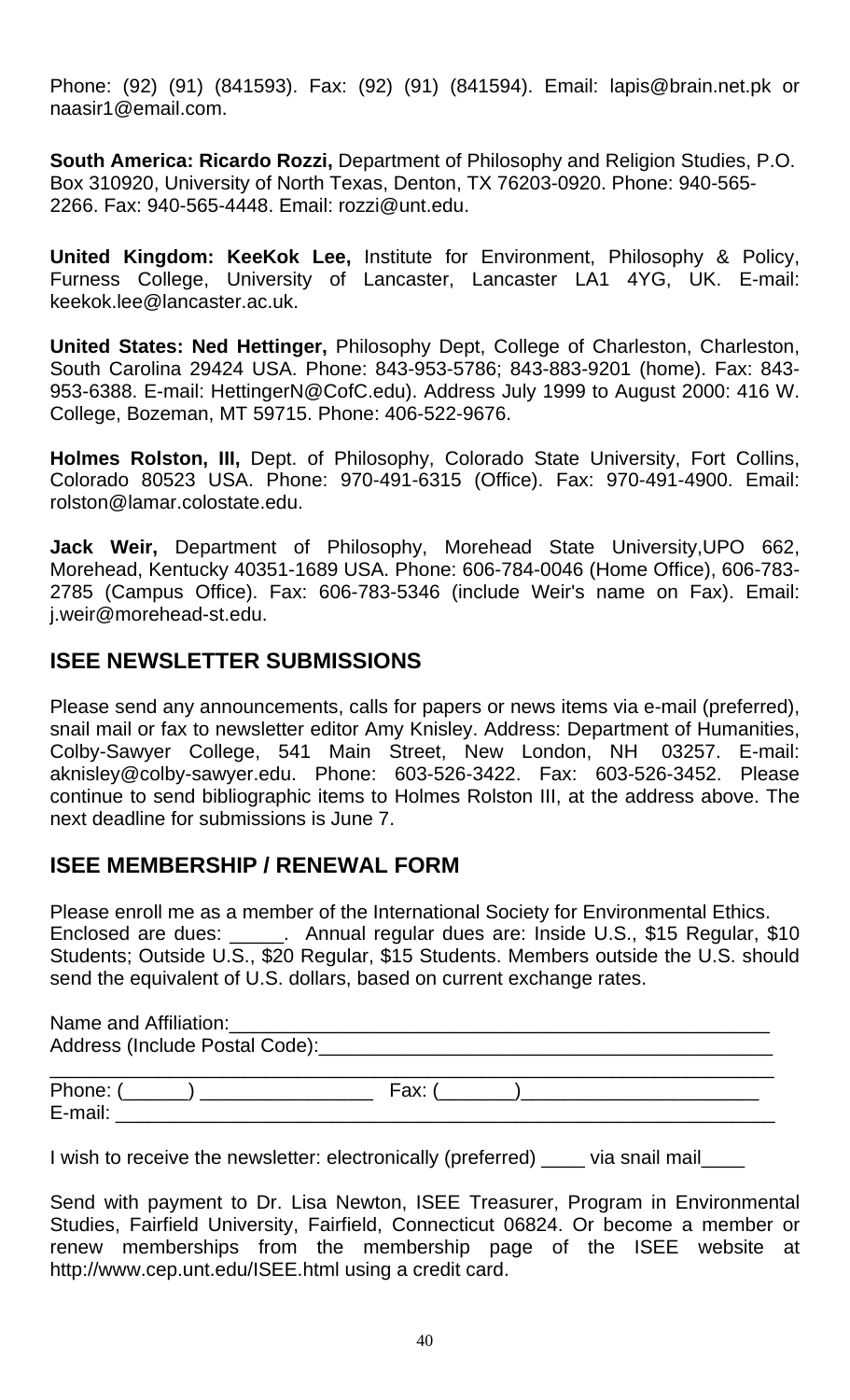Phone: (92) (91) (841593). Fax: (92) (91) (841594). Email: lapis@brain.net.pk or naasir1@email.com.

**South America: Ricardo Rozzi,** Department of Philosophy and Religion Studies, P.O. Box 310920, University of North Texas, Denton, TX 76203-0920. Phone: 940-565-2266. Fax: 940-565-4448. Email: rozzi@unt.edu.

**United Kingdom: KeeKok Lee,** Institute for Environment, Philosophy & Policy, Furness College, University of Lancaster, Lancaster LA1 4YG, UK. E-mail: keekok.lee@lancaster.ac.uk.

**United States: Ned Hettinger,** Philosophy Dept, College of Charleston, Charleston, South Carolina 29424 USA. Phone: 843-953-5786; 843-883-9201 (home). Fax: 843-953-6388. E-mail: HettingerN@CofC.edu). Address July 1999 to August 2000: 416 W. College, Bozeman, MT 59715. Phone: 406-522-9676.

**Holmes Rolston, III,** Dept. of Philosophy, Colorado State University, Fort Collins, Colorado 80523 USA. Phone: 970-491-6315 (Office). Fax: 970-491-4900. Email: rolston@lamar.colostate.edu.

**Jack Weir,** Department of Philosophy, Morehead State University,UPO 662, Morehead, Kentucky 40351-1689 USA. Phone: 606-784-0046 (Home Office), 606-783-2785 (Campus Office). Fax: 606-783-5346 (include Weir's name on Fax). Email: j.weir@morehead-st.edu.

## ISEE NEWSLETTER SUBMISSIONS

Please send any announcements, calls for papers or news items via e-mail (preferred), snail mail or fax to newsletter editor Amy Knisley. Address: Department of Humanities, Colby-Sawyer College, 541 Main Street, New London, NH 03257. E-mail: aknisley@colby-sawyer.edu. Phone: 603-526-3422. Fax: 603-526-3452. Please continue to send bibliographic items to Holmes Rolston III, at the address above. The next deadline for submissions is June 7.

## ISEE MEMBERSHIP / RENEWAL FORM

Please enroll me as a member of the International Society for Environmental Ethics. Enclosed are dues: _____. Annual regular dues are: Inside U.S., $15 Regular, $10 Students; Outside U.S., $20 Regular, $15 Students. Members outside the U.S. should send the equivalent of U.S. dollars, based on current exchange rates.

Name and Affiliation:___________________________________________________
Address (Include Postal Code):___________________________________________
_______________________________________________________________________
Phone: (______) ________________ Fax: (_______)______________________
E-mail: _________________________________________________________________

I wish to receive the newsletter: electronically (preferred) ____ via snail mail____

Send with payment to Dr. Lisa Newton, ISEE Treasurer, Program in Environmental Studies, Fairfield University, Fairfield, Connecticut 06824. Or become a member or renew memberships from the membership page of the ISEE website at http://www.cep.unt.edu/ISEE.html using a credit card.